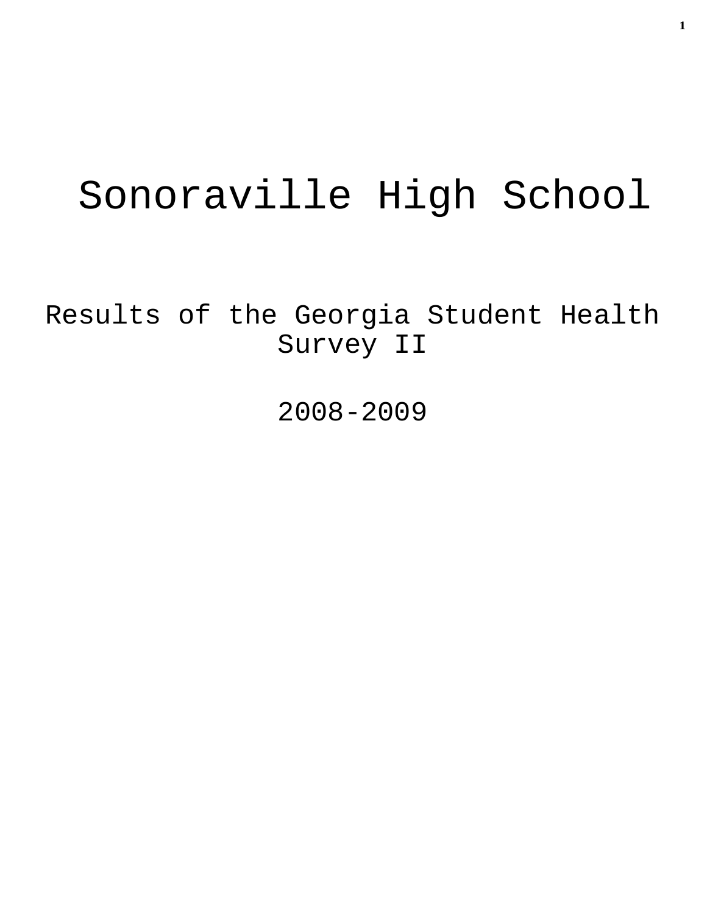# Sonoraville High School

## Results of the Georgia Student Health Survey II

## 2008-2009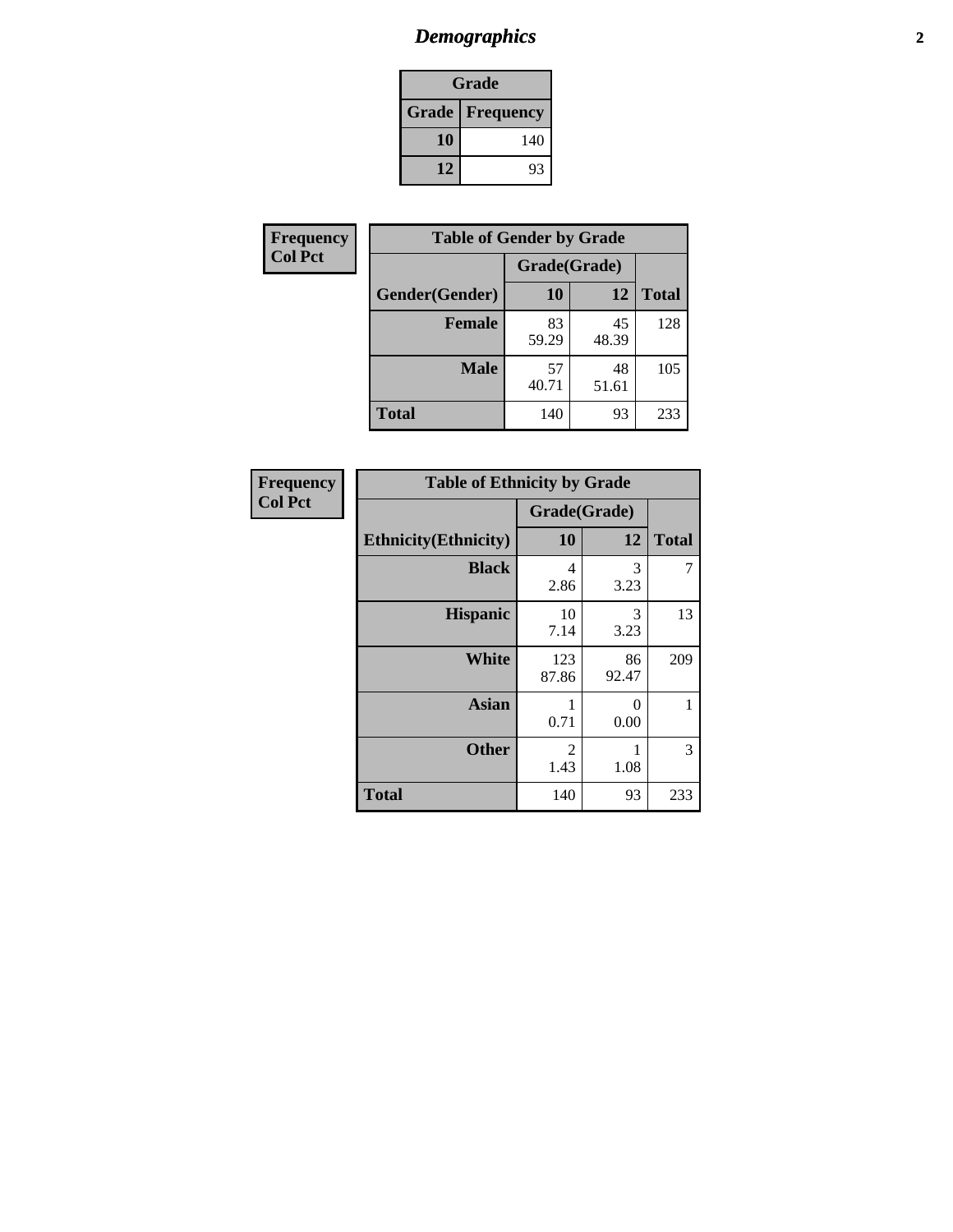# Demographics

| Grade | |
|---|---|
| **Grade** | **Frequency** |
| 10 | 140 |
| 12 | 93 |

**Frequency**
**Col Pct**

| Table of Gender by Grade | | | |
|---|---|---|---|
| | Grade(Grade) | | |
| **Gender(Gender)** | **10** | **12** | **Total** |
| **Female** | 83<br>59.29 | 45<br>48.39 | 128 |
| **Male** | 57<br>40.71 | 48<br>51.61 | 105 |
| **Total** | 140 | 93 | 233 |

**Frequency**
**Col Pct**

| Table of Ethnicity by Grade | | | |
|---|---|---|---|
| | Grade(Grade) | | |
| **Ethnicity(Ethnicity)** | **10** | **12** | **Total** |
| **Black** | 4<br>2.86 | 3<br>3.23 | 7 |
| **Hispanic** | 10<br>7.14 | 3<br>3.23 | 13 |
| **White** | 123<br>87.86 | 86<br>92.47 | 209 |
| **Asian** | 1<br>0.71 | 0<br>0.00 | 1 |
| **Other** | 2<br>1.43 | 1<br>1.08 | 3 |
| **Total** | 140 | 93 | 233 |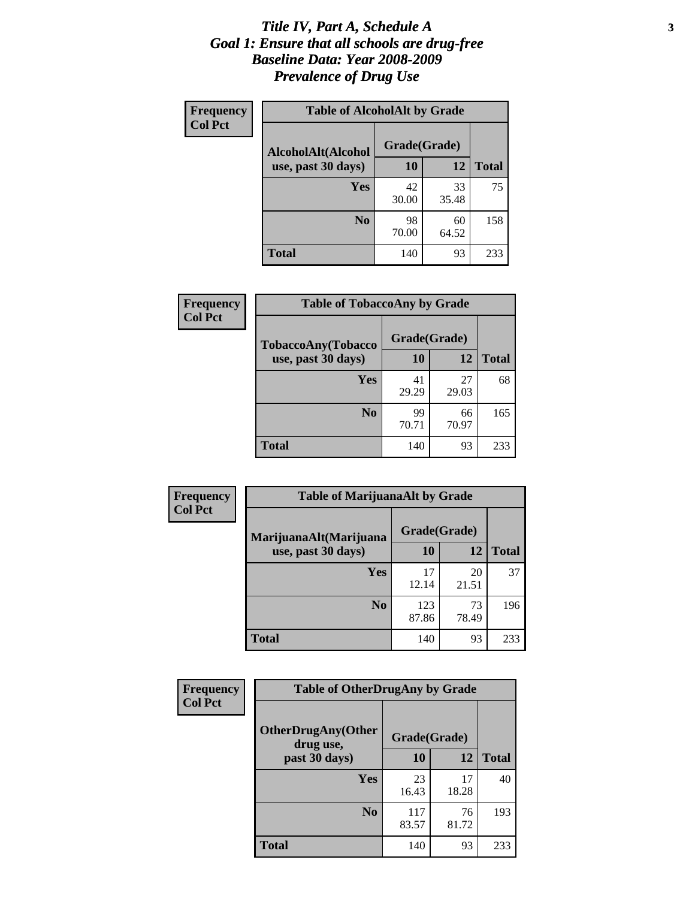# *Title IV, Part A, Schedule A*
# *Goal 1: Ensure that all schools are drug-free*
# *Baseline Data: Year 2008-2009*
# *Prevalence of Drug Use*

**Frequency**
**Col Pct**

**Table of AlcoholAlt by Grade**

| AlcoholAlt(Alcohol use, past 30 days) | Grade(Grade) | | Total |
|---|---|---|---|
| | 10 | 12 | |
| Yes | 42<br>30.00 | 33<br>35.48 | 75 |
| No | 98<br>70.00 | 60<br>64.52 | 158 |
| Total | 140 | 93 | 233 |

**Frequency**
**Col Pct**

**Table of TobaccoAny by Grade**

| TobaccoAny(Tobacco use, past 30 days) | Grade(Grade) | | Total |
|---|---|---|---|
| | 10 | 12 | |
| Yes | 41<br>29.29 | 27<br>29.03 | 68 |
| No | 99<br>70.71 | 66<br>70.97 | 165 |
| Total | 140 | 93 | 233 |

**Frequency**
**Col Pct**

**Table of MarijuanaAlt by Grade**

| MarijuanaAlt(Marijuana use, past 30 days) | Grade(Grade) | | Total |
|---|---|---|---|
| | 10 | 12 | |
| Yes | 17<br>12.14 | 20<br>21.51 | 37 |
| No | 123<br>87.86 | 73<br>78.49 | 196 |
| Total | 140 | 93 | 233 |

**Frequency**
**Col Pct**

**Table of OtherDrugAny by Grade**

| OtherDrugAny(Other drug use, past 30 days) | Grade(Grade) | | Total |
|---|---|---|---|
| | 10 | 12 | |
| Yes | 23<br>16.43 | 17<br>18.28 | 40 |
| No | 117<br>83.57 | 76<br>81.72 | 193 |
| Total | 140 | 93 | 233 |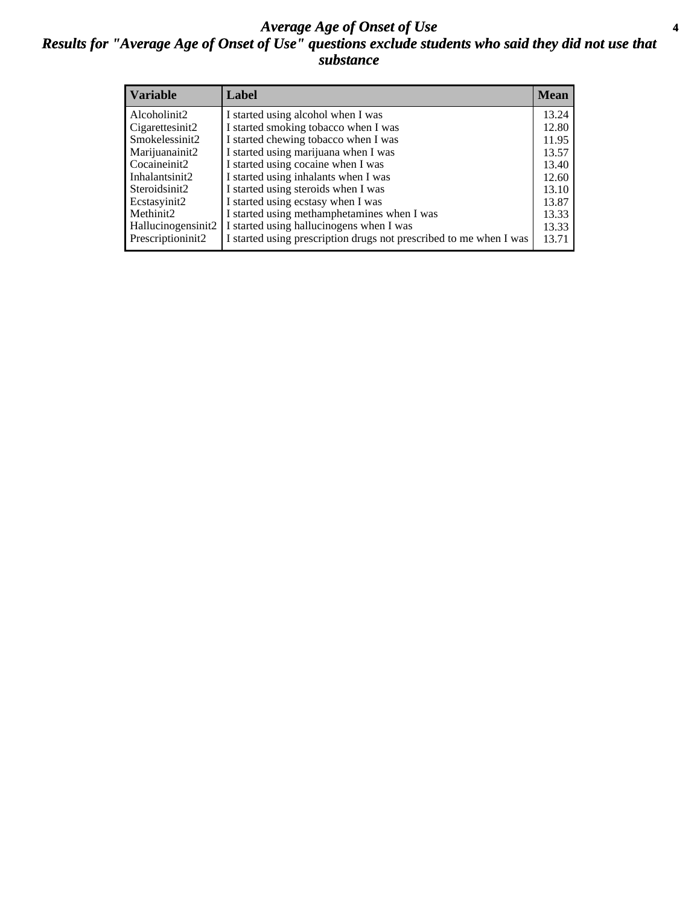# *Average Age of Onset of Use*

## *Results for "Average Age of Onset of Use" questions exclude students who said they did not use that substance*

| Variable | Label | Mean |
|---|---|---|
| Alcoholinit2 | I started using alcohol when I was | 13.24 |
| Cigarettesinit2 | I started smoking tobacco when I was | 12.80 |
| Smokelessinit2 | I started chewing tobacco when I was | 11.95 |
| Marijuanainit2 | I started using marijuana when I was | 13.57 |
| Cocaineinit2 | I started using cocaine when I was | 13.40 |
| Inhalantsinit2 | I started using inhalants when I was | 12.60 |
| Steroidsinit2 | I started using steroids when I was | 13.10 |
| Ecstasyinit2 | I started using ecstasy when I was | 13.87 |
| Methinit2 | I started using methamphetamines when I was | 13.33 |
| Hallucinogensinit2 | I started using hallucinogens when I was | 13.33 |
| Prescriptioninit2 | I started using prescription drugs not prescribed to me when I was | 13.71 |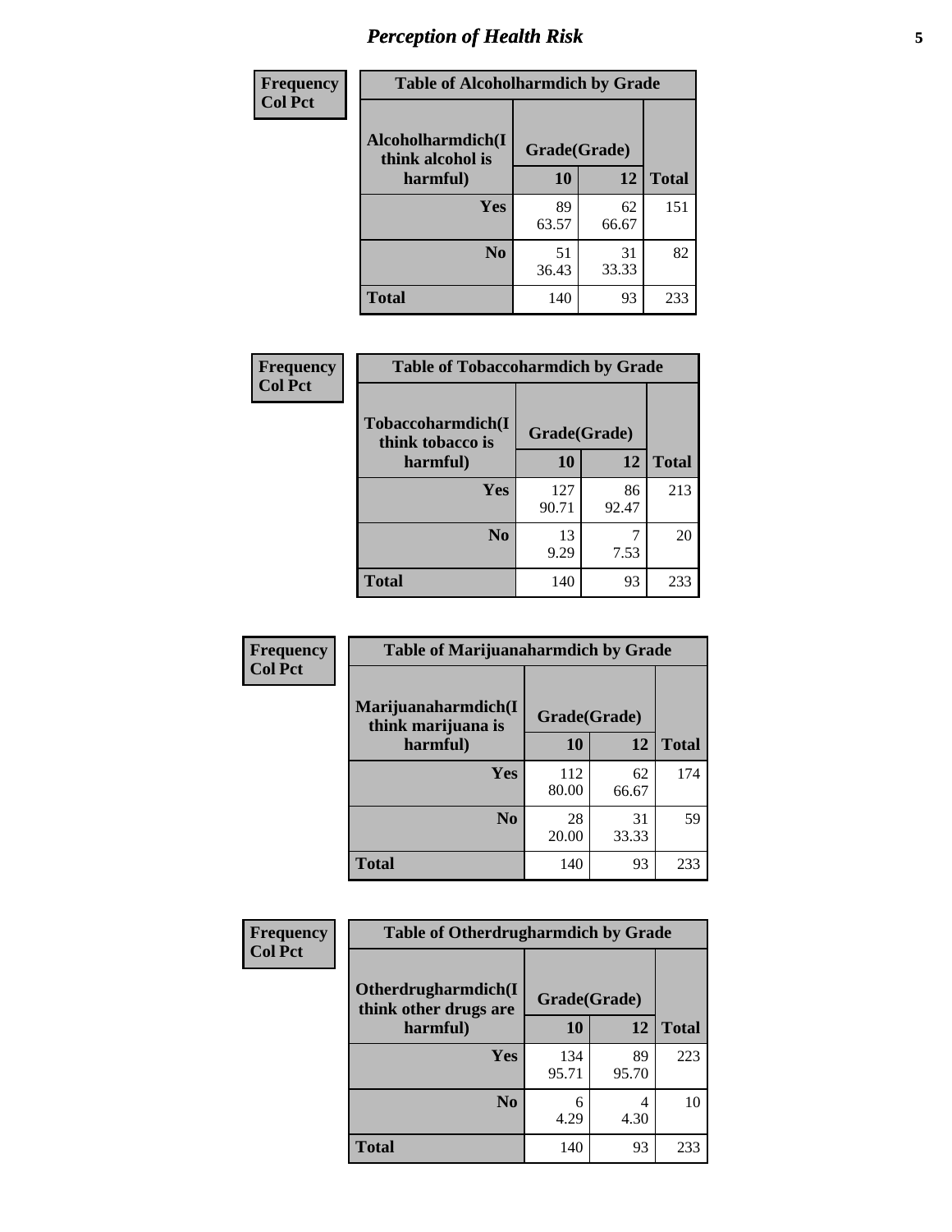## Perception of Health Risk

| Frequency Col Pct | | | |
|---|---|---|---|
| **Table of Alcoholharmdich by Grade** | | | |
| **Alcoholharmdich(I think alcohol is harmful)** | **Grade(Grade)** | | **Total** |
| | **10** | **12** | |
| **Yes** | 89<br>63.57 | 62<br>66.67 | 151 |
| **No** | 51<br>36.43 | 31<br>33.33 | 82 |
| **Total** | 140 | 93 | 233 |

| Frequency Col Pct | | | |
|---|---|---|---|
| **Table of Tobaccoharmdich by Grade** | | | |
| **Tobaccoharmdich(I think tobacco is harmful)** | **Grade(Grade)** | | **Total** |
| | **10** | **12** | |
| **Yes** | 127<br>90.71 | 86<br>92.47 | 213 |
| **No** | 13<br>9.29 | 7<br>7.53 | 20 |
| **Total** | 140 | 93 | 233 |

| Frequency Col Pct | | | |
|---|---|---|---|
| **Table of Marijuanaharmdich by Grade** | | | |
| **Marijuanaharmdich(I think marijuana is harmful)** | **Grade(Grade)** | | **Total** |
| | **10** | **12** | |
| **Yes** | 112<br>80.00 | 62<br>66.67 | 174 |
| **No** | 28<br>20.00 | 31<br>33.33 | 59 |
| **Total** | 140 | 93 | 233 |

| Frequency Col Pct | | | |
|---|---|---|---|
| **Table of Otherdrugharmdich by Grade** | | | |
| **Otherdrugharmdich(I think other drugs are harmful)** | **Grade(Grade)** | | **Total** |
| | **10** | **12** | |
| **Yes** | 134<br>95.71 | 89<br>95.70 | 223 |
| **No** | 6<br>4.29 | 4<br>4.30 | 10 |
| **Total** | 140 | 93 | 233 |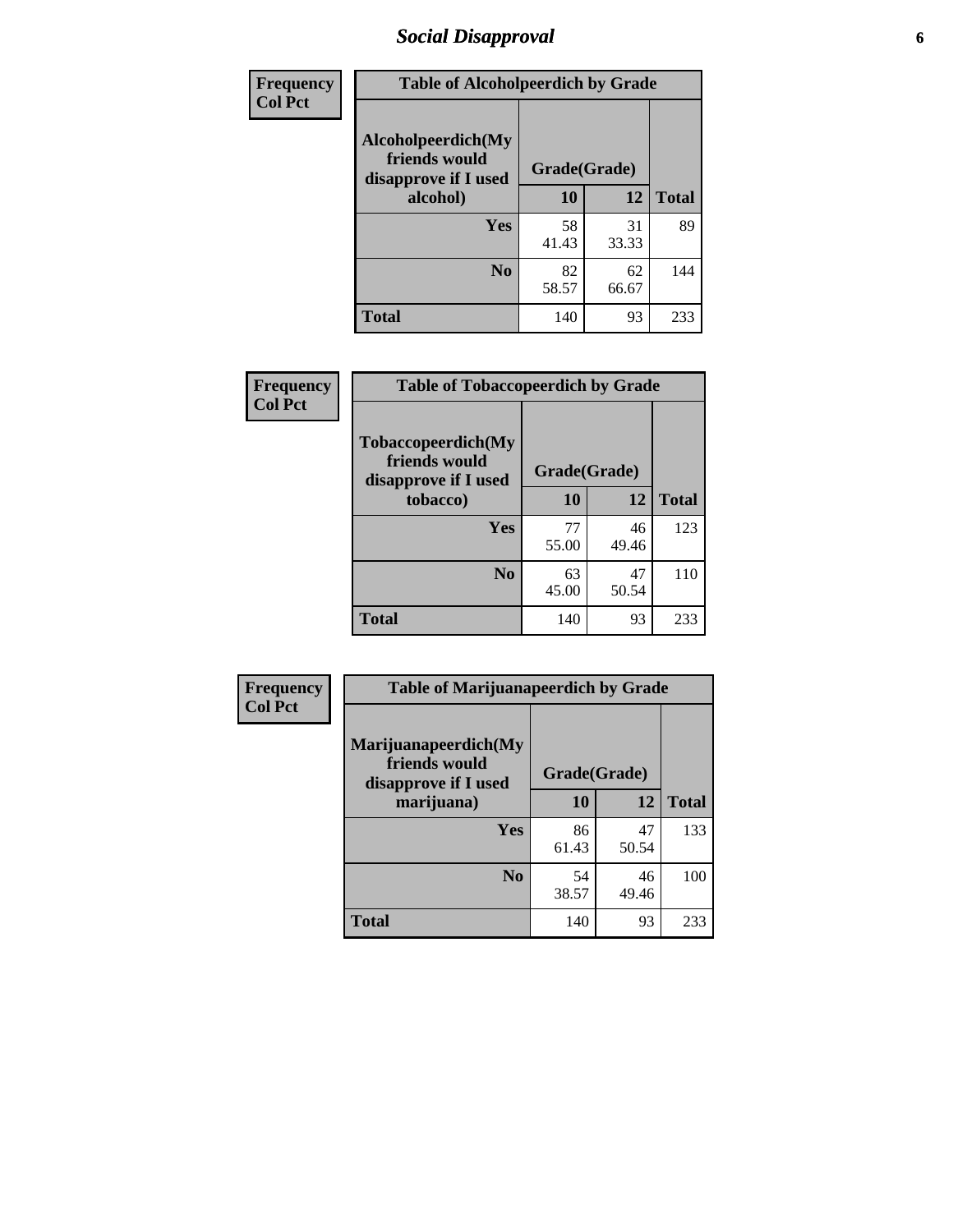# *Social Disapproval*

| Frequency<br>Col Pct |
|---|

**Table of Alcoholpeerdich by Grade**

| Alcoholpeerdich(My friends would disapprove if I used alcohol) | Grade(Grade) | | |
|---|---|---|---|
| | 10 | 12 | Total |
| Yes | 58<br>41.43 | 31<br>33.33 | 89 |
| No | 82<br>58.57 | 62<br>66.67 | 144 |
| Total | 140 | 93 | 233 |

| Frequency<br>Col Pct |
|---|

**Table of Tobaccopeerdich by Grade**

| Tobaccopeerdich(My friends would disapprove if I used tobacco) | Grade(Grade) | | |
|---|---|---|---|
| | 10 | 12 | Total |
| Yes | 77<br>55.00 | 46<br>49.46 | 123 |
| No | 63<br>45.00 | 47<br>50.54 | 110 |
| Total | 140 | 93 | 233 |

| Frequency<br>Col Pct |
|---|

**Table of Marijuanapeerdich by Grade**

| Marijuanapeerdich(My friends would disapprove if I used marijuana) | Grade(Grade) | | |
|---|---|---|---|
| | 10 | 12 | Total |
| Yes | 86<br>61.43 | 47<br>50.54 | 133 |
| No | 54<br>38.57 | 46<br>49.46 | 100 |
| Total | 140 | 93 | 233 |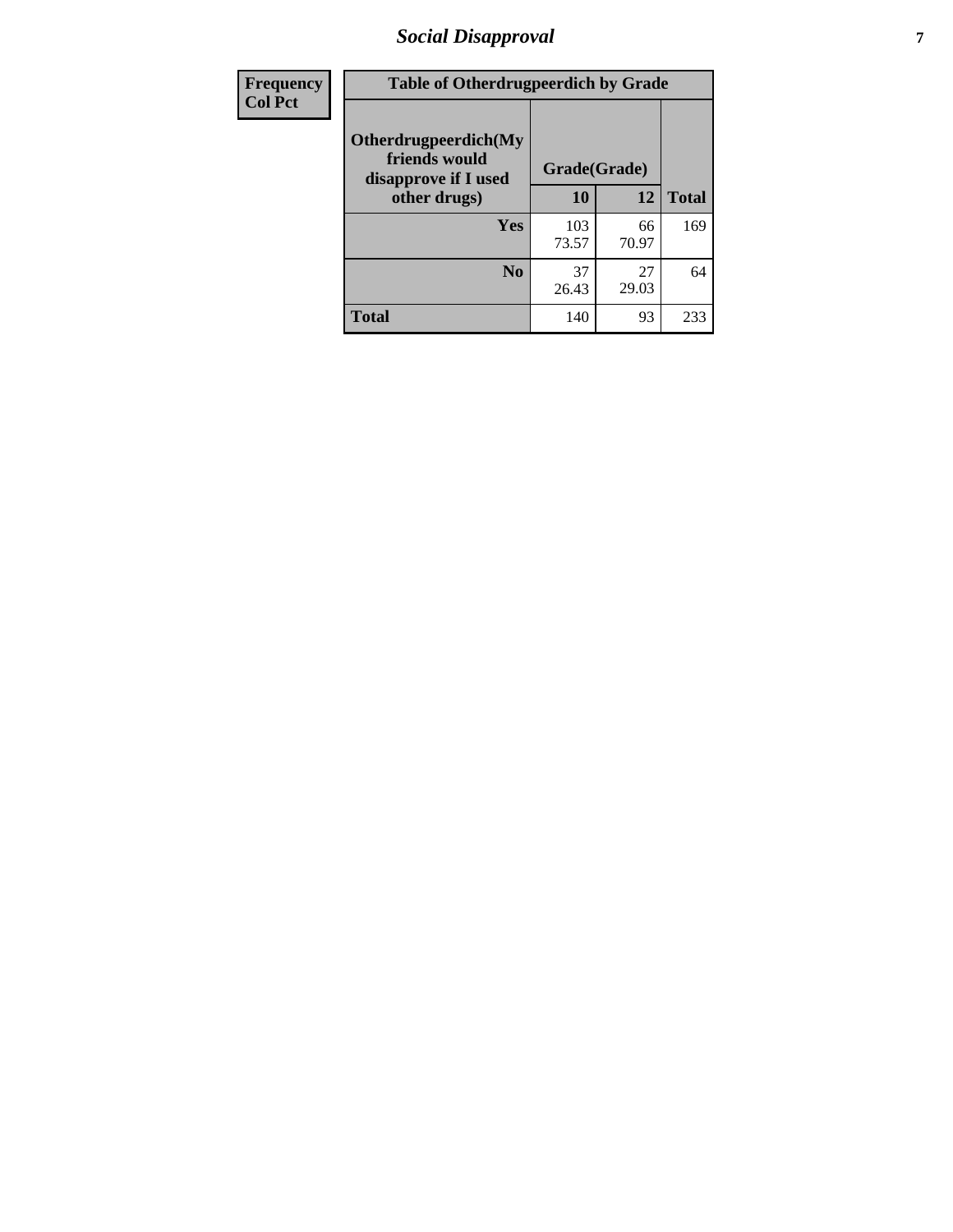| Frequency<br>Col Pct |
|---|

**Table of Otherdrugpeerdich by Grade**

| Otherdrugpeerdich(My friends would disapprove if I used other drugs) | Grade(Grade) | | Total |
|---|---|---|---|
| | 10 | 12 | |
| Yes | 103<br>73.57 | 66<br>70.97 | 169 |
| No | 37<br>26.43 | 27<br>29.03 | 64 |
| Total | 140 | 93 | 233 |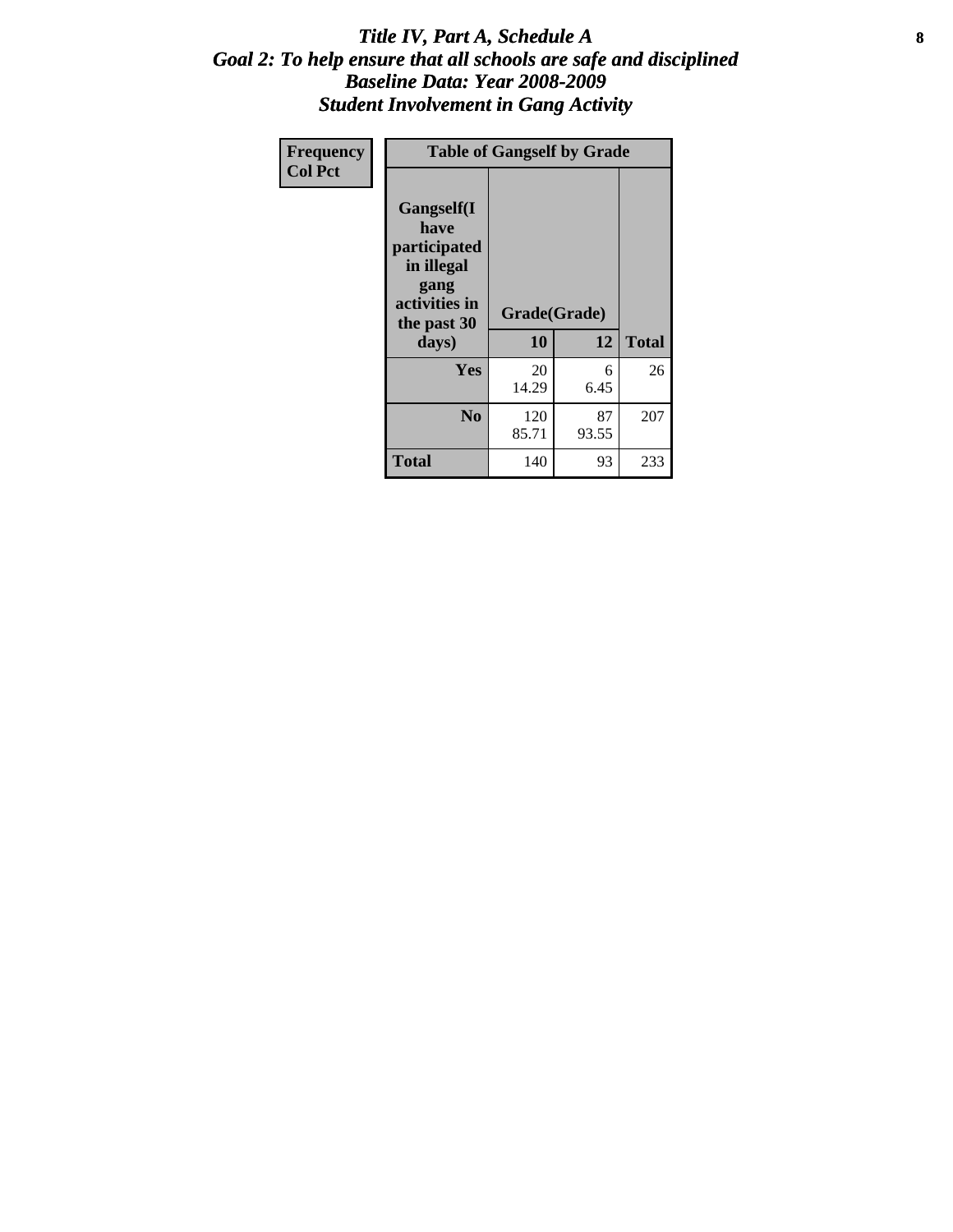# *Title IV, Part A, Schedule A*
## *Goal 2: To help ensure that all schools are safe and disciplined*
## *Baseline Data: Year 2008-2009*
## *Student Involvement in Gang Activity*

**Frequency**
**Col Pct**

| Table of Gangself by Grade | | | |
|---|---|---|---|
| **Gangself(I have participated in illegal gang activities in the past 30 days)** | **Grade(Grade)** | | |
| | **10** | **12** | **Total** |
| **Yes** | 20<br>14.29 | 6<br>6.45 | 26 |
| **No** | 120<br>85.71 | 87<br>93.55 | 207 |
| **Total** | 140 | 93 | 233 |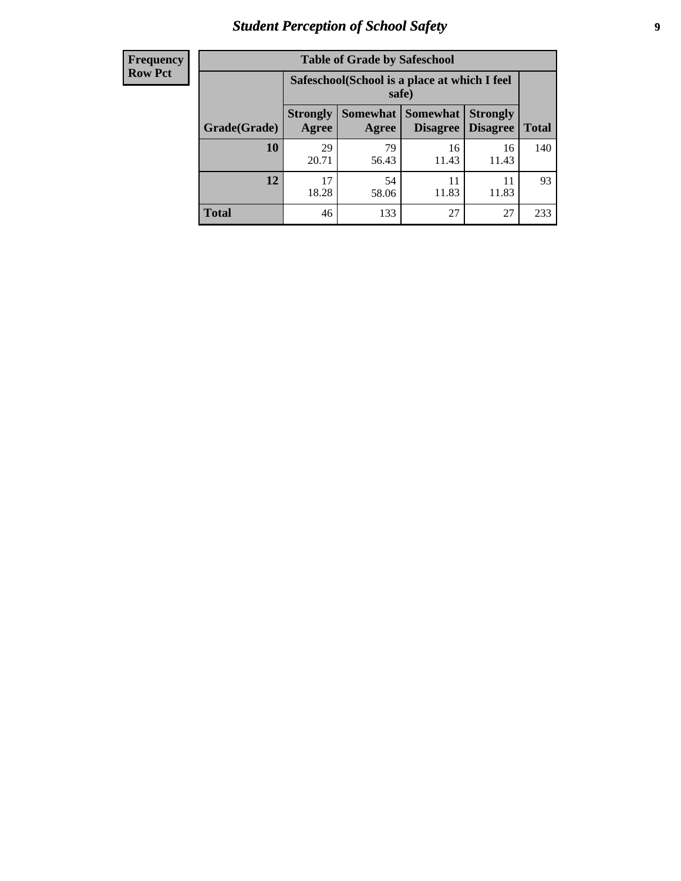# Student Perception of School Safety

| Frequency Row Pct | Table of Grade by Safeschool | | | | |
|---|---|---|---|---|---|
| | Safeschool(School is a place at which I feel safe) | | | | |
| Grade(Grade) | Strongly Agree | Somewhat Agree | Somewhat Disagree | Strongly Disagree | Total |
| 10 | 29<br>20.71 | 79<br>56.43 | 16<br>11.43 | 16<br>11.43 | 140 |
| 12 | 17<br>18.28 | 54<br>58.06 | 11<br>11.83 | 11<br>11.83 | 93 |
| Total | 46 | 133 | 27 | 27 | 233 |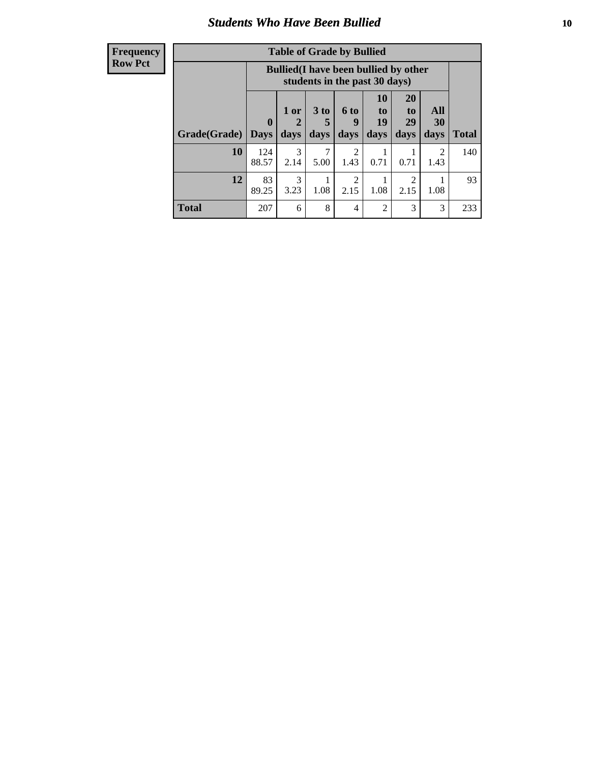## Students Who Have Been Bullied

| Frequency<br>Row Pct |
|---|

**Table of Grade by Bullied**

| | Bullied(I have been bullied by other students in the past 30 days) | | | | | | | |
|---|---|---|---|---|---|---|---|---|
| Grade(Grade) | 0 Days | 1 or 2 days | 3 to 5 days | 6 to 9 days | 10 to 19 days | 20 to 29 days | All 30 days | Total |
| 10 | 124<br>88.57 | 3<br>2.14 | 7<br>5.00 | 2<br>1.43 | 1<br>0.71 | 1<br>0.71 | 2<br>1.43 | 140 |
| 12 | 83<br>89.25 | 3<br>3.23 | 1<br>1.08 | 2<br>2.15 | 1<br>1.08 | 2<br>2.15 | 1<br>1.08 | 93 |
| Total | 207 | 6 | 8 | 4 | 2 | 3 | 3 | 233 |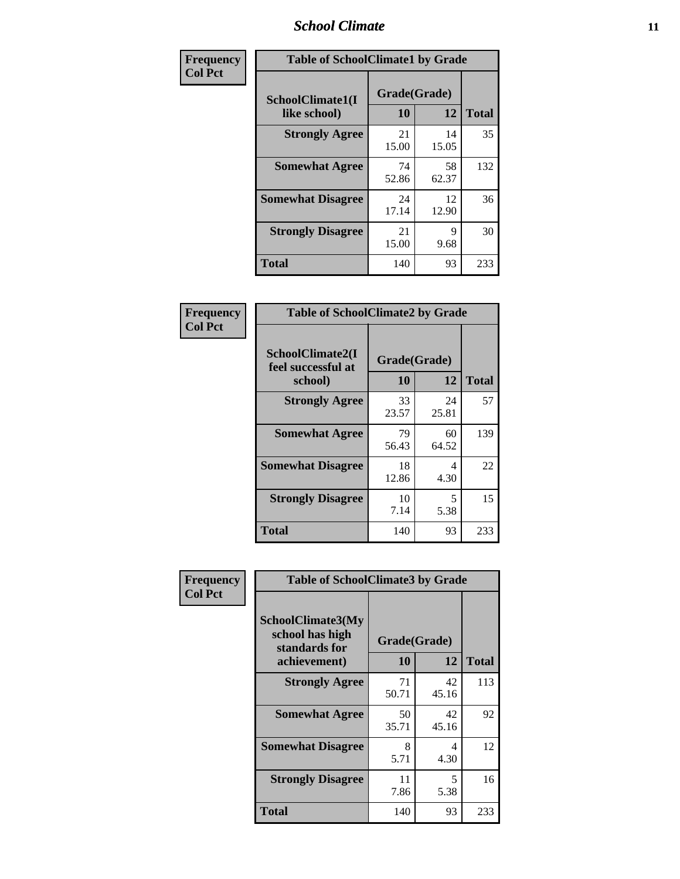| Frequency<br>Col Pct | Table of SchoolClimate1 by Grade | | |
|---|---|---|---|
| **SchoolClimate1(I like school)** | **Grade(Grade)** | | |
| | **10** | **12** | **Total** |
| **Strongly Agree** | 21<br>15.00 | 14<br>15.05 | 35 |
| **Somewhat Agree** | 74<br>52.86 | 58<br>62.37 | 132 |
| **Somewhat Disagree** | 24<br>17.14 | 12<br>12.90 | 36 |
| **Strongly Disagree** | 21<br>15.00 | 9<br>9.68 | 30 |
| **Total** | 140 | 93 | 233 |

| Frequency<br>Col Pct | Table of SchoolClimate2 by Grade | | |
|---|---|---|---|
| **SchoolClimate2(I feel successful at school)** | **Grade(Grade)** | | |
| | **10** | **12** | **Total** |
| **Strongly Agree** | 33<br>23.57 | 24<br>25.81 | 57 |
| **Somewhat Agree** | 79<br>56.43 | 60<br>64.52 | 139 |
| **Somewhat Disagree** | 18<br>12.86 | 4<br>4.30 | 22 |
| **Strongly Disagree** | 10<br>7.14 | 5<br>5.38 | 15 |
| **Total** | 140 | 93 | 233 |

| Frequency<br>Col Pct | Table of SchoolClimate3 by Grade | | |
|---|---|---|---|
| **SchoolClimate3(My school has high standards for achievement)** | **Grade(Grade)** | | |
| | **10** | **12** | **Total** |
| **Strongly Agree** | 71<br>50.71 | 42<br>45.16 | 113 |
| **Somewhat Agree** | 50<br>35.71 | 42<br>45.16 | 92 |
| **Somewhat Disagree** | 8<br>5.71 | 4<br>4.30 | 12 |
| **Strongly Disagree** | 11<br>7.86 | 5<br>5.38 | 16 |
| **Total** | 140 | 93 | 233 |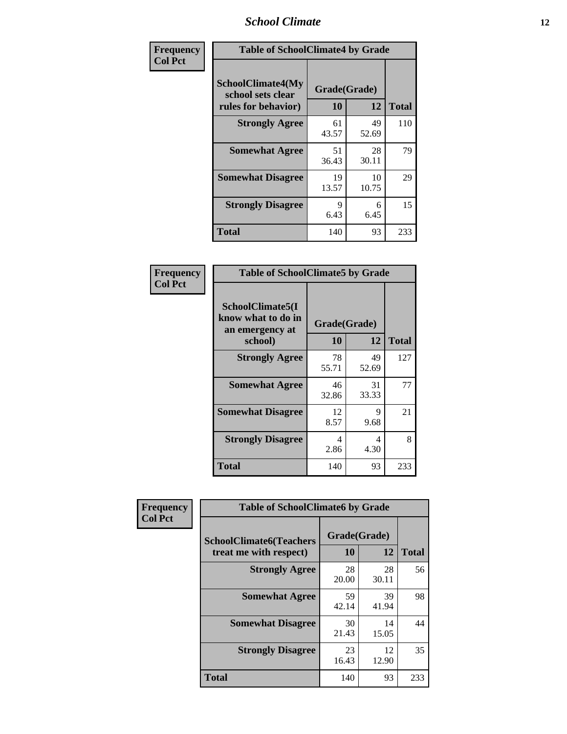| Frequency Col Pct | Table of SchoolClimate4 by Grade | | |
|---|---|---|---|
| SchoolClimate4(My school sets clear rules for behavior) | Grade(Grade) | | |
| | 10 | 12 | Total |
| Strongly Agree | 61<br>43.57 | 49<br>52.69 | 110 |
| Somewhat Agree | 51<br>36.43 | 28<br>30.11 | 79 |
| Somewhat Disagree | 19<br>13.57 | 10<br>10.75 | 29 |
| Strongly Disagree | 9<br>6.43 | 6<br>6.45 | 15 |
| Total | 140 | 93 | 233 |

| Frequency Col Pct | Table of SchoolClimate5 by Grade | | |
|---|---|---|---|
| SchoolClimate5(I know what to do in an emergency at school) | Grade(Grade) | | |
| | 10 | 12 | Total |
| Strongly Agree | 78<br>55.71 | 49<br>52.69 | 127 |
| Somewhat Agree | 46<br>32.86 | 31<br>33.33 | 77 |
| Somewhat Disagree | 12<br>8.57 | 9<br>9.68 | 21 |
| Strongly Disagree | 4<br>2.86 | 4<br>4.30 | 8 |
| Total | 140 | 93 | 233 |

| Frequency Col Pct | Table of SchoolClimate6 by Grade | | |
|---|---|---|---|
| SchoolClimate6(Teachers treat me with respect) | Grade(Grade) | | |
| | 10 | 12 | Total |
| Strongly Agree | 28<br>20.00 | 28<br>30.11 | 56 |
| Somewhat Agree | 59<br>42.14 | 39<br>41.94 | 98 |
| Somewhat Disagree | 30<br>21.43 | 14<br>15.05 | 44 |
| Strongly Disagree | 23<br>16.43 | 12<br>12.90 | 35 |
| Total | 140 | 93 | 233 |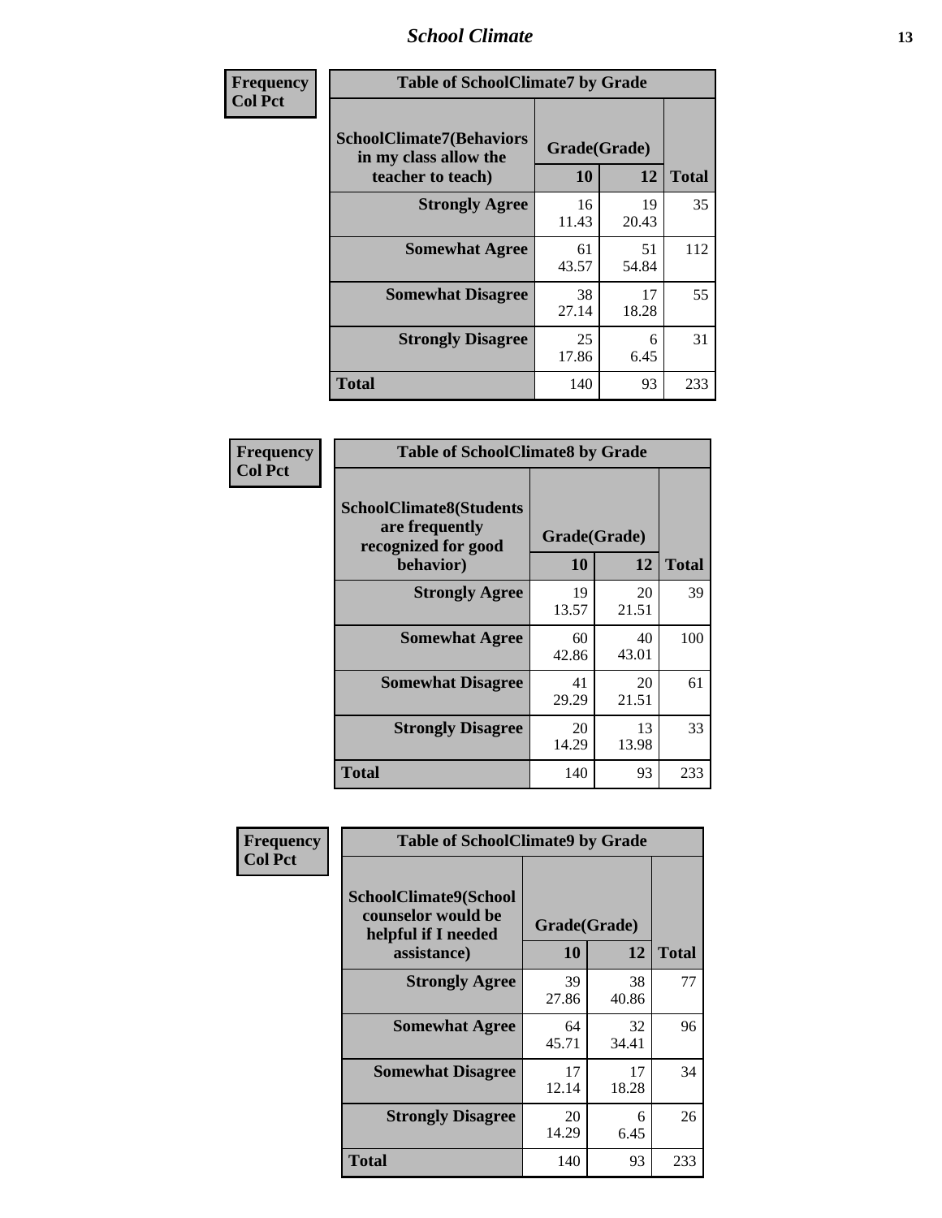| Frequency<br>Col Pct | Table of SchoolClimate7 by Grade | | |
|---|---|---|---|
| SchoolClimate7(Behaviors in my class allow the teacher to teach) | Grade(Grade) | | |
| | 10 | 12 | Total |
| Strongly Agree | 16<br>11.43 | 19<br>20.43 | 35 |
| Somewhat Agree | 61<br>43.57 | 51<br>54.84 | 112 |
| Somewhat Disagree | 38<br>27.14 | 17<br>18.28 | 55 |
| Strongly Disagree | 25<br>17.86 | 6<br>6.45 | 31 |
| Total | 140 | 93 | 233 |

| Frequency<br>Col Pct | Table of SchoolClimate8 by Grade | | |
|---|---|---|---|
| SchoolClimate8(Students are frequently recognized for good behavior) | Grade(Grade) | | |
| | 10 | 12 | Total |
| Strongly Agree | 19<br>13.57 | 20<br>21.51 | 39 |
| Somewhat Agree | 60<br>42.86 | 40<br>43.01 | 100 |
| Somewhat Disagree | 41<br>29.29 | 20<br>21.51 | 61 |
| Strongly Disagree | 20<br>14.29 | 13<br>13.98 | 33 |
| Total | 140 | 93 | 233 |

| Frequency<br>Col Pct | Table of SchoolClimate9 by Grade | | |
|---|---|---|---|
| SchoolClimate9(School counselor would be helpful if I needed assistance) | Grade(Grade) | | |
| | 10 | 12 | Total |
| Strongly Agree | 39<br>27.86 | 38<br>40.86 | 77 |
| Somewhat Agree | 64<br>45.71 | 32<br>34.41 | 96 |
| Somewhat Disagree | 17<br>12.14 | 17<br>18.28 | 34 |
| Strongly Disagree | 20<br>14.29 | 6<br>6.45 | 26 |
| Total | 140 | 93 | 233 |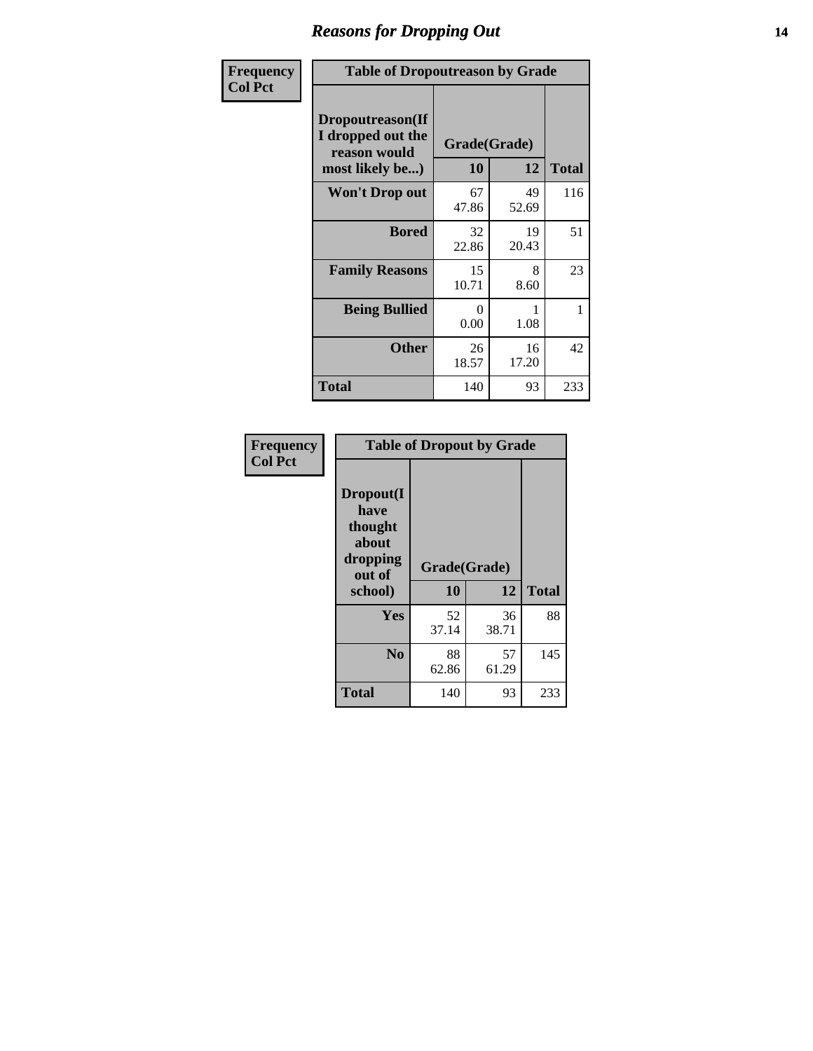# Reasons for Dropping Out

**Frequency**
**Col Pct**

| Table of Dropoutreason by Grade | | | |
|---|---|---|---|
| Dropoutreason(If I dropped out the reason would most likely be...) | Grade(Grade) | | |
| | 10 | 12 | Total |
| **Won't Drop out** | 67<br>47.86 | 49<br>52.69 | 116 |
| **Bored** | 32<br>22.86 | 19<br>20.43 | 51 |
| **Family Reasons** | 15<br>10.71 | 8<br>8.60 | 23 |
| **Being Bullied** | 0<br>0.00 | 1<br>1.08 | 1 |
| **Other** | 26<br>18.57 | 16<br>17.20 | 42 |
| **Total** | 140 | 93 | 233 |

**Frequency**
**Col Pct**

| Table of Dropout by Grade | | | |
|---|---|---|---|
| Dropout(I have thought about dropping out of school) | Grade(Grade) | | |
| | 10 | 12 | Total |
| **Yes** | 52<br>37.14 | 36<br>38.71 | 88 |
| **No** | 88<br>62.86 | 57<br>61.29 | 145 |
| **Total** | 140 | 93 | 233 |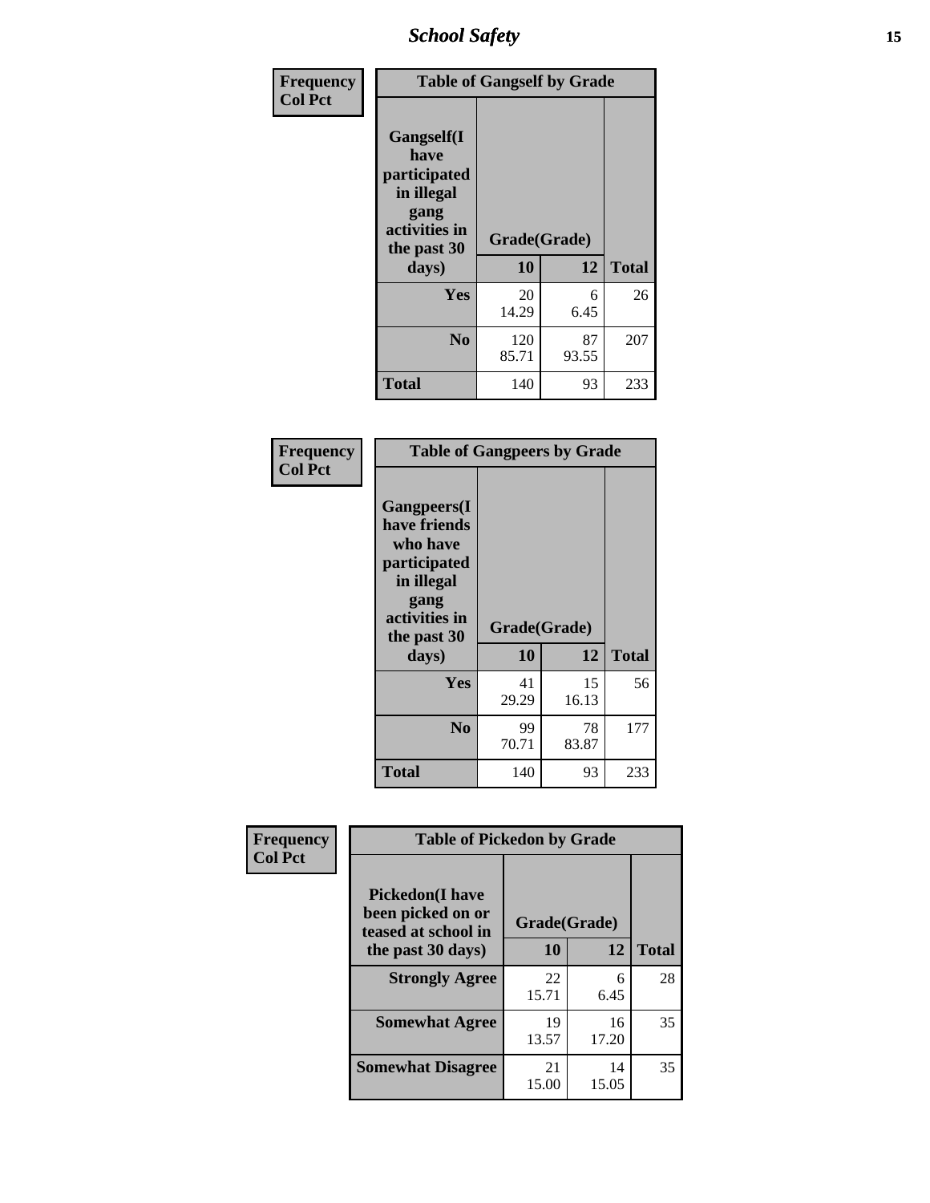| Frequency<br>Col Pct | Table of Gangself by Grade | | |
|---|---|---|---|
| Gangself(I have participated in illegal gang activities in the past 30 days) | Grade(Grade) | | |
| | 10 | 12 | Total |
| Yes | 20<br>14.29 | 6<br>6.45 | 26 |
| No | 120<br>85.71 | 87<br>93.55 | 207 |
| Total | 140 | 93 | 233 |

| Frequency<br>Col Pct | Table of Gangpeers by Grade | | |
|---|---|---|---|
| Gangpeers(I have friends who have participated in illegal gang activities in the past 30 days) | Grade(Grade) | | |
| | 10 | 12 | Total |
| Yes | 41<br>29.29 | 15<br>16.13 | 56 |
| No | 99<br>70.71 | 78<br>83.87 | 177 |
| Total | 140 | 93 | 233 |

| Frequency<br>Col Pct | Table of Pickedon by Grade | | |
|---|---|---|---|
| Pickedon(I have been picked on or teased at school in the past 30 days) | Grade(Grade) | | |
| | 10 | 12 | Total |
| Strongly Agree | 22<br>15.71 | 6<br>6.45 | 28 |
| Somewhat Agree | 19<br>13.57 | 16<br>17.20 | 35 |
| Somewhat Disagree | 21<br>15.00 | 14<br>15.05 | 35 |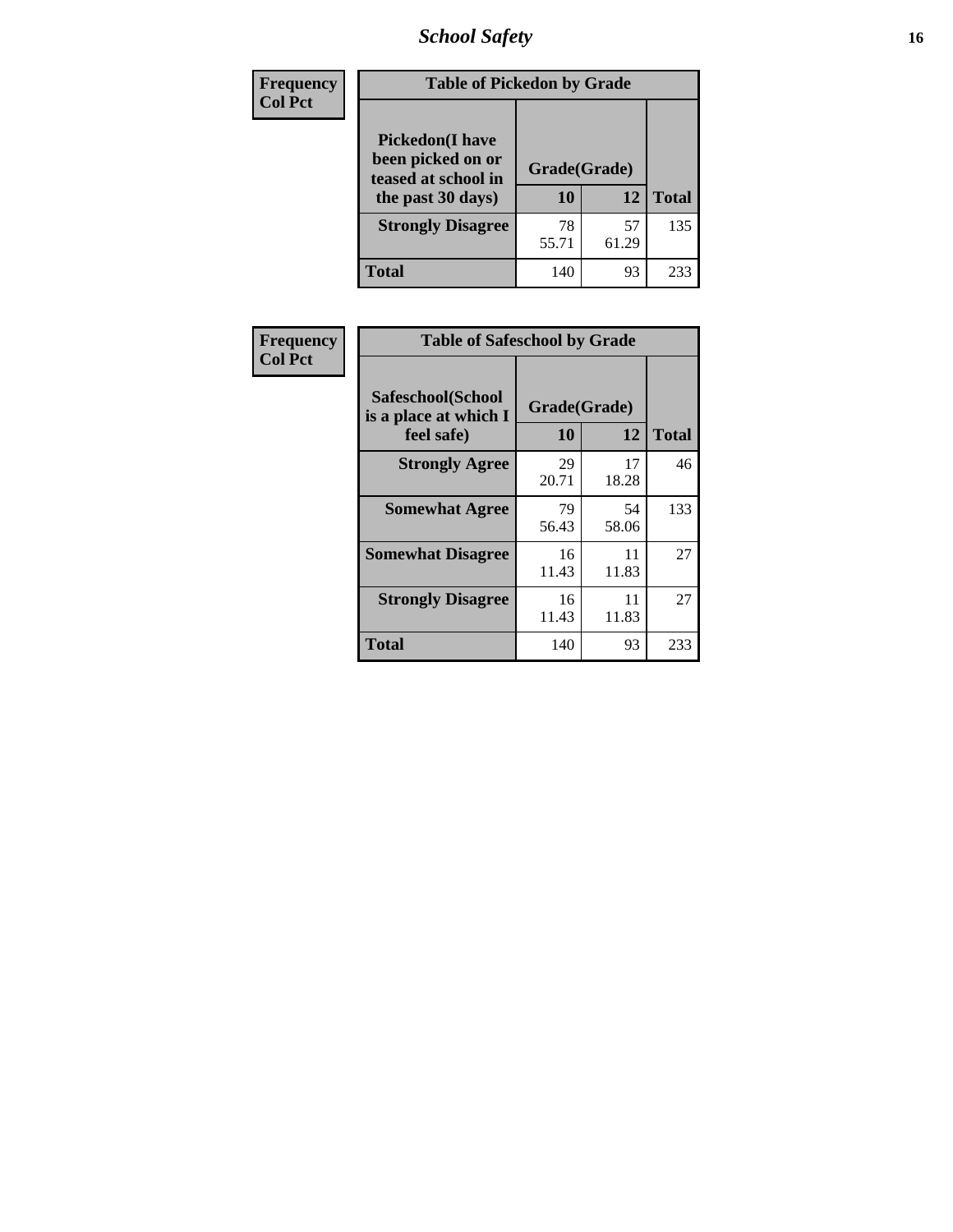| Frequency<br>Col Pct | Table of Pickedon by Grade | | |
|---|---|---|---|
| **Pickedon(I have been picked on or teased at school in the past 30 days)** | **Grade(Grade)** | | |
| | **10** | **12** | **Total** |
| **Strongly Disagree** | 78<br>55.71 | 57<br>61.29 | 135 |
| **Total** | 140 | 93 | 233 |

| Frequency<br>Col Pct | Table of Safeschool by Grade | | |
|---|---|---|---|
| **Safeschool(School is a place at which I feel safe)** | **Grade(Grade)** | | |
| | **10** | **12** | **Total** |
| **Strongly Agree** | 29<br>20.71 | 17<br>18.28 | 46 |
| **Somewhat Agree** | 79<br>56.43 | 54<br>58.06 | 133 |
| **Somewhat Disagree** | 16<br>11.43 | 11<br>11.83 | 27 |
| **Strongly Disagree** | 16<br>11.43 | 11<br>11.83 | 27 |
| **Total** | 140 | 93 | 233 |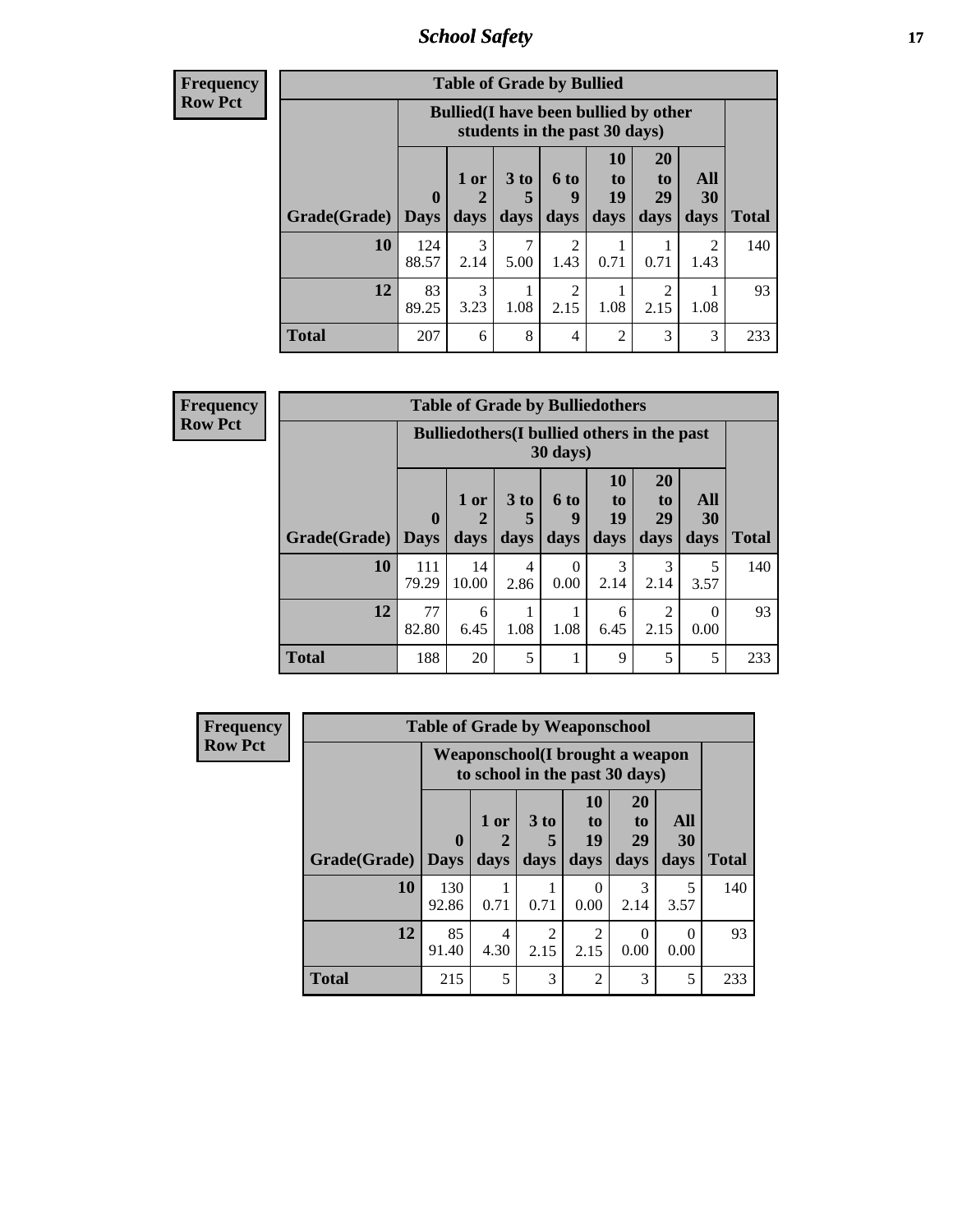| Frequency<br>Row Pct | Table of Grade by Bullied | | | | | | | |
|---|---|---|---|---|---|---|---|---|
| | Bullied(I have been bullied by other students in the past 30 days) | | | | | | | |
| Grade(Grade) | 0 Days | 1 or 2 days | 3 to 5 days | 6 to 9 days | 10 to 19 days | 20 to 29 days | All 30 days | Total |
| 10 | 124<br>88.57 | 3<br>2.14 | 7<br>5.00 | 2<br>1.43 | 1<br>0.71 | 1<br>0.71 | 2<br>1.43 | 140 |
| 12 | 83<br>89.25 | 3<br>3.23 | 1<br>1.08 | 2<br>2.15 | 1<br>1.08 | 2<br>2.15 | 1<br>1.08 | 93 |
| Total | 207 | 6 | 8 | 4 | 2 | 3 | 3 | 233 |

| Frequency<br>Row Pct | Table of Grade by Bulliedothers | | | | | | | |
|---|---|---|---|---|---|---|---|---|
| | Bulliedothers(I bullied others in the past 30 days) | | | | | | | |
| Grade(Grade) | 0 Days | 1 or 2 days | 3 to 5 days | 6 to 9 days | 10 to 19 days | 20 to 29 days | All 30 days | Total |
| 10 | 111<br>79.29 | 14<br>10.00 | 4<br>2.86 | 0<br>0.00 | 3<br>2.14 | 3<br>2.14 | 5<br>3.57 | 140 |
| 12 | 77<br>82.80 | 6<br>6.45 | 1<br>1.08 | 1<br>1.08 | 6<br>6.45 | 2<br>2.15 | 0<br>0.00 | 93 |
| Total | 188 | 20 | 5 | 1 | 9 | 5 | 5 | 233 |

| Frequency<br>Row Pct | Table of Grade by Weaponschool | | | | | | |
|---|---|---|---|---|---|---|---|
| | Weaponschool(I brought a weapon to school in the past 30 days) | | | | | | |
| Grade(Grade) | 0 Days | 1 or 2 days | 3 to 5 days | 10 to 19 days | 20 to 29 days | All 30 days | Total |
| 10 | 130<br>92.86 | 1<br>0.71 | 1<br>0.71 | 0<br>0.00 | 3<br>2.14 | 5<br>3.57 | 140 |
| 12 | 85<br>91.40 | 4<br>4.30 | 2<br>2.15 | 2<br>2.15 | 0<br>0.00 | 0<br>0.00 | 93 |
| Total | 215 | 5 | 3 | 2 | 3 | 5 | 233 |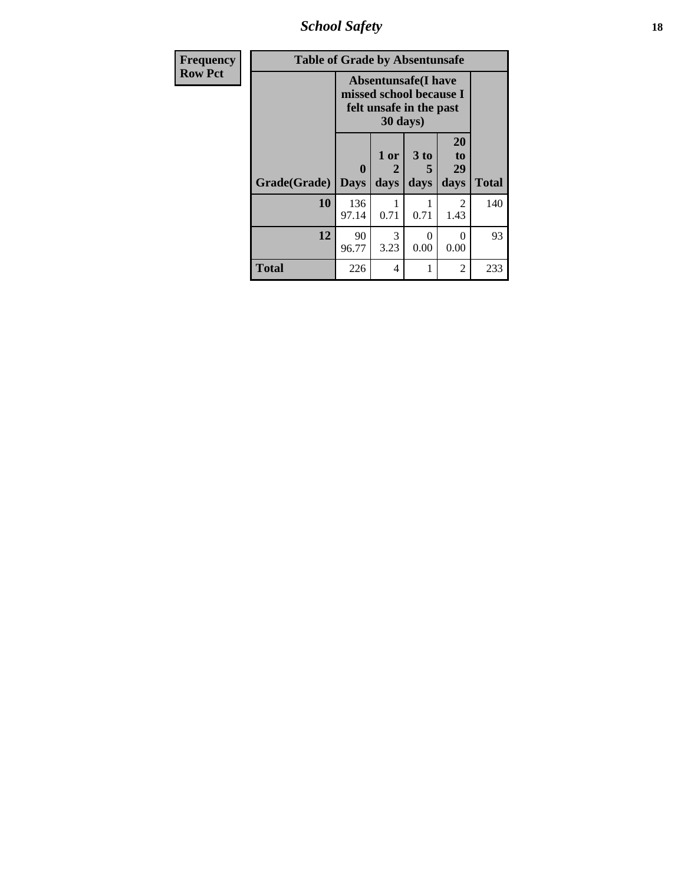| Frequency<br>Row Pct |
|---|

**Table of Grade by Absentunsafe**

| Grade(Grade) | Absentunsafe(I have missed school because I felt unsafe in the past 30 days) | | | | Total |
|---|---|---|---|---|---|
| | 0 Days | 1 or 2 days | 3 to 5 days | 20 to 29 days | |
| **10** | 136<br>97.14 | 1<br>0.71 | 1<br>0.71 | 2<br>1.43 | 140 |
| **12** | 90<br>96.77 | 3<br>3.23 | 0<br>0.00 | 0<br>0.00 | 93 |
| **Total** | 226 | 4 | 1 | 2 | 233 |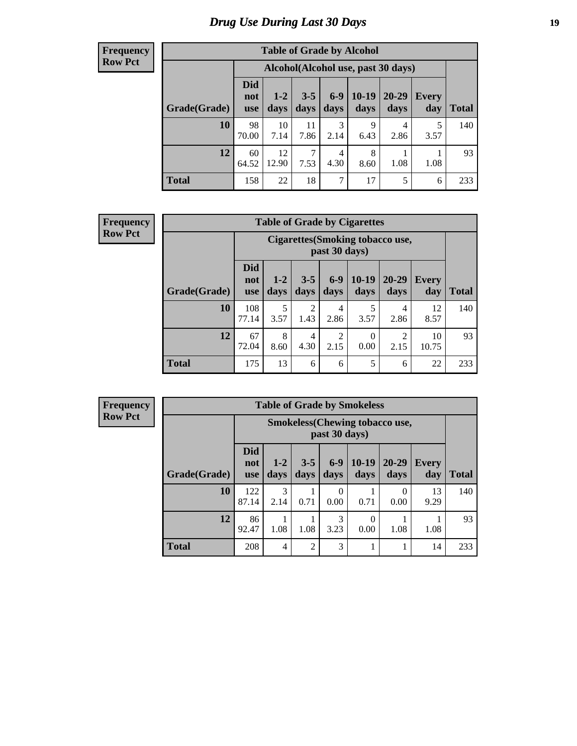# Drug Use During Last 30 Days

**Frequency**
**Row Pct**

| Table of Grade by Alcohol | | | | | | | | |
|---|---|---|---|---|---|---|---|---|
| | Alcohol(Alcohol use, past 30 days) | | | | | | | |
| Grade(Grade) | Did not use | 1-2 days | 3-5 days | 6-9 days | 10-19 days | 20-29 days | Every day | Total |
| 10 | 98<br>70.00 | 10<br>7.14 | 11<br>7.86 | 3<br>2.14 | 9<br>6.43 | 4<br>2.86 | 5<br>3.57 | 140 |
| 12 | 60<br>64.52 | 12<br>12.90 | 7<br>7.53 | 4<br>4.30 | 8<br>8.60 | 1<br>1.08 | 1<br>1.08 | 93 |
| Total | 158 | 22 | 18 | 7 | 17 | 5 | 6 | 233 |

**Frequency**
**Row Pct**

| Table of Grade by Cigarettes | | | | | | | | |
|---|---|---|---|---|---|---|---|---|
| | Cigarettes(Smoking tobacco use, past 30 days) | | | | | | | |
| Grade(Grade) | Did not use | 1-2 days | 3-5 days | 6-9 days | 10-19 days | 20-29 days | Every day | Total |
| 10 | 108<br>77.14 | 5<br>3.57 | 2<br>1.43 | 4<br>2.86 | 5<br>3.57 | 4<br>2.86 | 12<br>8.57 | 140 |
| 12 | 67<br>72.04 | 8<br>8.60 | 4<br>4.30 | 2<br>2.15 | 0<br>0.00 | 2<br>2.15 | 10<br>10.75 | 93 |
| Total | 175 | 13 | 6 | 6 | 5 | 6 | 22 | 233 |

**Frequency**
**Row Pct**

| Table of Grade by Smokeless | | | | | | | | |
|---|---|---|---|---|---|---|---|---|
| | Smokeless(Chewing tobacco use, past 30 days) | | | | | | | |
| Grade(Grade) | Did not use | 1-2 days | 3-5 days | 6-9 days | 10-19 days | 20-29 days | Every day | Total |
| 10 | 122<br>87.14 | 3<br>2.14 | 1<br>0.71 | 0<br>0.00 | 1<br>0.71 | 0<br>0.00 | 13<br>9.29 | 140 |
| 12 | 86<br>92.47 | 1<br>1.08 | 1<br>1.08 | 3<br>3.23 | 0<br>0.00 | 1<br>1.08 | 1<br>1.08 | 93 |
| Total | 208 | 4 | 2 | 3 | 1 | 1 | 14 | 233 |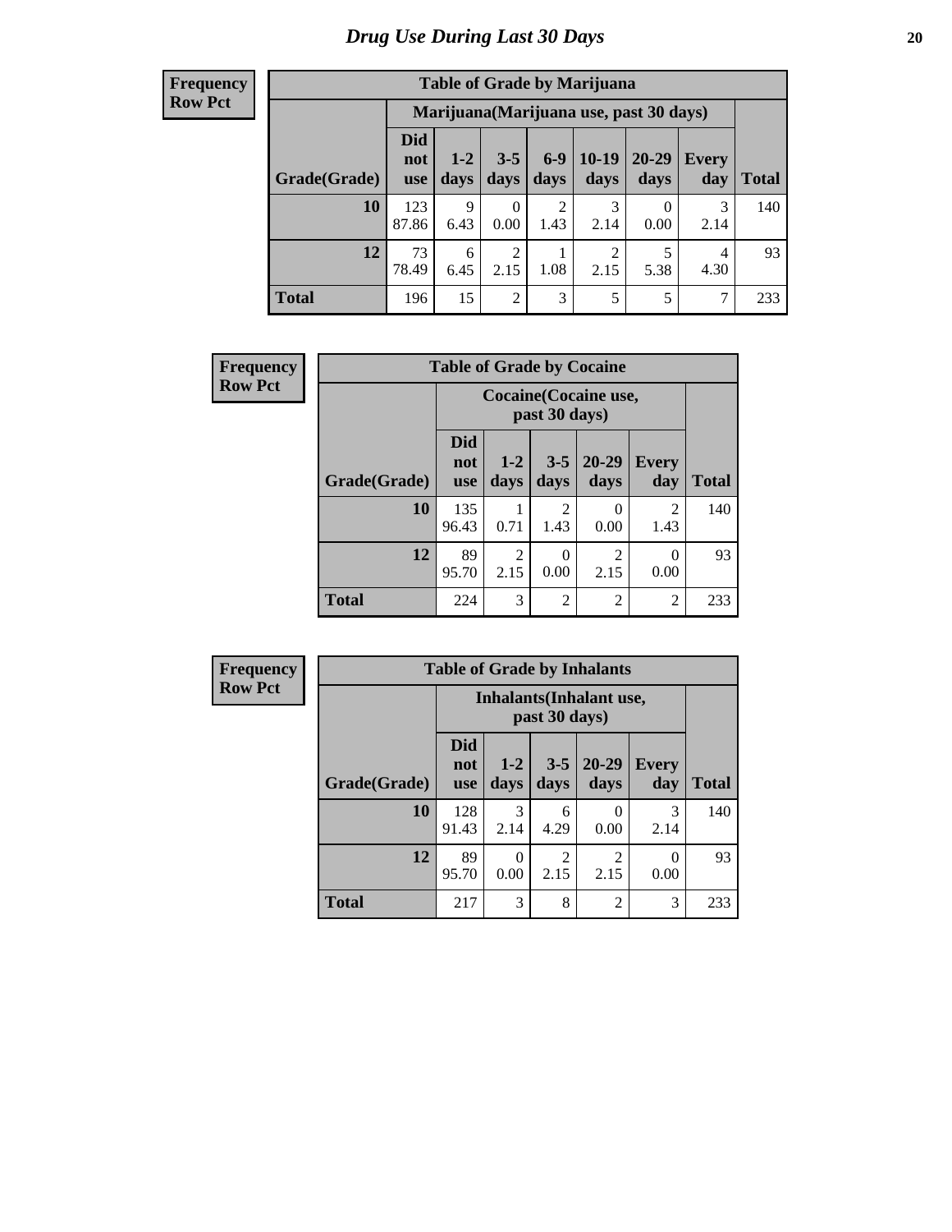# Drug Use During Last 30 Days

**Frequency**
**Row Pct**

| Table of Grade by Marijuana | | | | | | | | |
|---|---|---|---|---|---|---|---|---|
| | Marijuana(Marijuana use, past 30 days) | | | | | | | |
| Grade(Grade) | Did not use | 1-2 days | 3-5 days | 6-9 days | 10-19 days | 20-29 days | Every day | Total |
| **10** | 123<br>87.86 | 9<br>6.43 | 0<br>0.00 | 2<br>1.43 | 3<br>2.14 | 0<br>0.00 | 3<br>2.14 | 140 |
| **12** | 73<br>78.49 | 6<br>6.45 | 2<br>2.15 | 1<br>1.08 | 2<br>2.15 | 5<br>5.38 | 4<br>4.30 | 93 |
| **Total** | 196 | 15 | 2 | 3 | 5 | 5 | 7 | 233 |

**Frequency**
**Row Pct**

| Table of Grade by Cocaine | | | | | | |
|---|---|---|---|---|---|---|
| | Cocaine(Cocaine use, past 30 days) | | | | | |
| Grade(Grade) | Did not use | 1-2 days | 3-5 days | 20-29 days | Every day | Total |
| **10** | 135<br>96.43 | 1<br>0.71 | 2<br>1.43 | 0<br>0.00 | 2<br>1.43 | 140 |
| **12** | 89<br>95.70 | 2<br>2.15 | 0<br>0.00 | 2<br>2.15 | 0<br>0.00 | 93 |
| **Total** | 224 | 3 | 2 | 2 | 2 | 233 |

**Frequency**
**Row Pct**

| Table of Grade by Inhalants | | | | | | |
|---|---|---|---|---|---|---|
| | Inhalants(Inhalant use, past 30 days) | | | | | |
| Grade(Grade) | Did not use | 1-2 days | 3-5 days | 20-29 days | Every day | Total |
| **10** | 128<br>91.43 | 3<br>2.14 | 6<br>4.29 | 0<br>0.00 | 3<br>2.14 | 140 |
| **12** | 89<br>95.70 | 0<br>0.00 | 2<br>2.15 | 2<br>2.15 | 0<br>0.00 | 93 |
| **Total** | 217 | 3 | 8 | 2 | 3 | 233 |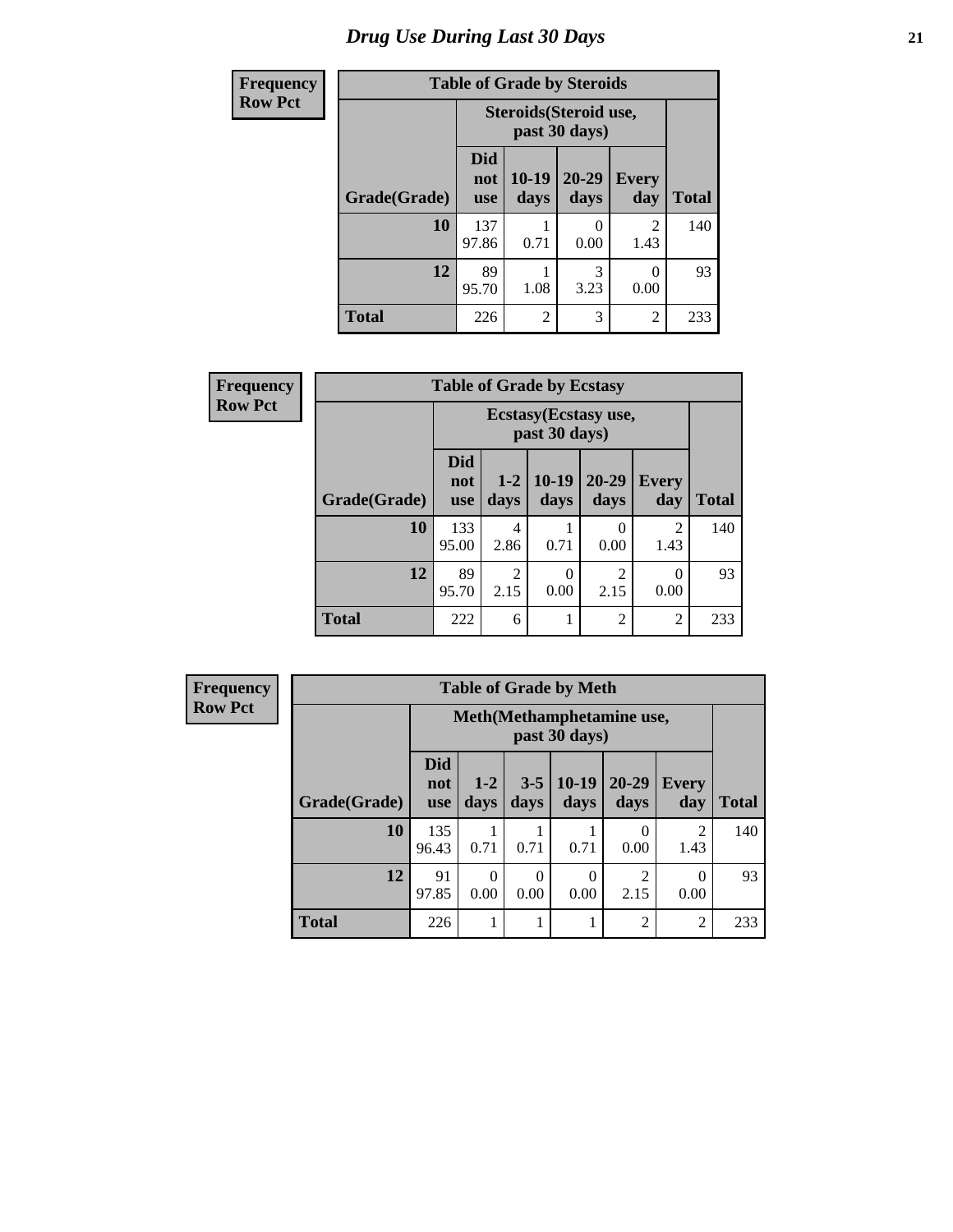# Drug Use During Last 30 Days

**Frequency**
**Row Pct**

**Table of Grade by Steroids**

| Grade(Grade) | Steroids(Steroid use, past 30 days) | | | | Total |
|---|---|---|---|---|---|
| | Did not use | 10-19 days | 20-29 days | Every day | |
| **10** | 137<br>97.86 | 1<br>0.71 | 0<br>0.00 | 2<br>1.43 | 140 |
| **12** | 89<br>95.70 | 1<br>1.08 | 3<br>3.23 | 0<br>0.00 | 93 |
| **Total** | 226 | 2 | 3 | 2 | 233 |

**Frequency**
**Row Pct**

**Table of Grade by Ecstasy**

| Grade(Grade) | Ecstasy(Ecstasy use, past 30 days) | | | | | Total |
|---|---|---|---|---|---|---|
| | Did not use | 1-2 days | 10-19 days | 20-29 days | Every day | |
| **10** | 133<br>95.00 | 4<br>2.86 | 1<br>0.71 | 0<br>0.00 | 2<br>1.43 | 140 |
| **12** | 89<br>95.70 | 2<br>2.15 | 0<br>0.00 | 2<br>2.15 | 0<br>0.00 | 93 |
| **Total** | 222 | 6 | 1 | 2 | 2 | 233 |

**Frequency**
**Row Pct**

**Table of Grade by Meth**

| Grade(Grade) | Meth(Methamphetamine use, past 30 days) | | | | | | Total |
|---|---|---|---|---|---|---|---|
| | Did not use | 1-2 days | 3-5 days | 10-19 days | 20-29 days | Every day | |
| **10** | 135<br>96.43 | 1<br>0.71 | 1<br>0.71 | 1<br>0.71 | 0<br>0.00 | 2<br>1.43 | 140 |
| **12** | 91<br>97.85 | 0<br>0.00 | 0<br>0.00 | 0<br>0.00 | 2<br>2.15 | 0<br>0.00 | 93 |
| **Total** | 226 | 1 | 1 | 1 | 2 | 2 | 233 |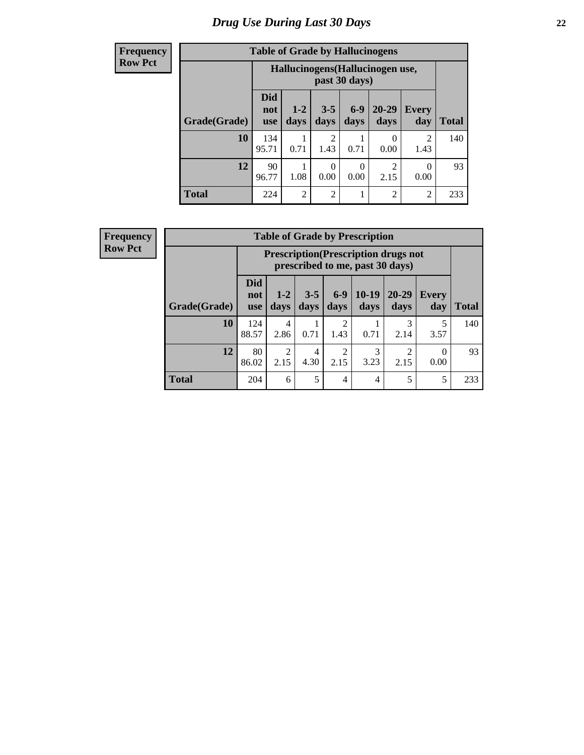# Drug Use During Last 30 Days

**Frequency**
**Row Pct**

| Table of Grade by Hallucinogens | | | | | | | |
|---|---|---|---|---|---|---|---|
| | Hallucinogens(Hallucinogen use, past 30 days) | | | | | | |
| Grade(Grade) | Did not use | 1-2 days | 3-5 days | 6-9 days | 20-29 days | Every day | Total |
| **10** | 134<br>95.71 | 1<br>0.71 | 2<br>1.43 | 1<br>0.71 | 0<br>0.00 | 2<br>1.43 | 140 |
| **12** | 90<br>96.77 | 1<br>1.08 | 0<br>0.00 | 0<br>0.00 | 2<br>2.15 | 0<br>0.00 | 93 |
| **Total** | 224 | 2 | 2 | 1 | 2 | 2 | 233 |

**Frequency**
**Row Pct**

| Table of Grade by Prescription | | | | | | | | |
|---|---|---|---|---|---|---|---|---|
| | Prescription(Prescription drugs not prescribed to me, past 30 days) | | | | | | | |
| Grade(Grade) | Did not use | 1-2 days | 3-5 days | 6-9 days | 10-19 days | 20-29 days | Every day | Total |
| **10** | 124<br>88.57 | 4<br>2.86 | 1<br>0.71 | 2<br>1.43 | 1<br>0.71 | 3<br>2.14 | 5<br>3.57 | 140 |
| **12** | 80<br>86.02 | 2<br>2.15 | 4<br>4.30 | 2<br>2.15 | 3<br>3.23 | 2<br>2.15 | 0<br>0.00 | 93 |
| **Total** | 204 | 6 | 5 | 4 | 4 | 5 | 5 | 233 |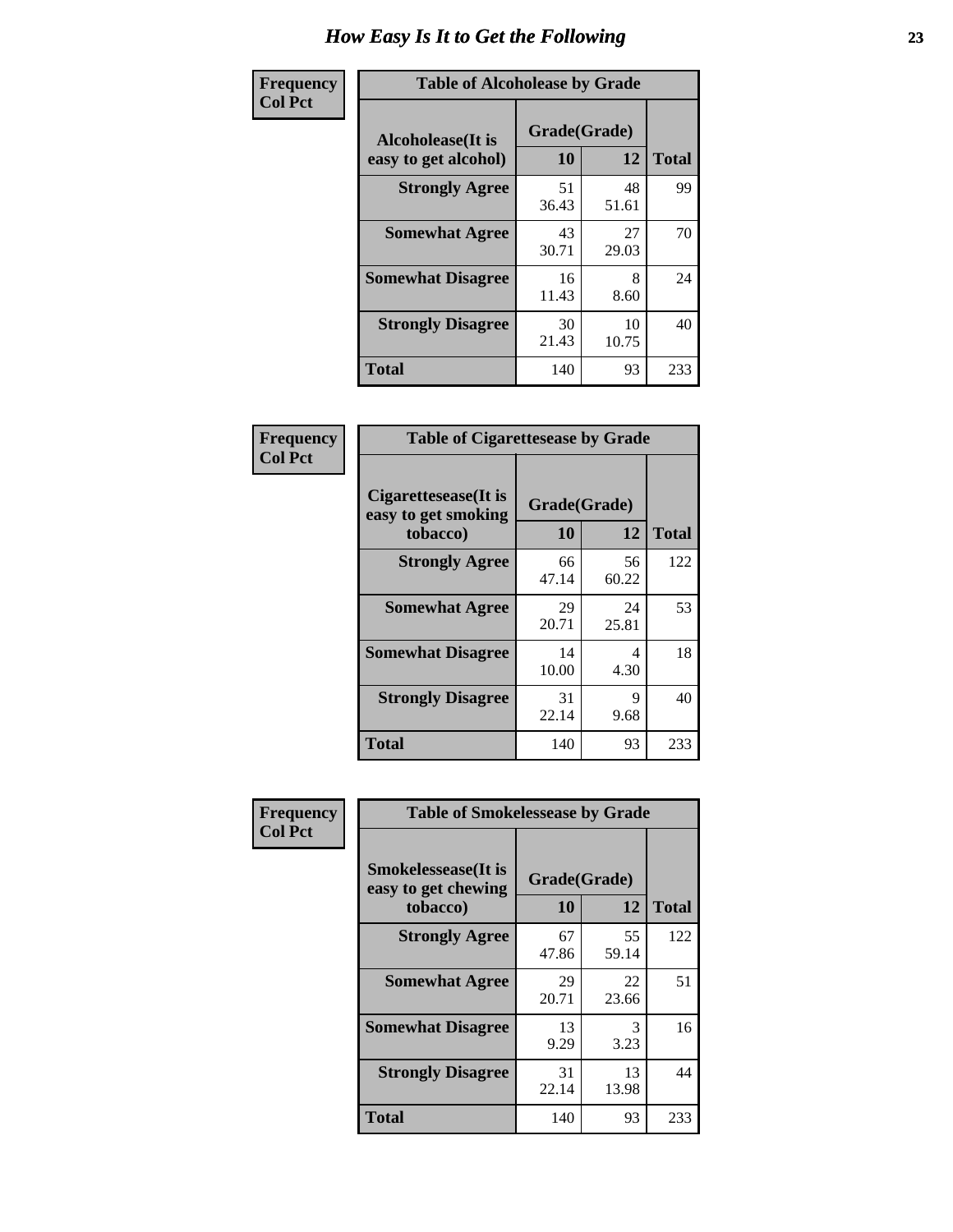# How Easy Is It to Get the Following

**Frequency**
**Col Pct**

**Table of Alcoholease by Grade**

| Alcoholease(It is easy to get alcohol) | Grade(Grade) | | Total |
|---|---|---|---|
| | 10 | 12 | |
| **Strongly Agree** | 51<br>36.43 | 48<br>51.61 | 99 |
| **Somewhat Agree** | 43<br>30.71 | 27<br>29.03 | 70 |
| **Somewhat Disagree** | 16<br>11.43 | 8<br>8.60 | 24 |
| **Strongly Disagree** | 30<br>21.43 | 10<br>10.75 | 40 |
| **Total** | 140 | 93 | 233 |

**Frequency**
**Col Pct**

**Table of Cigarettesease by Grade**

| Cigarettesease(It is easy to get smoking tobacco) | Grade(Grade) | | Total |
|---|---|---|---|
| | 10 | 12 | |
| **Strongly Agree** | 66<br>47.14 | 56<br>60.22 | 122 |
| **Somewhat Agree** | 29<br>20.71 | 24<br>25.81 | 53 |
| **Somewhat Disagree** | 14<br>10.00 | 4<br>4.30 | 18 |
| **Strongly Disagree** | 31<br>22.14 | 9<br>9.68 | 40 |
| **Total** | 140 | 93 | 233 |

**Frequency**
**Col Pct**

**Table of Smokelessease by Grade**

| Smokelessease(It is easy to get chewing tobacco) | Grade(Grade) | | Total |
|---|---|---|---|
| | 10 | 12 | |
| **Strongly Agree** | 67<br>47.86 | 55<br>59.14 | 122 |
| **Somewhat Agree** | 29<br>20.71 | 22<br>23.66 | 51 |
| **Somewhat Disagree** | 13<br>9.29 | 3<br>3.23 | 16 |
| **Strongly Disagree** | 31<br>22.14 | 13<br>13.98 | 44 |
| **Total** | 140 | 93 | 233 |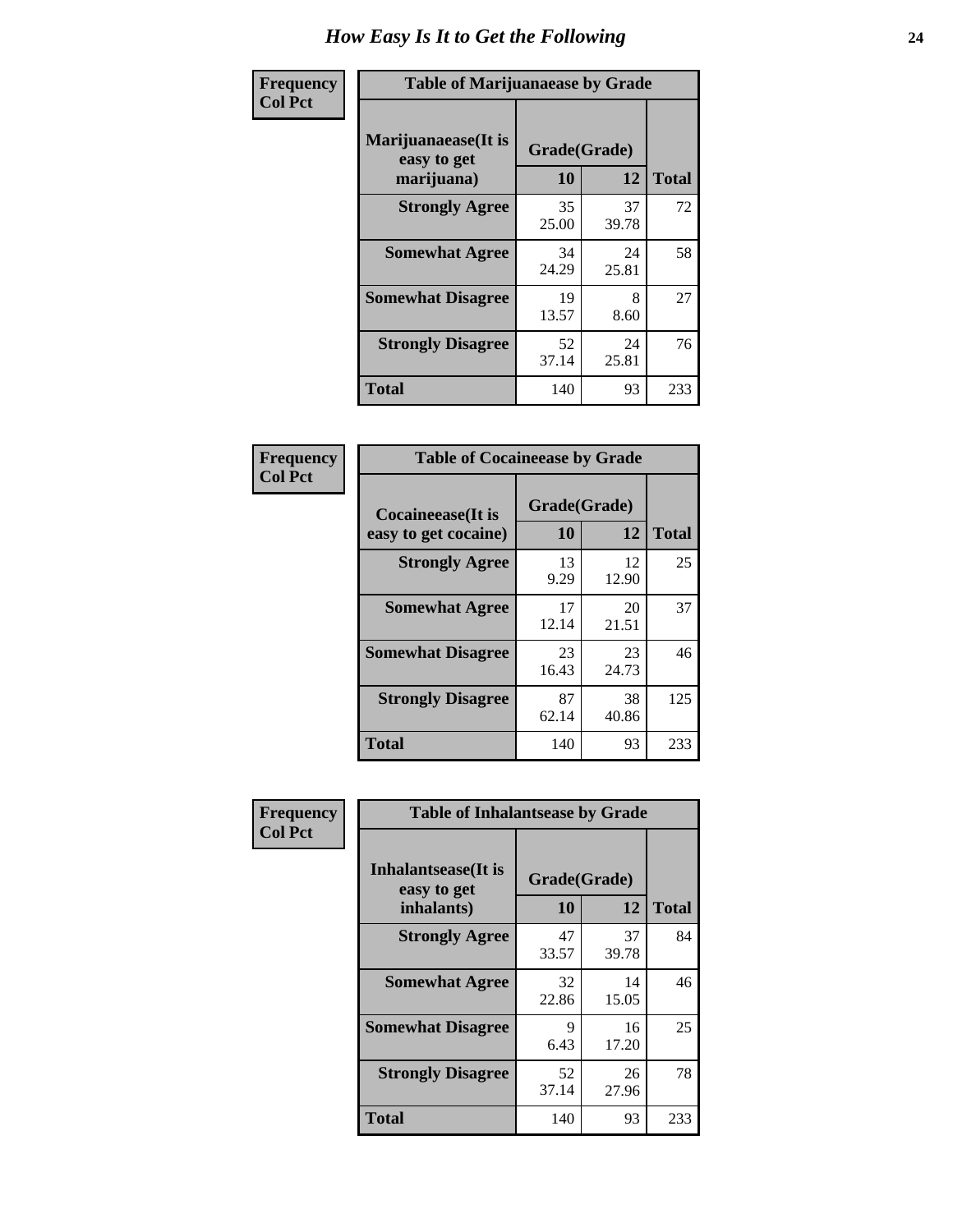# How Easy Is It to Get the Following

**Frequency**
**Col Pct**

**Table of Marijuanaease by Grade**

| Marijuanaease(It is easy to get marijuana) | Grade(Grade) | | Total |
|---|---|---|---|
| | 10 | 12 | |
| **Strongly Agree** | 35<br>25.00 | 37<br>39.78 | 72 |
| **Somewhat Agree** | 34<br>24.29 | 24<br>25.81 | 58 |
| **Somewhat Disagree** | 19<br>13.57 | 8<br>8.60 | 27 |
| **Strongly Disagree** | 52<br>37.14 | 24<br>25.81 | 76 |
| **Total** | 140 | 93 | 233 |

**Frequency**
**Col Pct**

**Table of Cocaineease by Grade**

| Cocaineease(It is easy to get cocaine) | Grade(Grade) | | Total |
|---|---|---|---|
| | 10 | 12 | |
| **Strongly Agree** | 13<br>9.29 | 12<br>12.90 | 25 |
| **Somewhat Agree** | 17<br>12.14 | 20<br>21.51 | 37 |
| **Somewhat Disagree** | 23<br>16.43 | 23<br>24.73 | 46 |
| **Strongly Disagree** | 87<br>62.14 | 38<br>40.86 | 125 |
| **Total** | 140 | 93 | 233 |

**Frequency**
**Col Pct**

**Table of Inhalantsease by Grade**

| Inhalantsease(It is easy to get inhalants) | Grade(Grade) | | Total |
|---|---|---|---|
| | 10 | 12 | |
| **Strongly Agree** | 47<br>33.57 | 37<br>39.78 | 84 |
| **Somewhat Agree** | 32<br>22.86 | 14<br>15.05 | 46 |
| **Somewhat Disagree** | 9<br>6.43 | 16<br>17.20 | 25 |
| **Strongly Disagree** | 52<br>37.14 | 26<br>27.96 | 78 |
| **Total** | 140 | 93 | 233 |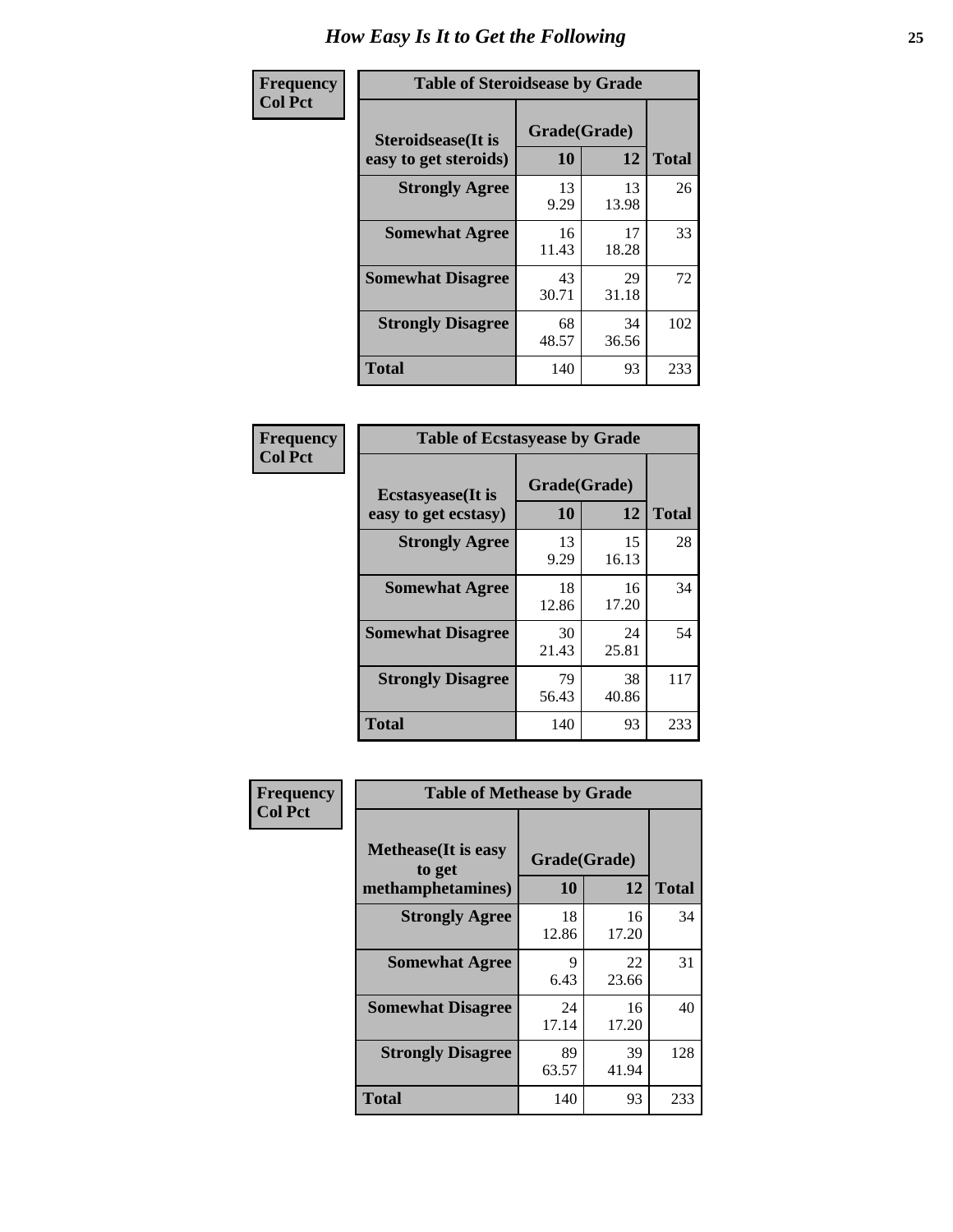# How Easy Is It to Get the Following

**Frequency**
**Col Pct**

| Table of Steroidsease by Grade | | | |
|---|---|---|---|
| Steroidsease(It is easy to get steroids) | Grade(Grade) | | Total |
| | 10 | 12 | |
| **Strongly Agree** | 13<br>9.29 | 13<br>13.98 | 26 |
| **Somewhat Agree** | 16<br>11.43 | 17<br>18.28 | 33 |
| **Somewhat Disagree** | 43<br>30.71 | 29<br>31.18 | 72 |
| **Strongly Disagree** | 68<br>48.57 | 34<br>36.56 | 102 |
| **Total** | 140 | 93 | 233 |

**Frequency**
**Col Pct**

| Table of Ecstasyease by Grade | | | |
|---|---|---|---|
| Ecstasyease(It is easy to get ecstasy) | Grade(Grade) | | Total |
| | 10 | 12 | |
| **Strongly Agree** | 13<br>9.29 | 15<br>16.13 | 28 |
| **Somewhat Agree** | 18<br>12.86 | 16<br>17.20 | 34 |
| **Somewhat Disagree** | 30<br>21.43 | 24<br>25.81 | 54 |
| **Strongly Disagree** | 79<br>56.43 | 38<br>40.86 | 117 |
| **Total** | 140 | 93 | 233 |

**Frequency**
**Col Pct**

| Table of Methease by Grade | | | |
|---|---|---|---|
| Methease(It is easy to get methamphetamines) | Grade(Grade) | | Total |
| | 10 | 12 | |
| **Strongly Agree** | 18<br>12.86 | 16<br>17.20 | 34 |
| **Somewhat Agree** | 9<br>6.43 | 22<br>23.66 | 31 |
| **Somewhat Disagree** | 24<br>17.14 | 16<br>17.20 | 40 |
| **Strongly Disagree** | 89<br>63.57 | 39<br>41.94 | 128 |
| **Total** | 140 | 93 | 233 |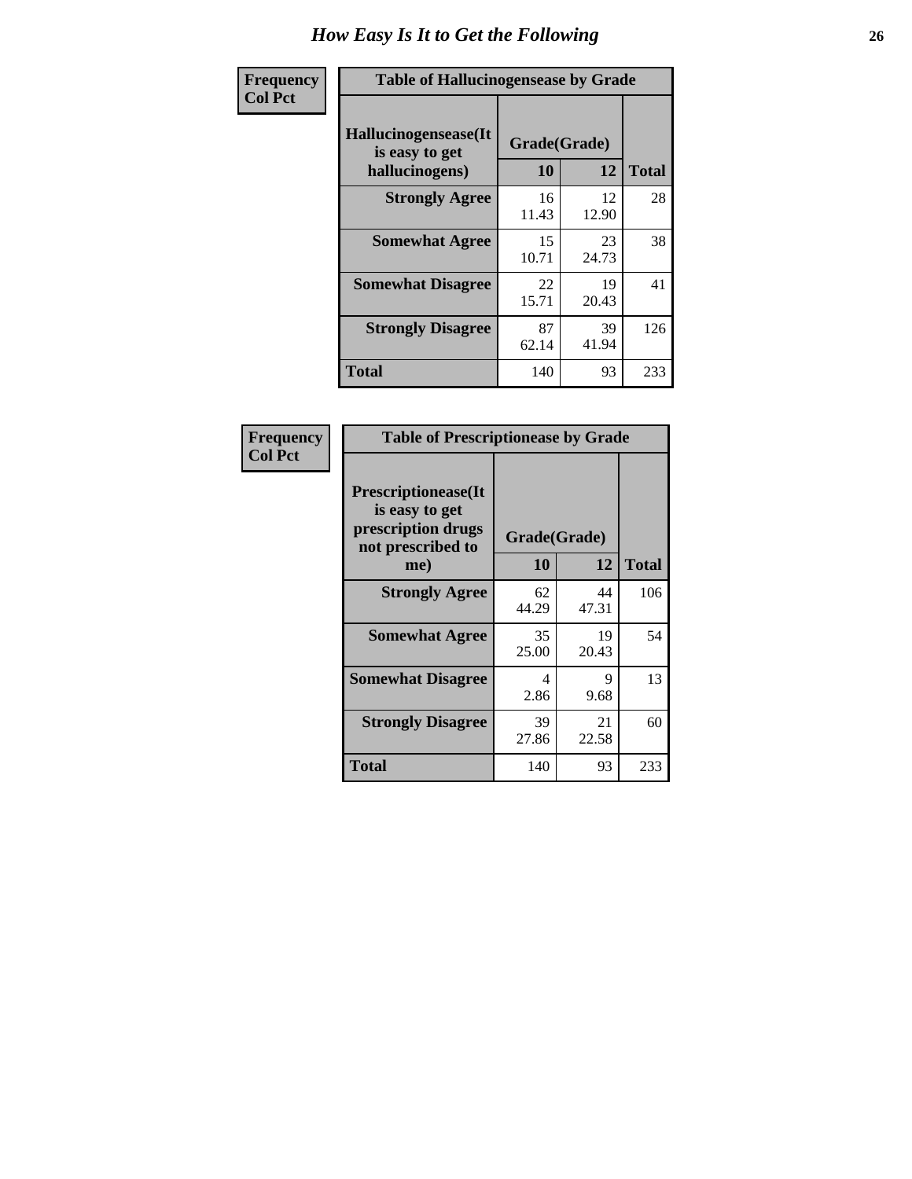# How Easy Is It to Get the Following

**Frequency**
**Col Pct**

**Table of Hallucinogensease by Grade**

| Hallucinogensease(It is easy to get hallucinogens) | Grade(Grade) 10 | 12 | Total |
|---|---|---|---|
| **Strongly Agree** | 16<br>11.43 | 12<br>12.90 | 28 |
| **Somewhat Agree** | 15<br>10.71 | 23<br>24.73 | 38 |
| **Somewhat Disagree** | 22<br>15.71 | 19<br>20.43 | 41 |
| **Strongly Disagree** | 87<br>62.14 | 39<br>41.94 | 126 |
| **Total** | 140 | 93 | 233 |

**Frequency**
**Col Pct**

**Table of Prescriptionease by Grade**

| Prescriptionease(It is easy to get prescription drugs not prescribed to me) | Grade(Grade) 10 | 12 | Total |
|---|---|---|---|
| **Strongly Agree** | 62<br>44.29 | 44<br>47.31 | 106 |
| **Somewhat Agree** | 35<br>25.00 | 19<br>20.43 | 54 |
| **Somewhat Disagree** | 4<br>2.86 | 9<br>9.68 | 13 |
| **Strongly Disagree** | 39<br>27.86 | 21<br>22.58 | 60 |
| **Total** | 140 | 93 | 233 |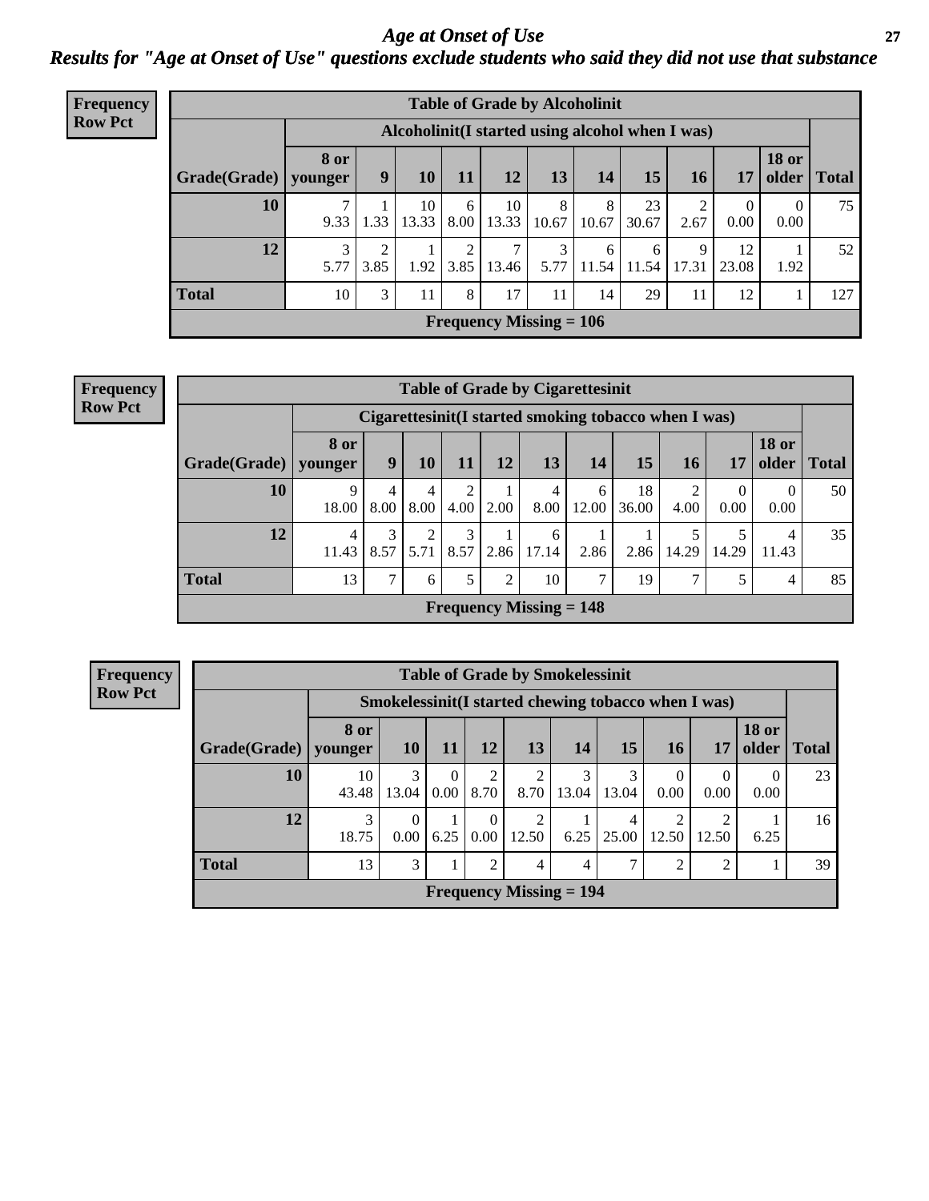# Age at Onset of Use

## Results for "Age at Onset of Use" questions exclude students who said they did not use that substance

**Frequency**
**Row Pct**

| Table of Grade by Alcoholinit | | | | | | | | | | | | |
|---|---|---|---|---|---|---|---|---|---|---|---|---|
| | Alcoholinit(I started using alcohol when I was) | | | | | | | | | | | |
| Grade(Grade) | 8 or younger | 9 | 10 | 11 | 12 | 13 | 14 | 15 | 16 | 17 | 18 or older | Total |
| 10 | 7<br>9.33 | 1<br>1.33 | 10<br>13.33 | 6<br>8.00 | 10<br>13.33 | 8<br>10.67 | 8<br>10.67 | 23<br>30.67 | 2<br>2.67 | 0<br>0.00 | 0<br>0.00 | 75 |
| 12 | 3<br>5.77 | 2<br>3.85 | 1<br>1.92 | 2<br>3.85 | 7<br>13.46 | 3<br>5.77 | 6<br>11.54 | 6<br>11.54 | 9<br>17.31 | 12<br>23.08 | 1<br>1.92 | 52 |
| Total | 10 | 3 | 11 | 8 | 17 | 11 | 14 | 29 | 11 | 12 | 1 | 127 |
| Frequency Missing = 106 | | | | | | | | | | | | |

**Frequency**
**Row Pct**

| Table of Grade by Cigarettesinit | | | | | | | | | | | | |
|---|---|---|---|---|---|---|---|---|---|---|---|---|
| | Cigarettesinit(I started smoking tobacco when I was) | | | | | | | | | | | |
| Grade(Grade) | 8 or younger | 9 | 10 | 11 | 12 | 13 | 14 | 15 | 16 | 17 | 18 or older | Total |
| 10 | 9<br>18.00 | 4<br>8.00 | 4<br>8.00 | 2<br>4.00 | 1<br>2.00 | 4<br>8.00 | 6<br>12.00 | 18<br>36.00 | 2<br>4.00 | 0<br>0.00 | 0<br>0.00 | 50 |
| 12 | 4<br>11.43 | 3<br>8.57 | 2<br>5.71 | 3<br>8.57 | 1<br>2.86 | 6<br>17.14 | 1<br>2.86 | 1<br>2.86 | 5<br>14.29 | 5<br>14.29 | 4<br>11.43 | 35 |
| Total | 13 | 7 | 6 | 5 | 2 | 10 | 7 | 19 | 7 | 5 | 4 | 85 |
| Frequency Missing = 148 | | | | | | | | | | | | |

**Frequency**
**Row Pct**

| Table of Grade by Smokelessinit | | | | | | | | | | | |
|---|---|---|---|---|---|---|---|---|---|---|---|
| | Smokelessinit(I started chewing tobacco when I was) | | | | | | | | | | |
| Grade(Grade) | 8 or younger | 10 | 11 | 12 | 13 | 14 | 15 | 16 | 17 | 18 or older | Total |
| 10 | 10<br>43.48 | 3<br>13.04 | 0<br>0.00 | 2<br>8.70 | 2<br>8.70 | 3<br>13.04 | 3<br>13.04 | 0<br>0.00 | 0<br>0.00 | 0<br>0.00 | 23 |
| 12 | 3<br>18.75 | 0<br>0.00 | 1<br>6.25 | 0<br>0.00 | 2<br>12.50 | 1<br>6.25 | 4<br>25.00 | 2<br>12.50 | 2<br>12.50 | 1<br>6.25 | 16 |
| Total | 13 | 3 | 1 | 2 | 4 | 4 | 7 | 2 | 2 | 1 | 39 |
| Frequency Missing = 194 | | | | | | | | | | | |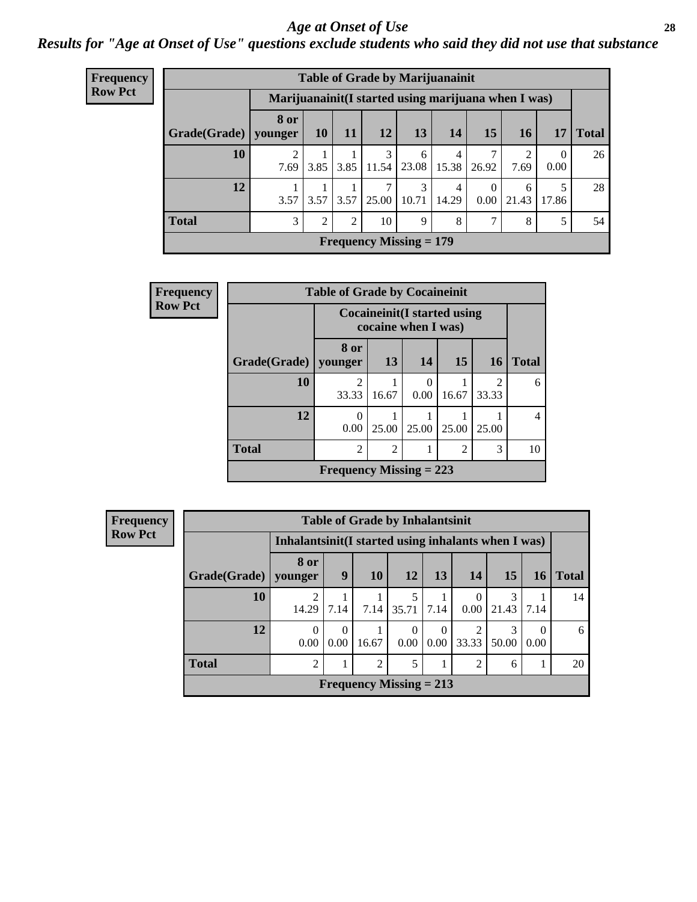# *Age at Onset of Use*

***Results for "Age at Onset of Use" questions exclude students who said they did not use that substance***

**Frequency**
**Row Pct**

**Table of Grade by Marijuanainit**

| Grade(Grade) | Marijuanainit(I started using marijuana when I was) | | | | | | | | | Total |
|---|---|---|---|---|---|---|---|---|---|---|
| | 8 or younger | 10 | 11 | 12 | 13 | 14 | 15 | 16 | 17 | |
| 10 | 2<br>7.69 | 1<br>3.85 | 1<br>3.85 | 3<br>11.54 | 6<br>23.08 | 4<br>15.38 | 7<br>26.92 | 2<br>7.69 | 0<br>0.00 | 26 |
| 12 | 1<br>3.57 | 1<br>3.57 | 1<br>3.57 | 7<br>25.00 | 3<br>10.71 | 4<br>14.29 | 0<br>0.00 | 6<br>21.43 | 5<br>17.86 | 28 |
| Total | 3 | 2 | 2 | 10 | 9 | 8 | 7 | 8 | 5 | 54 |
| Frequency Missing = 179 | | | | | | | | | | |

**Frequency**
**Row Pct**

**Table of Grade by Cocaineinit**

| Grade(Grade) | Cocaineinit(I started using cocaine when I was) | | | | | Total |
|---|---|---|---|---|---|---|
| | 8 or younger | 13 | 14 | 15 | 16 | |
| 10 | 2<br>33.33 | 1<br>16.67 | 0<br>0.00 | 1<br>16.67 | 2<br>33.33 | 6 |
| 12 | 0<br>0.00 | 1<br>25.00 | 1<br>25.00 | 1<br>25.00 | 1<br>25.00 | 4 |
| Total | 2 | 2 | 1 | 2 | 3 | 10 |
| Frequency Missing = 223 | | | | | | |

**Frequency**
**Row Pct**

**Table of Grade by Inhalantsinit**

| Grade(Grade) | Inhalantsinit(I started using inhalants when I was) | | | | | | | | Total |
|---|---|---|---|---|---|---|---|---|---|
| | 8 or younger | 9 | 10 | 12 | 13 | 14 | 15 | 16 | |
| 10 | 2<br>14.29 | 1<br>7.14 | 1<br>7.14 | 5<br>35.71 | 1<br>7.14 | 0<br>0.00 | 3<br>21.43 | 1<br>7.14 | 14 |
| 12 | 0<br>0.00 | 0<br>0.00 | 1<br>16.67 | 0<br>0.00 | 0<br>0.00 | 2<br>33.33 | 3<br>50.00 | 0<br>0.00 | 6 |
| Total | 2 | 1 | 2 | 5 | 1 | 2 | 6 | 1 | 20 |
| Frequency Missing = 213 | | | | | | | | | |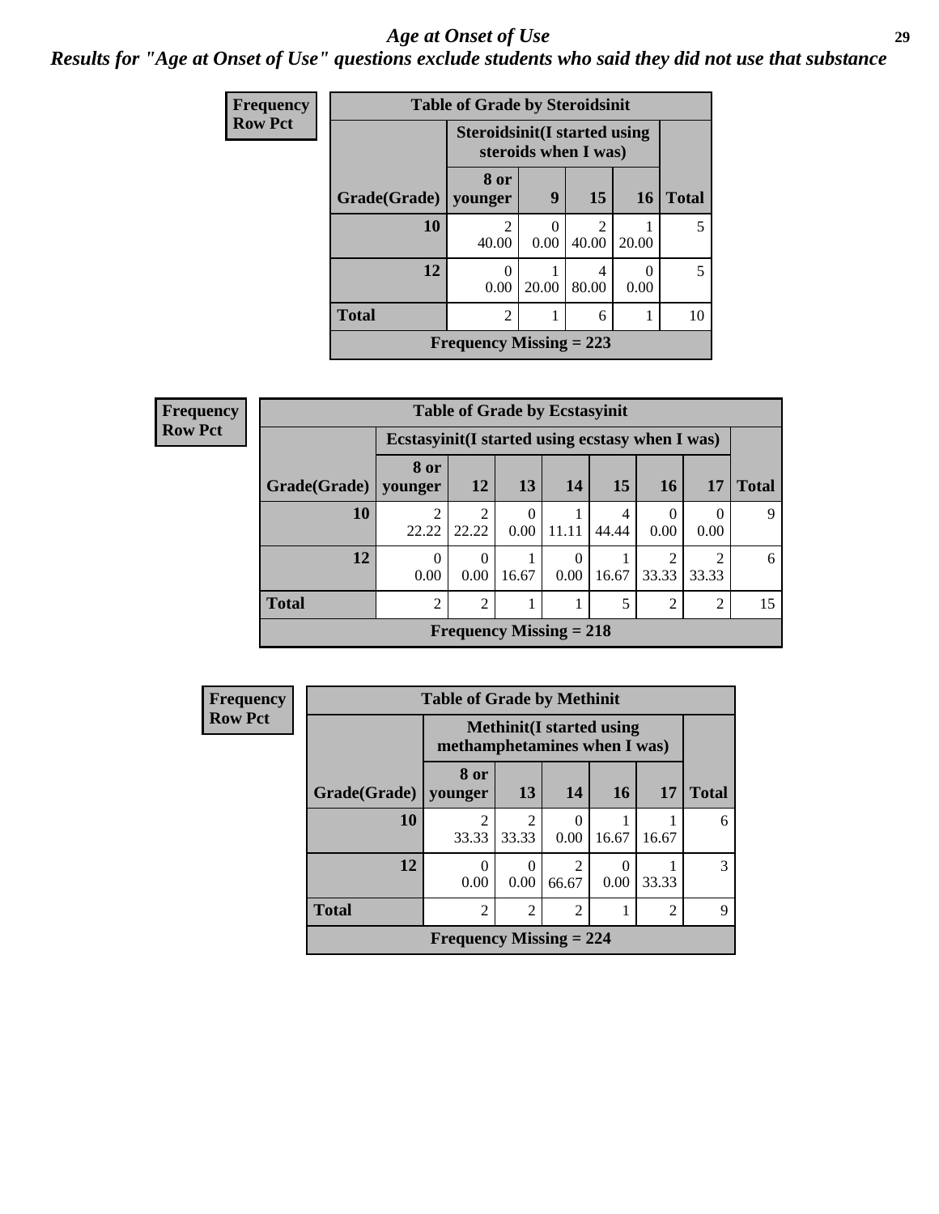# Age at Onset of Use

## *Results for "Age at Onset of Use" questions exclude students who said they did not use that substance*

**Frequency**
**Row Pct**

**Table of Grade by Steroidsinit**

| Grade(Grade) | Steroidsinit(I started using steroids when I was) | | | | Total |
|---|---|---|---|---|---|
| | 8 or younger | 9 | 15 | 16 | |
| **10** | 2<br>40.00 | 0<br>0.00 | 2<br>40.00 | 1<br>20.00 | 5 |
| **12** | 0<br>0.00 | 1<br>20.00 | 4<br>80.00 | 0<br>0.00 | 5 |
| **Total** | 2 | 1 | 6 | 1 | 10 |

**Frequency Missing = 223**

**Frequency**
**Row Pct**

**Table of Grade by Ecstasyinit**

| Grade(Grade) | Ecstasyinit(I started using ecstasy when I was) | | | | | | | Total |
|---|---|---|---|---|---|---|---|---|
| | 8 or younger | 12 | 13 | 14 | 15 | 16 | 17 | |
| **10** | 2<br>22.22 | 2<br>22.22 | 0<br>0.00 | 1<br>11.11 | 4<br>44.44 | 0<br>0.00 | 0<br>0.00 | 9 |
| **12** | 0<br>0.00 | 0<br>0.00 | 1<br>16.67 | 0<br>0.00 | 1<br>16.67 | 2<br>33.33 | 2<br>33.33 | 6 |
| **Total** | 2 | 2 | 1 | 1 | 5 | 2 | 2 | 15 |

**Frequency Missing = 218**

**Frequency**
**Row Pct**

**Table of Grade by Methinit**

| Grade(Grade) | Methinit(I started using methamphetamines when I was) | | | | | Total |
|---|---|---|---|---|---|---|
| | 8 or younger | 13 | 14 | 16 | 17 | |
| **10** | 2<br>33.33 | 2<br>33.33 | 0<br>0.00 | 1<br>16.67 | 1<br>16.67 | 6 |
| **12** | 0<br>0.00 | 0<br>0.00 | 2<br>66.67 | 0<br>0.00 | 1<br>33.33 | 3 |
| **Total** | 2 | 2 | 2 | 1 | 2 | 9 |

**Frequency Missing = 224**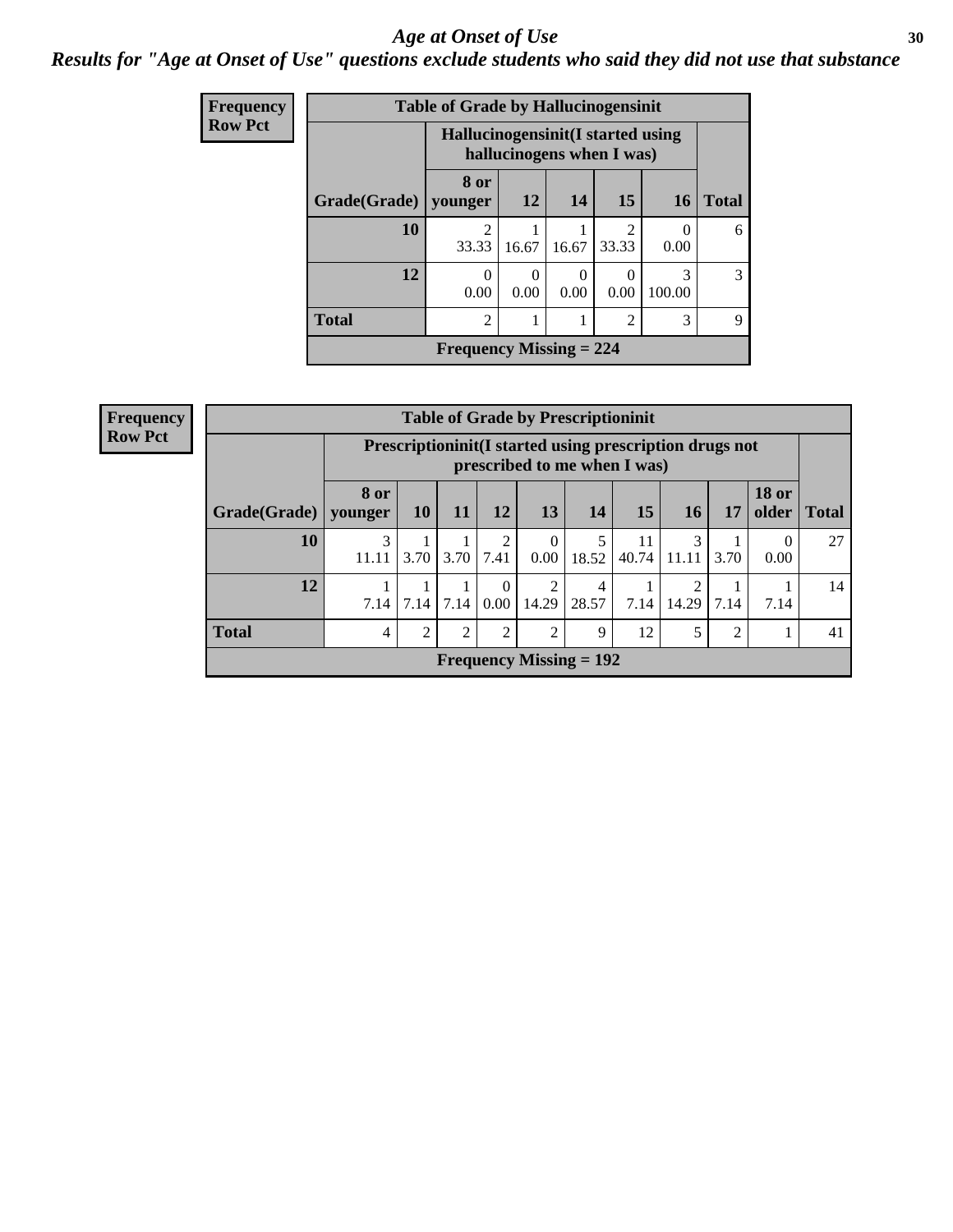# Age at Onset of Use

## Results for "Age at Onset of Use" questions exclude students who said they did not use that substance

**Frequency**
**Row Pct**

| Table of Grade by Hallucinogensinit | | | | | | |
|---|---|---|---|---|---|---|
| | Hallucinogensinit(I started using hallucinogens when I was) | | | | | |
| Grade(Grade) | 8 or younger | 12 | 14 | 15 | 16 | Total |
| 10 | 2<br>33.33 | 1<br>16.67 | 1<br>16.67 | 2<br>33.33 | 0<br>0.00 | 6 |
| 12 | 0<br>0.00 | 0<br>0.00 | 0<br>0.00 | 0<br>0.00 | 3<br>100.00 | 3 |
| Total | 2 | 1 | 1 | 2 | 3 | 9 |
| Frequency Missing = 224 | | | | | | |

**Frequency**
**Row Pct**

| Table of Grade by Prescriptioninit | | | | | | | | | | | |
|---|---|---|---|---|---|---|---|---|---|---|---|
| | Prescriptioninit(I started using prescription drugs not prescribed to me when I was) | | | | | | | | | | |
| Grade(Grade) | 8 or younger | 10 | 11 | 12 | 13 | 14 | 15 | 16 | 17 | 18 or older | Total |
| 10 | 3<br>11.11 | 1<br>3.70 | 1<br>3.70 | 2<br>7.41 | 0<br>0.00 | 5<br>18.52 | 11<br>40.74 | 3<br>11.11 | 1<br>3.70 | 0<br>0.00 | 27 |
| 12 | 1<br>7.14 | 1<br>7.14 | 1<br>7.14 | 0<br>0.00 | 2<br>14.29 | 4<br>28.57 | 1<br>7.14 | 2<br>14.29 | 1<br>7.14 | 1<br>7.14 | 14 |
| Total | 4 | 2 | 2 | 2 | 2 | 9 | 12 | 5 | 2 | 1 | 41 |
| Frequency Missing = 192 | | | | | | | | | | | |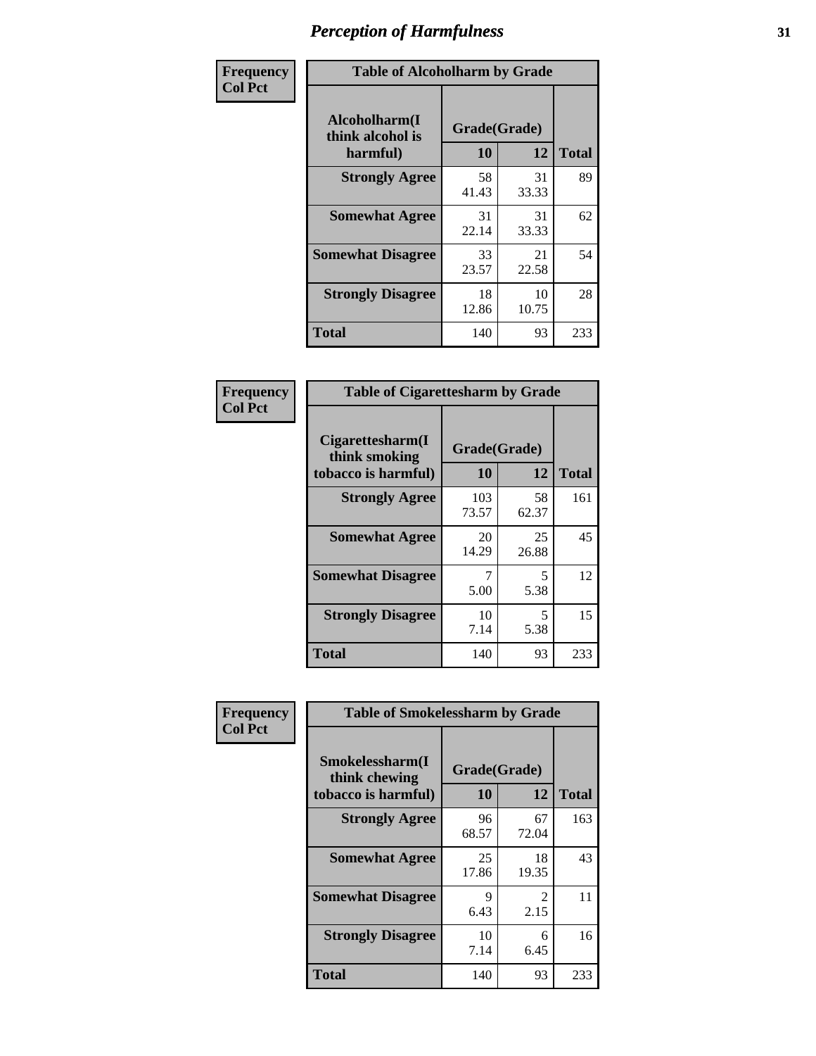# Perception of Harmfulness

| Frequency<br>Col Pct | | | |
|---|---|---|---|
| **Table of Alcoholharm by Grade** | | | |
| **Alcoholharm(I think alcohol is harmful)** | **Grade(Grade)** | | |
| | **10** | **12** | **Total** |
| **Strongly Agree** | 58<br>41.43 | 31<br>33.33 | 89 |
| **Somewhat Agree** | 31<br>22.14 | 31<br>33.33 | 62 |
| **Somewhat Disagree** | 33<br>23.57 | 21<br>22.58 | 54 |
| **Strongly Disagree** | 18<br>12.86 | 10<br>10.75 | 28 |
| **Total** | 140 | 93 | 233 |

| Frequency<br>Col Pct | | | |
|---|---|---|---|
| **Table of Cigarettesharm by Grade** | | | |
| **Cigarettesharm(I think smoking tobacco is harmful)** | **Grade(Grade)** | | |
| | **10** | **12** | **Total** |
| **Strongly Agree** | 103<br>73.57 | 58<br>62.37 | 161 |
| **Somewhat Agree** | 20<br>14.29 | 25<br>26.88 | 45 |
| **Somewhat Disagree** | 7<br>5.00 | 5<br>5.38 | 12 |
| **Strongly Disagree** | 10<br>7.14 | 5<br>5.38 | 15 |
| **Total** | 140 | 93 | 233 |

| Frequency<br>Col Pct | | | |
|---|---|---|---|
| **Table of Smokelessharm by Grade** | | | |
| **Smokelessharm(I think chewing tobacco is harmful)** | **Grade(Grade)** | | |
| | **10** | **12** | **Total** |
| **Strongly Agree** | 96<br>68.57 | 67<br>72.04 | 163 |
| **Somewhat Agree** | 25<br>17.86 | 18<br>19.35 | 43 |
| **Somewhat Disagree** | 9<br>6.43 | 2<br>2.15 | 11 |
| **Strongly Disagree** | 10<br>7.14 | 6<br>6.45 | 16 |
| **Total** | 140 | 93 | 233 |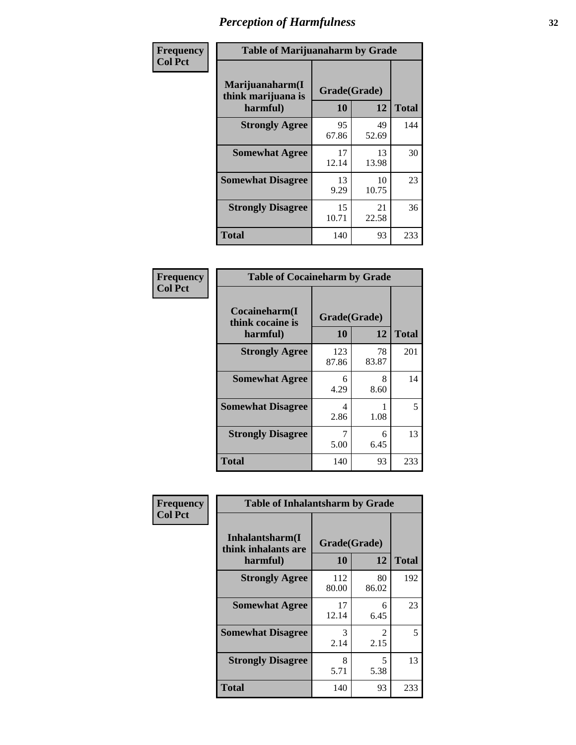# Perception of Harmfulness

**Frequency**
**Col Pct**

| Table of Marijuanaharm by Grade | | | |
|---|---|---|---|
| **Marijuanaharm(I think marijuana is harmful)** | **Grade(Grade)** | | **Total** |
| | **10** | **12** | |
| **Strongly Agree** | 95<br>67.86 | 49<br>52.69 | 144 |
| **Somewhat Agree** | 17<br>12.14 | 13<br>13.98 | 30 |
| **Somewhat Disagree** | 13<br>9.29 | 10<br>10.75 | 23 |
| **Strongly Disagree** | 15<br>10.71 | 21<br>22.58 | 36 |
| **Total** | 140 | 93 | 233 |

**Frequency**
**Col Pct**

| Table of Cocaineharm by Grade | | | |
|---|---|---|---|
| **Cocaineharm(I think cocaine is harmful)** | **Grade(Grade)** | | **Total** |
| | **10** | **12** | |
| **Strongly Agree** | 123<br>87.86 | 78<br>83.87 | 201 |
| **Somewhat Agree** | 6<br>4.29 | 8<br>8.60 | 14 |
| **Somewhat Disagree** | 4<br>2.86 | 1<br>1.08 | 5 |
| **Strongly Disagree** | 7<br>5.00 | 6<br>6.45 | 13 |
| **Total** | 140 | 93 | 233 |

**Frequency**
**Col Pct**

| Table of Inhalantsharm by Grade | | | |
|---|---|---|---|
| **Inhalantsharm(I think inhalants are harmful)** | **Grade(Grade)** | | **Total** |
| | **10** | **12** | |
| **Strongly Agree** | 112<br>80.00 | 80<br>86.02 | 192 |
| **Somewhat Agree** | 17<br>12.14 | 6<br>6.45 | 23 |
| **Somewhat Disagree** | 3<br>2.14 | 2<br>2.15 | 5 |
| **Strongly Disagree** | 8<br>5.71 | 5<br>5.38 | 13 |
| **Total** | 140 | 93 | 233 |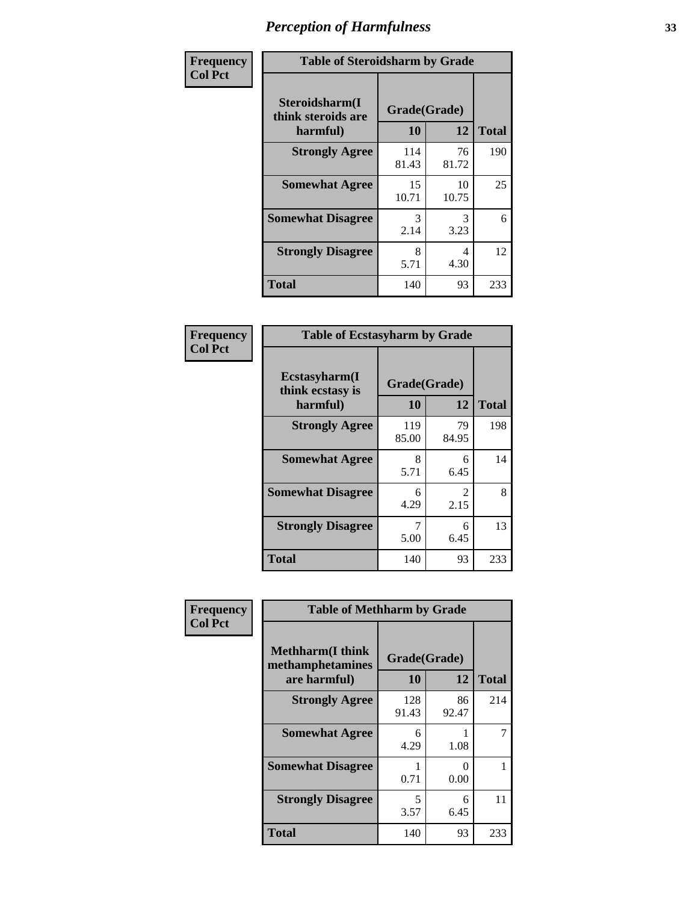# Perception of Harmfulness

| Frequency<br>Col Pct | Table of Steroidsharm by Grade | | |
|---|---|---|---|
| Steroidsharm(I think steroids are harmful) | Grade(Grade) | | |
| | 10 | 12 | Total |
| Strongly Agree | 114<br>81.43 | 76<br>81.72 | 190 |
| Somewhat Agree | 15<br>10.71 | 10<br>10.75 | 25 |
| Somewhat Disagree | 3<br>2.14 | 3<br>3.23 | 6 |
| Strongly Disagree | 8<br>5.71 | 4<br>4.30 | 12 |
| Total | 140 | 93 | 233 |

| Frequency<br>Col Pct | Table of Ecstasyharm by Grade | | |
|---|---|---|---|
| Ecstasyharm(I think ecstasy is harmful) | Grade(Grade) | | |
| | 10 | 12 | Total |
| Strongly Agree | 119<br>85.00 | 79<br>84.95 | 198 |
| Somewhat Agree | 8<br>5.71 | 6<br>6.45 | 14 |
| Somewhat Disagree | 6<br>4.29 | 2<br>2.15 | 8 |
| Strongly Disagree | 7<br>5.00 | 6<br>6.45 | 13 |
| Total | 140 | 93 | 233 |

| Frequency<br>Col Pct | Table of Methharm by Grade | | |
|---|---|---|---|
| Methharm(I think methamphetamines are harmful) | Grade(Grade) | | |
| | 10 | 12 | Total |
| Strongly Agree | 128<br>91.43 | 86<br>92.47 | 214 |
| Somewhat Agree | 6<br>4.29 | 1<br>1.08 | 7 |
| Somewhat Disagree | 1<br>0.71 | 0<br>0.00 | 1 |
| Strongly Disagree | 5<br>3.57 | 6<br>6.45 | 11 |
| Total | 140 | 93 | 233 |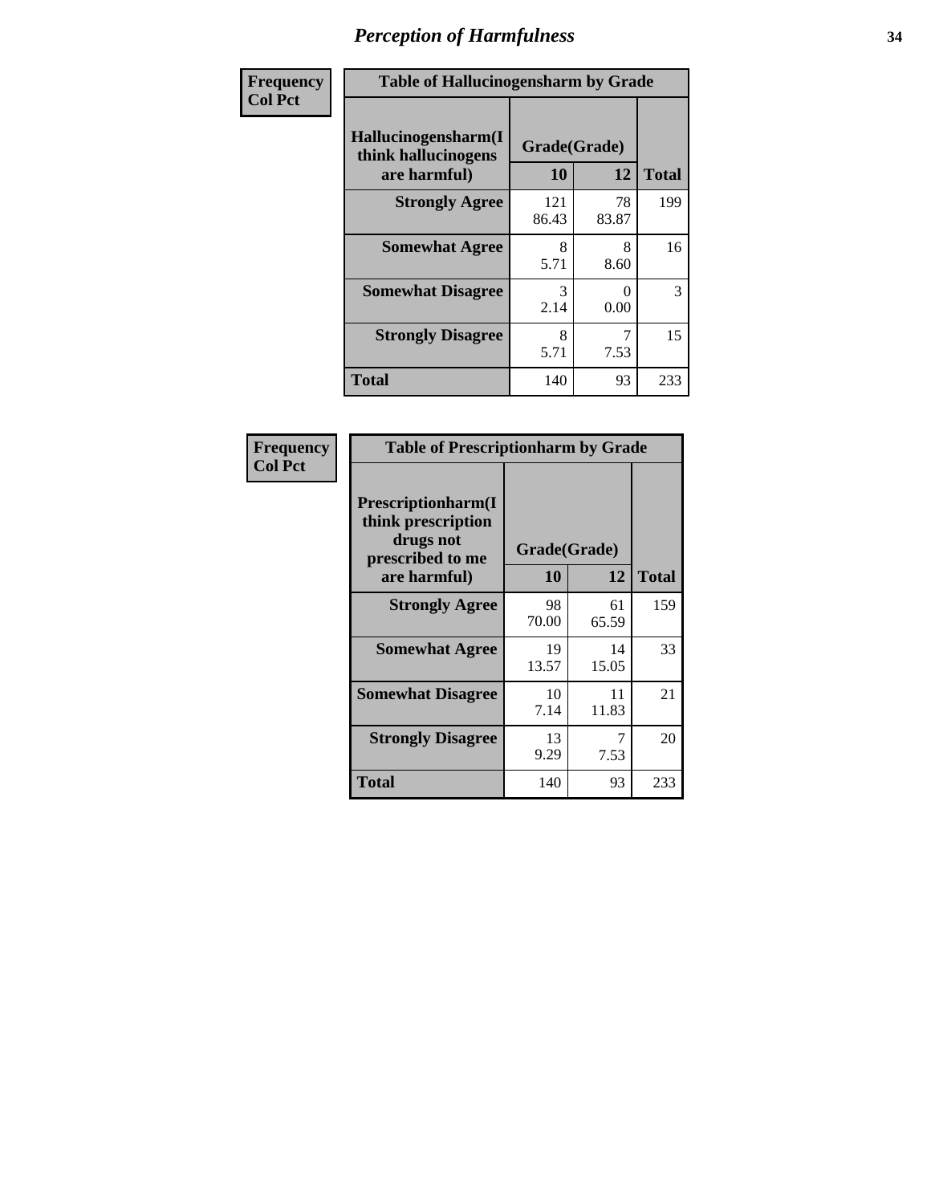# Perception of Harmfulness

| Frequency<br>Col Pct | Table of Hallucinogensharm by Grade | | |
|---|---|---|---|
| **Hallucinogensharm(I think hallucinogens are harmful)** | **Grade(Grade)** | | |
| | **10** | **12** | **Total** |
| **Strongly Agree** | 121<br>86.43 | 78<br>83.87 | 199 |
| **Somewhat Agree** | 8<br>5.71 | 8<br>8.60 | 16 |
| **Somewhat Disagree** | 3<br>2.14 | 0<br>0.00 | 3 |
| **Strongly Disagree** | 8<br>5.71 | 7<br>7.53 | 15 |
| **Total** | 140 | 93 | 233 |

| Frequency<br>Col Pct | Table of Prescriptionharm by Grade | | |
|---|---|---|---|
| **Prescriptionharm(I think prescription drugs not prescribed to me are harmful)** | **Grade(Grade)** | | |
| | **10** | **12** | **Total** |
| **Strongly Agree** | 98<br>70.00 | 61<br>65.59 | 159 |
| **Somewhat Agree** | 19<br>13.57 | 14<br>15.05 | 33 |
| **Somewhat Disagree** | 10<br>7.14 | 11<br>11.83 | 21 |
| **Strongly Disagree** | 13<br>9.29 | 7<br>7.53 | 20 |
| **Total** | 140 | 93 | 233 |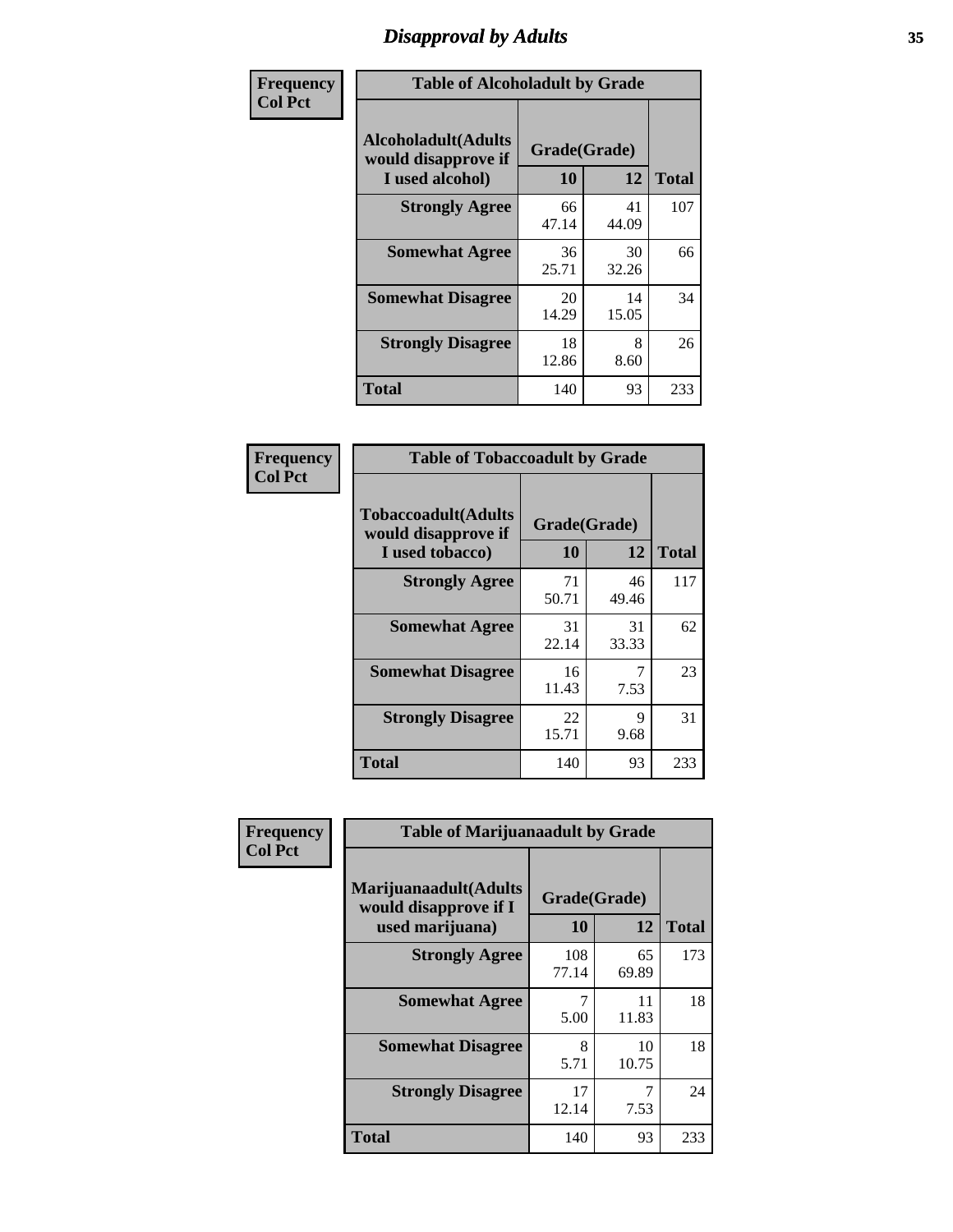# Disapproval by Adults

Frequency
Col Pct

**Table of Alcoholadult by Grade**

| Alcoholadult(Adults would disapprove if I used alcohol) | Grade(Grade) 10 | 12 | Total |
|---|---|---|---|
| **Strongly Agree** | 66<br>47.14 | 41<br>44.09 | 107 |
| **Somewhat Agree** | 36<br>25.71 | 30<br>32.26 | 66 |
| **Somewhat Disagree** | 20<br>14.29 | 14<br>15.05 | 34 |
| **Strongly Disagree** | 18<br>12.86 | 8<br>8.60 | 26 |
| **Total** | 140 | 93 | 233 |

Frequency
Col Pct

**Table of Tobaccoadult by Grade**

| Tobaccoadult(Adults would disapprove if I used tobacco) | Grade(Grade) 10 | 12 | Total |
|---|---|---|---|
| **Strongly Agree** | 71<br>50.71 | 46<br>49.46 | 117 |
| **Somewhat Agree** | 31<br>22.14 | 31<br>33.33 | 62 |
| **Somewhat Disagree** | 16<br>11.43 | 7<br>7.53 | 23 |
| **Strongly Disagree** | 22<br>15.71 | 9<br>9.68 | 31 |
| **Total** | 140 | 93 | 233 |

Frequency
Col Pct

**Table of Marijuanaadult by Grade**

| Marijuanaadult(Adults would disapprove if I used marijuana) | Grade(Grade) 10 | 12 | Total |
|---|---|---|---|
| **Strongly Agree** | 108<br>77.14 | 65<br>69.89 | 173 |
| **Somewhat Agree** | 7<br>5.00 | 11<br>11.83 | 18 |
| **Somewhat Disagree** | 8<br>5.71 | 10<br>10.75 | 18 |
| **Strongly Disagree** | 17<br>12.14 | 7<br>7.53 | 24 |
| **Total** | 140 | 93 | 233 |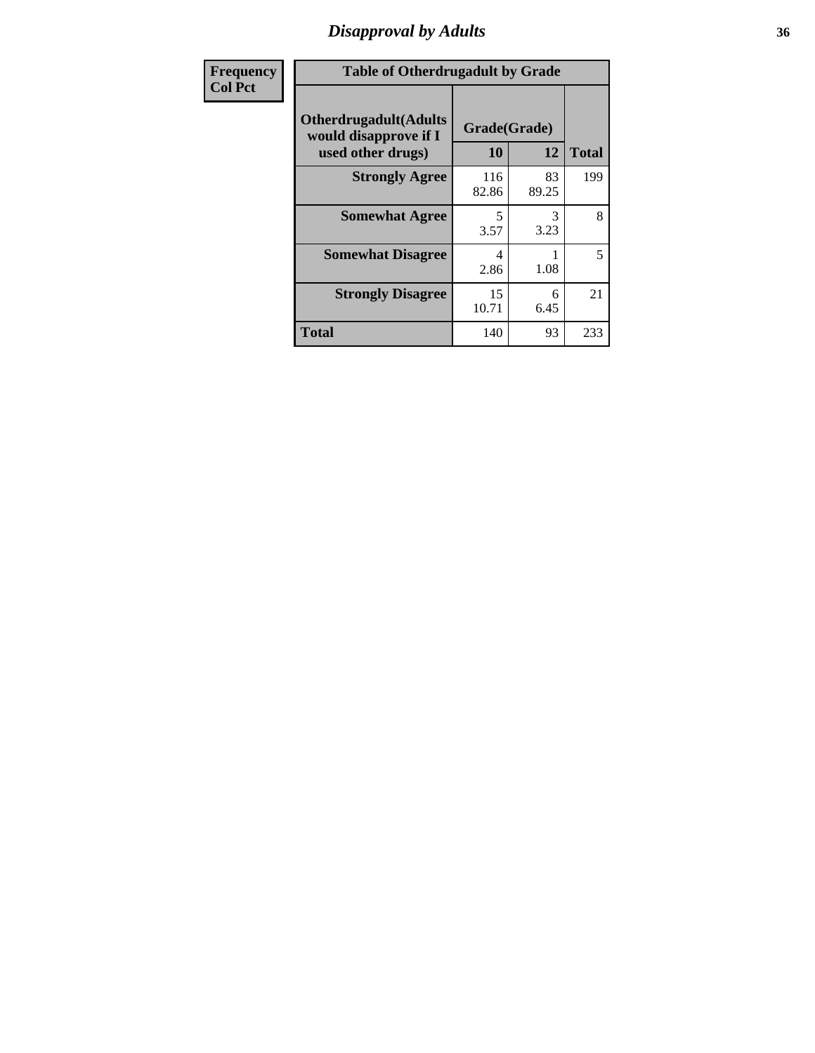## Disapproval by Adults

| Frequency<br>Col Pct | Table of Otherdrugadult by Grade | | | |
|---|---|---|---|---|
| | Otherdrugadult(Adults would disapprove if I used other drugs) | Grade(Grade) | | |
| | | 10 | 12 | Total |
| | Strongly Agree | 116<br>82.86 | 83<br>89.25 | 199 |
| | Somewhat Agree | 5<br>3.57 | 3<br>3.23 | 8 |
| | Somewhat Disagree | 4<br>2.86 | 1<br>1.08 | 5 |
| | Strongly Disagree | 15<br>10.71 | 6<br>6.45 | 21 |
| | Total | 140 | 93 | 233 |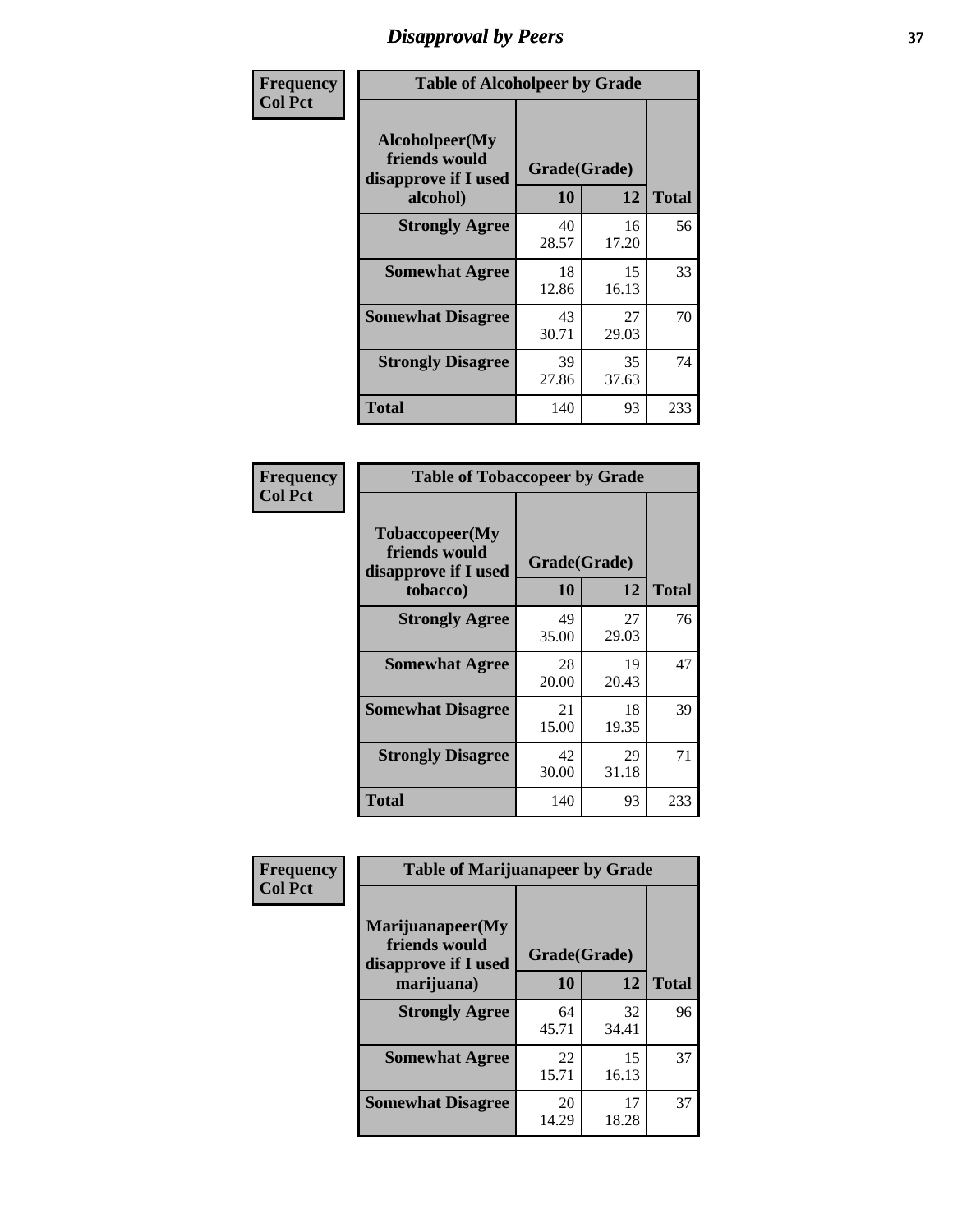# Disapproval by Peers

| Frequency Col Pct | Table of Alcoholpeer by Grade | | |
|---|---|---|---|
| Alcoholpeer(My friends would disapprove if I used alcohol) | Grade(Grade) | | |
| | 10 | 12 | Total |
| Strongly Agree | 40<br>28.57 | 16<br>17.20 | 56 |
| Somewhat Agree | 18<br>12.86 | 15<br>16.13 | 33 |
| Somewhat Disagree | 43<br>30.71 | 27<br>29.03 | 70 |
| Strongly Disagree | 39<br>27.86 | 35<br>37.63 | 74 |
| Total | 140 | 93 | 233 |

| Frequency Col Pct | Table of Tobaccopeer by Grade | | |
|---|---|---|---|
| Tobaccopeer(My friends would disapprove if I used tobacco) | Grade(Grade) | | |
| | 10 | 12 | Total |
| Strongly Agree | 49<br>35.00 | 27<br>29.03 | 76 |
| Somewhat Agree | 28<br>20.00 | 19<br>20.43 | 47 |
| Somewhat Disagree | 21<br>15.00 | 18<br>19.35 | 39 |
| Strongly Disagree | 42<br>30.00 | 29<br>31.18 | 71 |
| Total | 140 | 93 | 233 |

| Frequency Col Pct | Table of Marijuanapeer by Grade | | |
|---|---|---|---|
| Marijuanapeer(My friends would disapprove if I used marijuana) | Grade(Grade) | | |
| | 10 | 12 | Total |
| Strongly Agree | 64<br>45.71 | 32<br>34.41 | 96 |
| Somewhat Agree | 22<br>15.71 | 15<br>16.13 | 37 |
| Somewhat Disagree | 20<br>14.29 | 17<br>18.28 | 37 |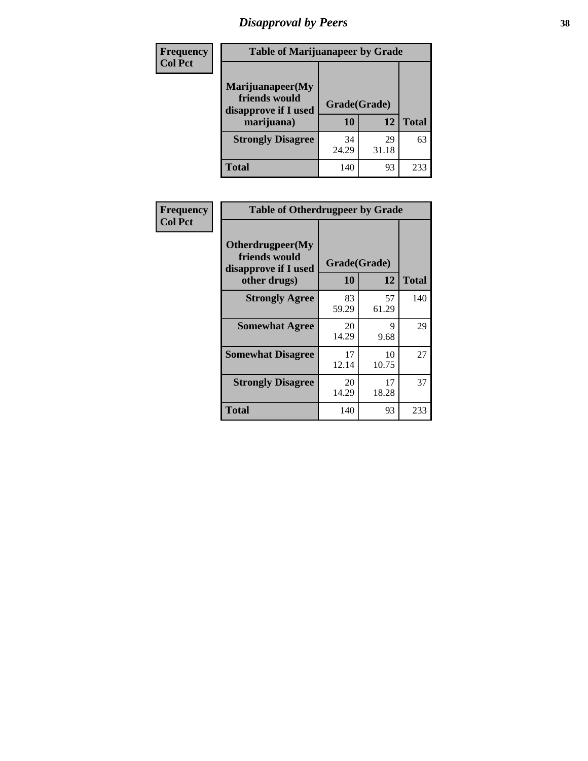# Disapproval by Peers

| Frequency<br>Col Pct | Table of Marijuanapeer by Grade | | |
|---|---|---|---|
| Marijuanapeer(My friends would disapprove if I used marijuana) | Grade(Grade) | | |
| | 10 | 12 | Total |
| Strongly Disagree | 34<br>24.29 | 29<br>31.18 | 63 |
| Total | 140 | 93 | 233 |

| Frequency<br>Col Pct | Table of Otherdrugpeer by Grade | | |
|---|---|---|---|
| Otherdrugpeer(My friends would disapprove if I used other drugs) | Grade(Grade) | | |
| | 10 | 12 | Total |
| Strongly Agree | 83<br>59.29 | 57<br>61.29 | 140 |
| Somewhat Agree | 20<br>14.29 | 9<br>9.68 | 29 |
| Somewhat Disagree | 17<br>12.14 | 10<br>10.75 | 27 |
| Strongly Disagree | 20<br>14.29 | 17<br>18.28 | 37 |
| Total | 140 | 93 | 233 |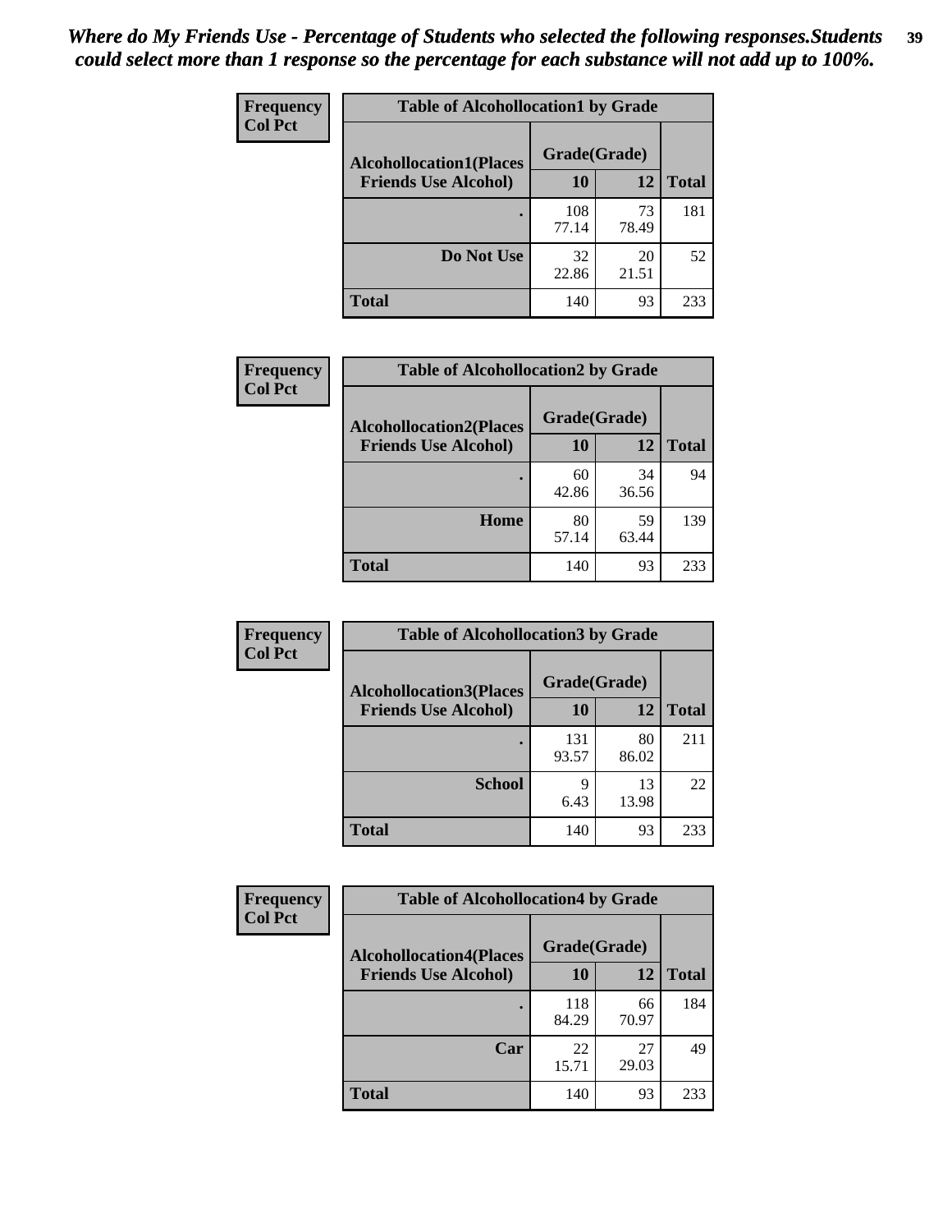*Where do My Friends Use - Percentage of Students who selected the following responses.Students could select more than 1 response so the percentage for each substance will not add up to 100%.*

**Frequency**
**Col Pct**

| Table of Alcohollocation1 by Grade | | | |
|---|---|---|---|
| **Alcohollocation1(Places Friends Use Alcohol)** | **Grade(Grade)** | | **Total** |
| | **10** | **12** | |
| . | 108<br>77.14 | 73<br>78.49 | 181 |
| **Do Not Use** | 32<br>22.86 | 20<br>21.51 | 52 |
| **Total** | 140 | 93 | 233 |

**Frequency**
**Col Pct**

| Table of Alcohollocation2 by Grade | | | |
|---|---|---|---|
| **Alcohollocation2(Places Friends Use Alcohol)** | **Grade(Grade)** | | **Total** |
| | **10** | **12** | |
| . | 60<br>42.86 | 34<br>36.56 | 94 |
| **Home** | 80<br>57.14 | 59<br>63.44 | 139 |
| **Total** | 140 | 93 | 233 |

**Frequency**
**Col Pct**

| Table of Alcohollocation3 by Grade | | | |
|---|---|---|---|
| **Alcohollocation3(Places Friends Use Alcohol)** | **Grade(Grade)** | | **Total** |
| | **10** | **12** | |
| . | 131<br>93.57 | 80<br>86.02 | 211 |
| **School** | 9<br>6.43 | 13<br>13.98 | 22 |
| **Total** | 140 | 93 | 233 |

**Frequency**
**Col Pct**

| Table of Alcohollocation4 by Grade | | | |
|---|---|---|---|
| **Alcohollocation4(Places Friends Use Alcohol)** | **Grade(Grade)** | | **Total** |
| | **10** | **12** | |
| . | 118<br>84.29 | 66<br>70.97 | 184 |
| **Car** | 22<br>15.71 | 27<br>29.03 | 49 |
| **Total** | 140 | 93 | 233 |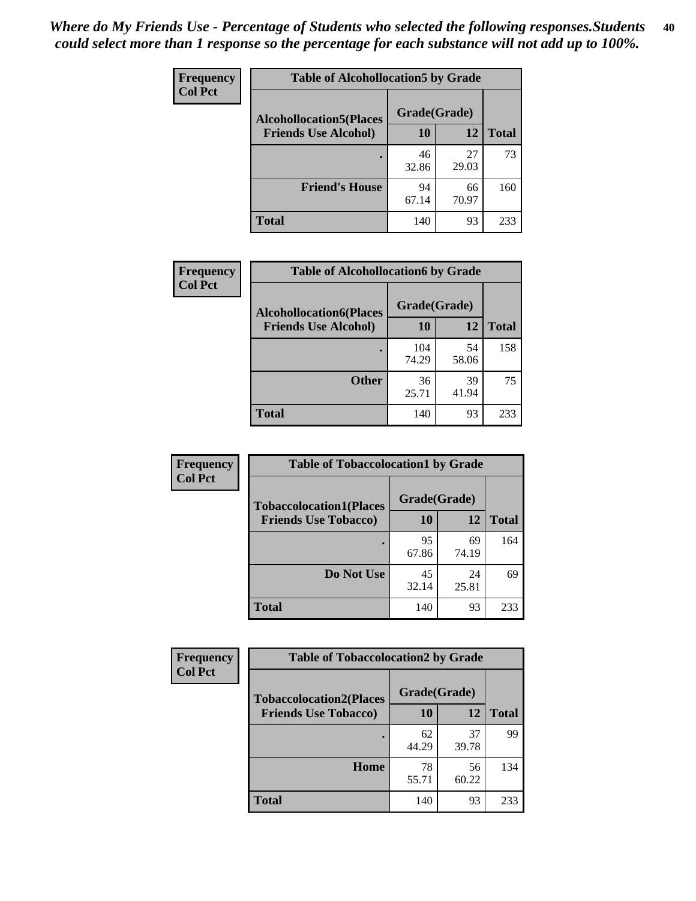*Where do My Friends Use - Percentage of Students who selected the following responses.Students could select more than 1 response so the percentage for each substance will not add up to 100%.*

**Frequency**
**Col Pct**

| Table of Alcohollocation5 by Grade | | | |
|---|---|---|---|
| **Alcohollocation5(Places Friends Use Alcohol)** | **Grade(Grade)** | | |
| | **10** | **12** | **Total** |
| **.** | 46<br>32.86 | 27<br>29.03 | 73 |
| **Friend's House** | 94<br>67.14 | 66<br>70.97 | 160 |
| **Total** | 140 | 93 | 233 |

**Frequency**
**Col Pct**

| Table of Alcohollocation6 by Grade | | | |
|---|---|---|---|
| **Alcohollocation6(Places Friends Use Alcohol)** | **Grade(Grade)** | | |
| | **10** | **12** | **Total** |
| **.** | 104<br>74.29 | 54<br>58.06 | 158 |
| **Other** | 36<br>25.71 | 39<br>41.94 | 75 |
| **Total** | 140 | 93 | 233 |

**Frequency**
**Col Pct**

| Table of Tobaccolocation1 by Grade | | | |
|---|---|---|---|
| **Tobaccolocation1(Places Friends Use Tobacco)** | **Grade(Grade)** | | |
| | **10** | **12** | **Total** |
| **.** | 95<br>67.86 | 69<br>74.19 | 164 |
| **Do Not Use** | 45<br>32.14 | 24<br>25.81 | 69 |
| **Total** | 140 | 93 | 233 |

**Frequency**
**Col Pct**

| Table of Tobaccolocation2 by Grade | | | |
|---|---|---|---|
| **Tobaccolocation2(Places Friends Use Tobacco)** | **Grade(Grade)** | | |
| | **10** | **12** | **Total** |
| **.** | 62<br>44.29 | 37<br>39.78 | 99 |
| **Home** | 78<br>55.71 | 56<br>60.22 | 134 |
| **Total** | 140 | 93 | 233 |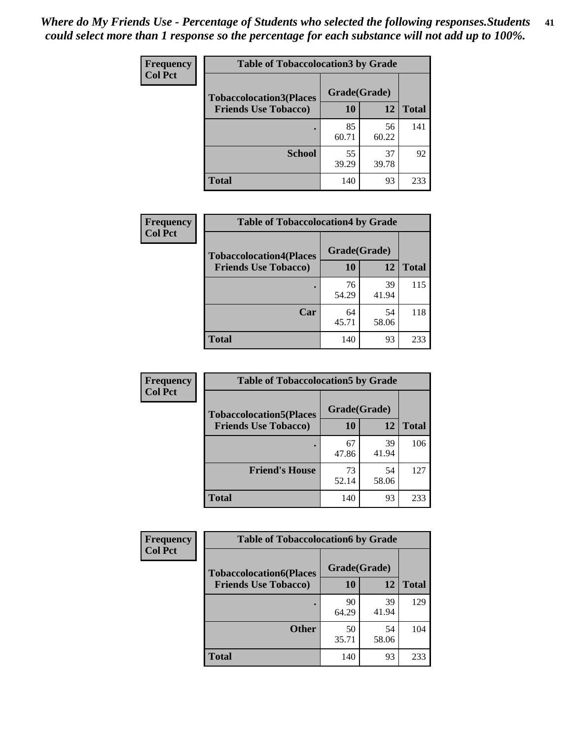*Where do My Friends Use - Percentage of Students who selected the following responses.Students could select more than 1 response so the percentage for each substance will not add up to 100%.*

**Frequency**
**Col Pct**

| Table of Tobaccolocation3 by Grade | | | |
|---|---|---|---|
| **Tobaccolocation3(Places Friends Use Tobacco)** | **Grade(Grade)** | | **Total** |
| | **10** | **12** | |
| **.** | 85<br>60.71 | 56<br>60.22 | 141 |
| **School** | 55<br>39.29 | 37<br>39.78 | 92 |
| **Total** | 140 | 93 | 233 |

**Frequency**
**Col Pct**

| Table of Tobaccolocation4 by Grade | | | |
|---|---|---|---|
| **Tobaccolocation4(Places Friends Use Tobacco)** | **Grade(Grade)** | | **Total** |
| | **10** | **12** | |
| **.** | 76<br>54.29 | 39<br>41.94 | 115 |
| **Car** | 64<br>45.71 | 54<br>58.06 | 118 |
| **Total** | 140 | 93 | 233 |

**Frequency**
**Col Pct**

| Table of Tobaccolocation5 by Grade | | | |
|---|---|---|---|
| **Tobaccolocation5(Places Friends Use Tobacco)** | **Grade(Grade)** | | **Total** |
| | **10** | **12** | |
| **.** | 67<br>47.86 | 39<br>41.94 | 106 |
| **Friend's House** | 73<br>52.14 | 54<br>58.06 | 127 |
| **Total** | 140 | 93 | 233 |

**Frequency**
**Col Pct**

| Table of Tobaccolocation6 by Grade | | | |
|---|---|---|---|
| **Tobaccolocation6(Places Friends Use Tobacco)** | **Grade(Grade)** | | **Total** |
| | **10** | **12** | |
| **.** | 90<br>64.29 | 39<br>41.94 | 129 |
| **Other** | 50<br>35.71 | 54<br>58.06 | 104 |
| **Total** | 140 | 93 | 233 |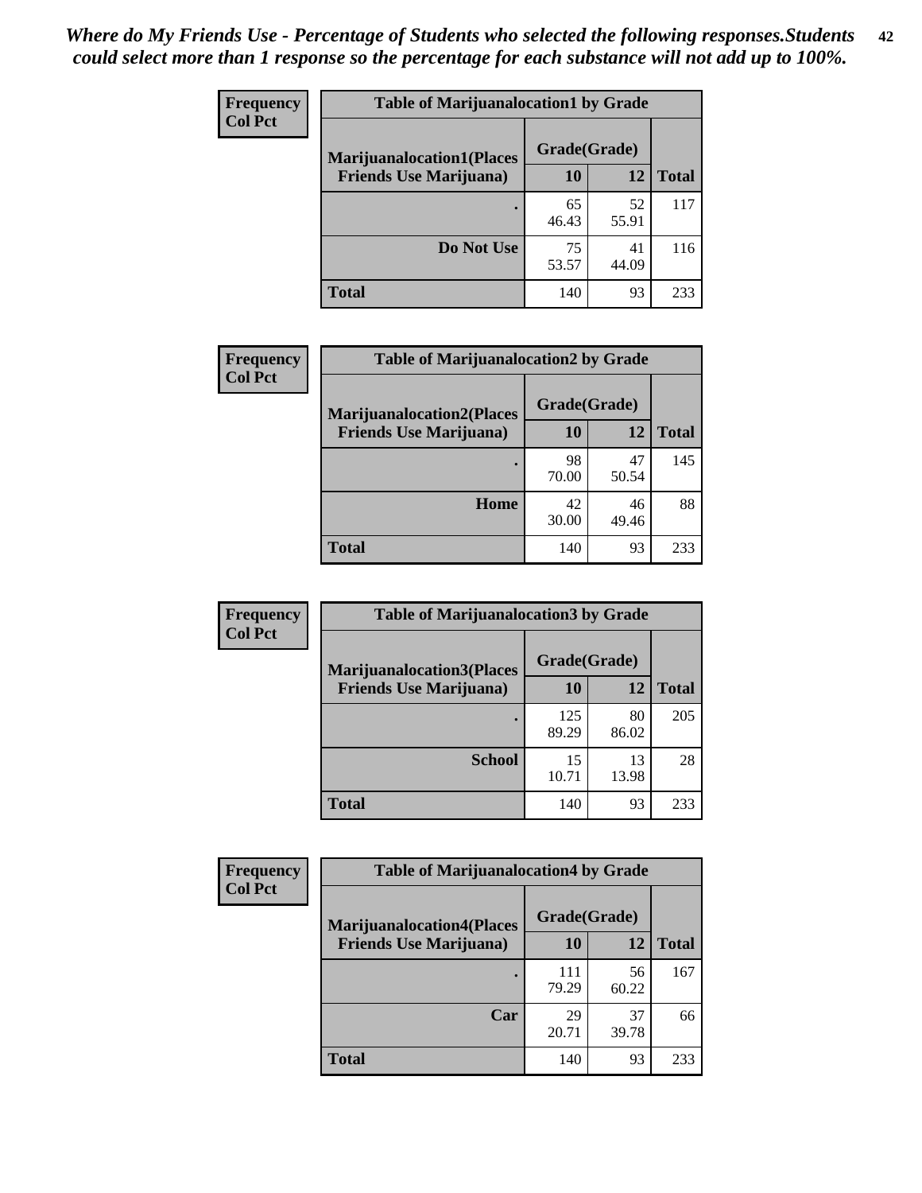*Where do My Friends Use - Percentage of Students who selected the following responses.Students could select more than 1 response so the percentage for each substance will not add up to 100%.*

**Frequency**
**Col Pct**

| Table of Marijuanalocation1 by Grade | | | |
|---|---|---|---|
| **Marijuanalocation1(Places Friends Use Marijuana)** | **Grade(Grade)** | | |
| | **10** | **12** | **Total** |
| **.** | 65<br>46.43 | 52<br>55.91 | 117 |
| **Do Not Use** | 75<br>53.57 | 41<br>44.09 | 116 |
| **Total** | 140 | 93 | 233 |

**Frequency**
**Col Pct**

| Table of Marijuanalocation2 by Grade | | | |
|---|---|---|---|
| **Marijuanalocation2(Places Friends Use Marijuana)** | **Grade(Grade)** | | |
| | **10** | **12** | **Total** |
| **.** | 98<br>70.00 | 47<br>50.54 | 145 |
| **Home** | 42<br>30.00 | 46<br>49.46 | 88 |
| **Total** | 140 | 93 | 233 |

**Frequency**
**Col Pct**

| Table of Marijuanalocation3 by Grade | | | |
|---|---|---|---|
| **Marijuanalocation3(Places Friends Use Marijuana)** | **Grade(Grade)** | | |
| | **10** | **12** | **Total** |
| **.** | 125<br>89.29 | 80<br>86.02 | 205 |
| **School** | 15<br>10.71 | 13<br>13.98 | 28 |
| **Total** | 140 | 93 | 233 |

**Frequency**
**Col Pct**

| Table of Marijuanalocation4 by Grade | | | |
|---|---|---|---|
| **Marijuanalocation4(Places Friends Use Marijuana)** | **Grade(Grade)** | | |
| | **10** | **12** | **Total** |
| **.** | 111<br>79.29 | 56<br>60.22 | 167 |
| **Car** | 29<br>20.71 | 37<br>39.78 | 66 |
| **Total** | 140 | 93 | 233 |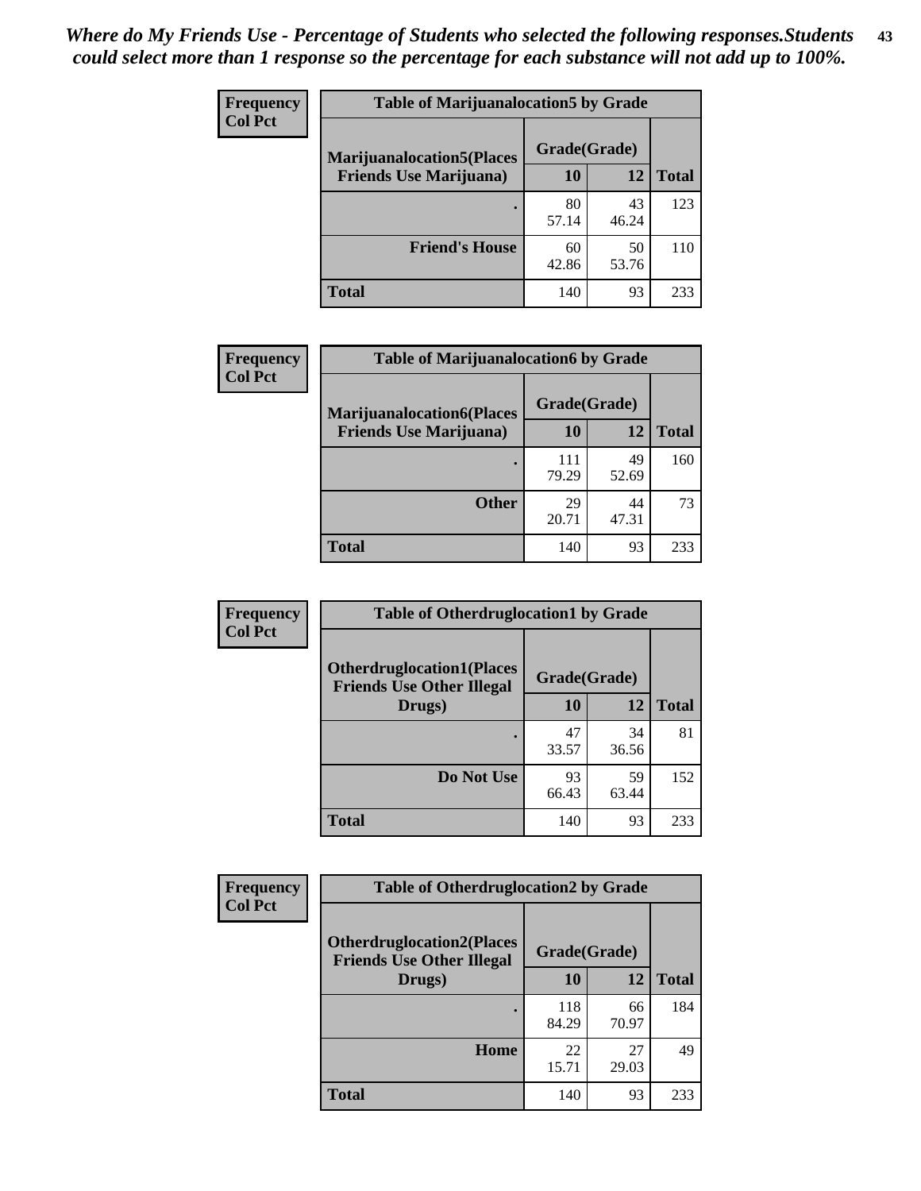*Where do My Friends Use - Percentage of Students who selected the following responses.Students could select more than 1 response so the percentage for each substance will not add up to 100%.*

**Frequency**
**Col Pct**

**Table of Marijuanalocation5 by Grade**

| Marijuanalocation5(Places Friends Use Marijuana) | Grade(Grade) 10 | 12 | Total |
|---|---|---|---|
| . | 80<br>57.14 | 43<br>46.24 | 123 |
| Friend's House | 60<br>42.86 | 50<br>53.76 | 110 |
| Total | 140 | 93 | 233 |

**Frequency**
**Col Pct**

**Table of Marijuanalocation6 by Grade**

| Marijuanalocation6(Places Friends Use Marijuana) | Grade(Grade) 10 | 12 | Total |
|---|---|---|---|
| . | 111<br>79.29 | 49<br>52.69 | 160 |
| Other | 29<br>20.71 | 44<br>47.31 | 73 |
| Total | 140 | 93 | 233 |

**Frequency**
**Col Pct**

**Table of Otherdruglocation1 by Grade**

| Otherdruglocation1(Places Friends Use Other Illegal Drugs) | Grade(Grade) 10 | 12 | Total |
|---|---|---|---|
| . | 47<br>33.57 | 34<br>36.56 | 81 |
| Do Not Use | 93<br>66.43 | 59<br>63.44 | 152 |
| Total | 140 | 93 | 233 |

**Frequency**
**Col Pct**

**Table of Otherdruglocation2 by Grade**

| Otherdruglocation2(Places Friends Use Other Illegal Drugs) | Grade(Grade) 10 | 12 | Total |
|---|---|---|---|
| . | 118<br>84.29 | 66<br>70.97 | 184 |
| Home | 22<br>15.71 | 27<br>29.03 | 49 |
| Total | 140 | 93 | 233 |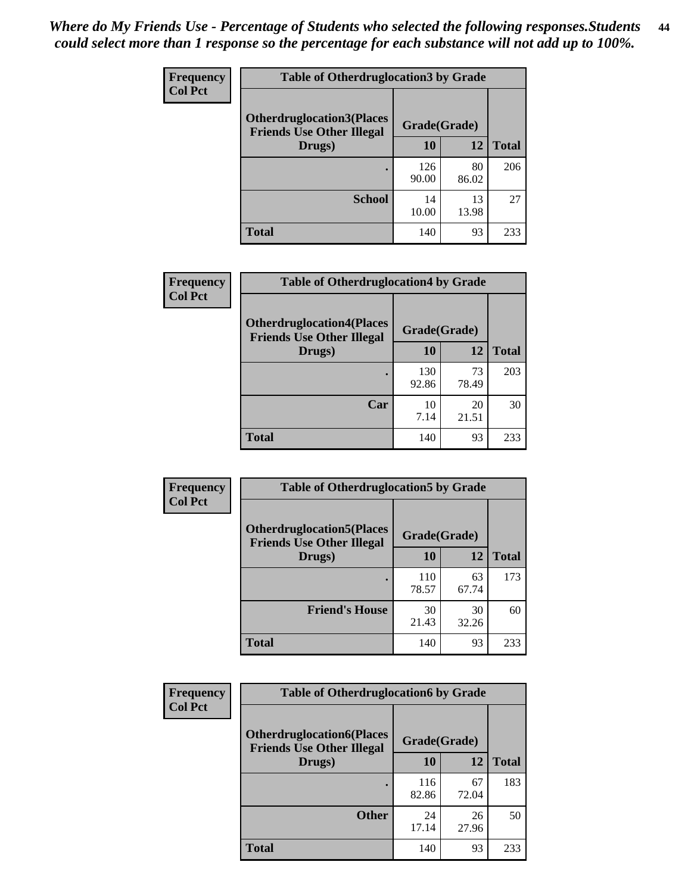*Where do My Friends Use - Percentage of Students who selected the following responses.Students could select more than 1 response so the percentage for each substance will not add up to 100%.*

**Frequency / Col Pct**

| Table of Otherdruglocation3 by Grade | | | |
|---|---|---|---|
| Otherdruglocation3(Places Friends Use Other Illegal Drugs) | Grade(Grade) | | |
| | 10 | 12 | Total |
| . | 126<br>90.00 | 80<br>86.02 | 206 |
| School | 14<br>10.00 | 13<br>13.98 | 27 |
| Total | 140 | 93 | 233 |

**Frequency / Col Pct**

| Table of Otherdruglocation4 by Grade | | | |
|---|---|---|---|
| Otherdruglocation4(Places Friends Use Other Illegal Drugs) | Grade(Grade) | | |
| | 10 | 12 | Total |
| . | 130<br>92.86 | 73<br>78.49 | 203 |
| Car | 10<br>7.14 | 20<br>21.51 | 30 |
| Total | 140 | 93 | 233 |

**Frequency / Col Pct**

| Table of Otherdruglocation5 by Grade | | | |
|---|---|---|---|
| Otherdruglocation5(Places Friends Use Other Illegal Drugs) | Grade(Grade) | | |
| | 10 | 12 | Total |
| . | 110<br>78.57 | 63<br>67.74 | 173 |
| Friend's House | 30<br>21.43 | 30<br>32.26 | 60 |
| Total | 140 | 93 | 233 |

**Frequency / Col Pct**

| Table of Otherdruglocation6 by Grade | | | |
|---|---|---|---|
| Otherdruglocation6(Places Friends Use Other Illegal Drugs) | Grade(Grade) | | |
| | 10 | 12 | Total |
| . | 116<br>82.86 | 67<br>72.04 | 183 |
| Other | 24<br>17.14 | 26<br>27.96 | 50 |
| Total | 140 | 93 | 233 |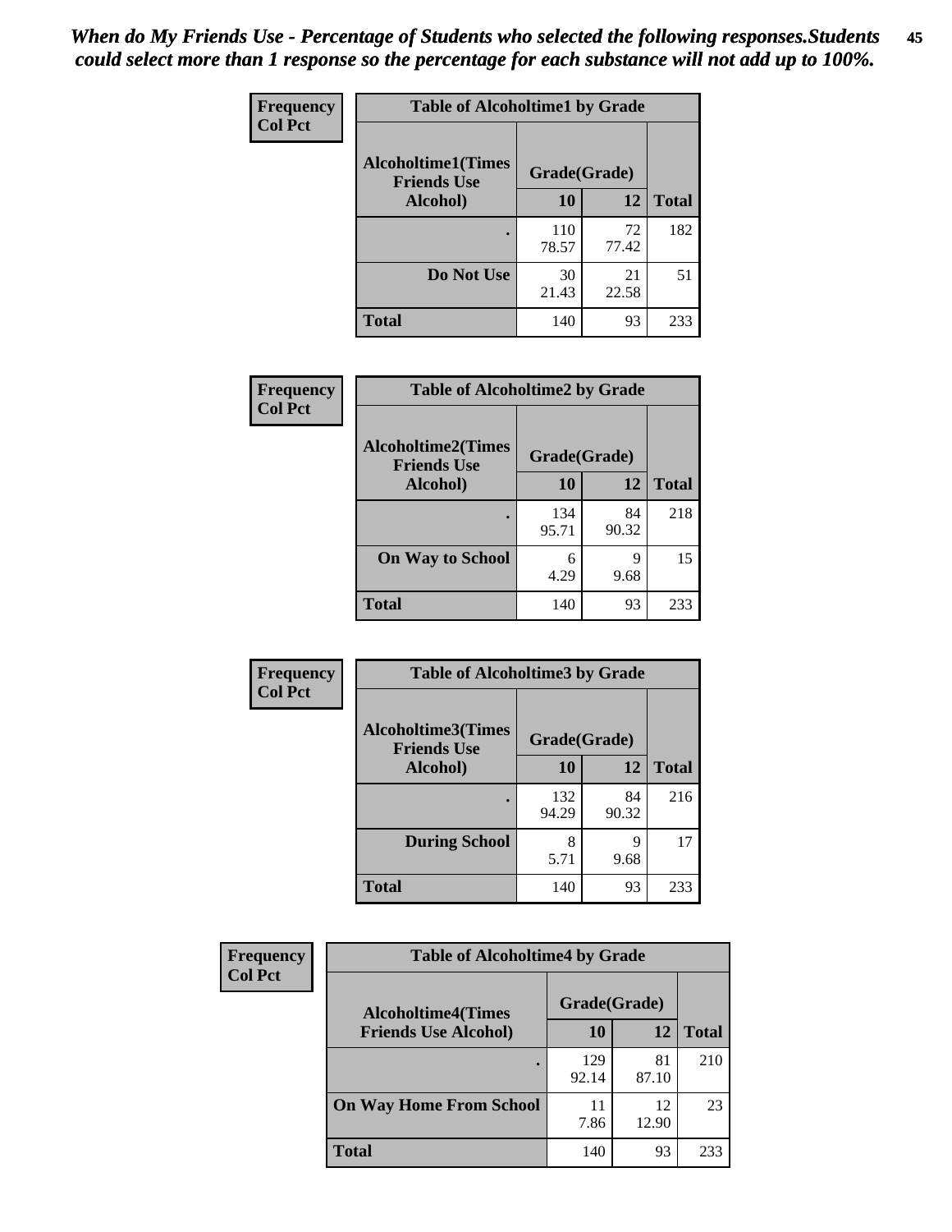*When do My Friends Use - Percentage of Students who selected the following responses.Students could select more than 1 response so the percentage for each substance will not add up to 100%.*

**Frequency Col Pct**

| Table of Alcoholtime1 by Grade | | | |
|---|---|---|---|
| Alcoholtime1(Times Friends Use Alcohol) | Grade(Grade) | | Total |
| | 10 | 12 | |
| . | 110<br>78.57 | 72<br>77.42 | 182 |
| Do Not Use | 30<br>21.43 | 21<br>22.58 | 51 |
| Total | 140 | 93 | 233 |

**Frequency Col Pct**

| Table of Alcoholtime2 by Grade | | | |
|---|---|---|---|
| Alcoholtime2(Times Friends Use Alcohol) | Grade(Grade) | | Total |
| | 10 | 12 | |
| . | 134<br>95.71 | 84<br>90.32 | 218 |
| On Way to School | 6<br>4.29 | 9<br>9.68 | 15 |
| Total | 140 | 93 | 233 |

**Frequency Col Pct**

| Table of Alcoholtime3 by Grade | | | |
|---|---|---|---|
| Alcoholtime3(Times Friends Use Alcohol) | Grade(Grade) | | Total |
| | 10 | 12 | |
| . | 132<br>94.29 | 84<br>90.32 | 216 |
| During School | 8<br>5.71 | 9<br>9.68 | 17 |
| Total | 140 | 93 | 233 |

**Frequency Col Pct**

| Table of Alcoholtime4 by Grade | | | |
|---|---|---|---|
| Alcoholtime4(Times Friends Use Alcohol) | Grade(Grade) | | Total |
| | 10 | 12 | |
| . | 129<br>92.14 | 81<br>87.10 | 210 |
| On Way Home From School | 11<br>7.86 | 12<br>12.90 | 23 |
| Total | 140 | 93 | 233 |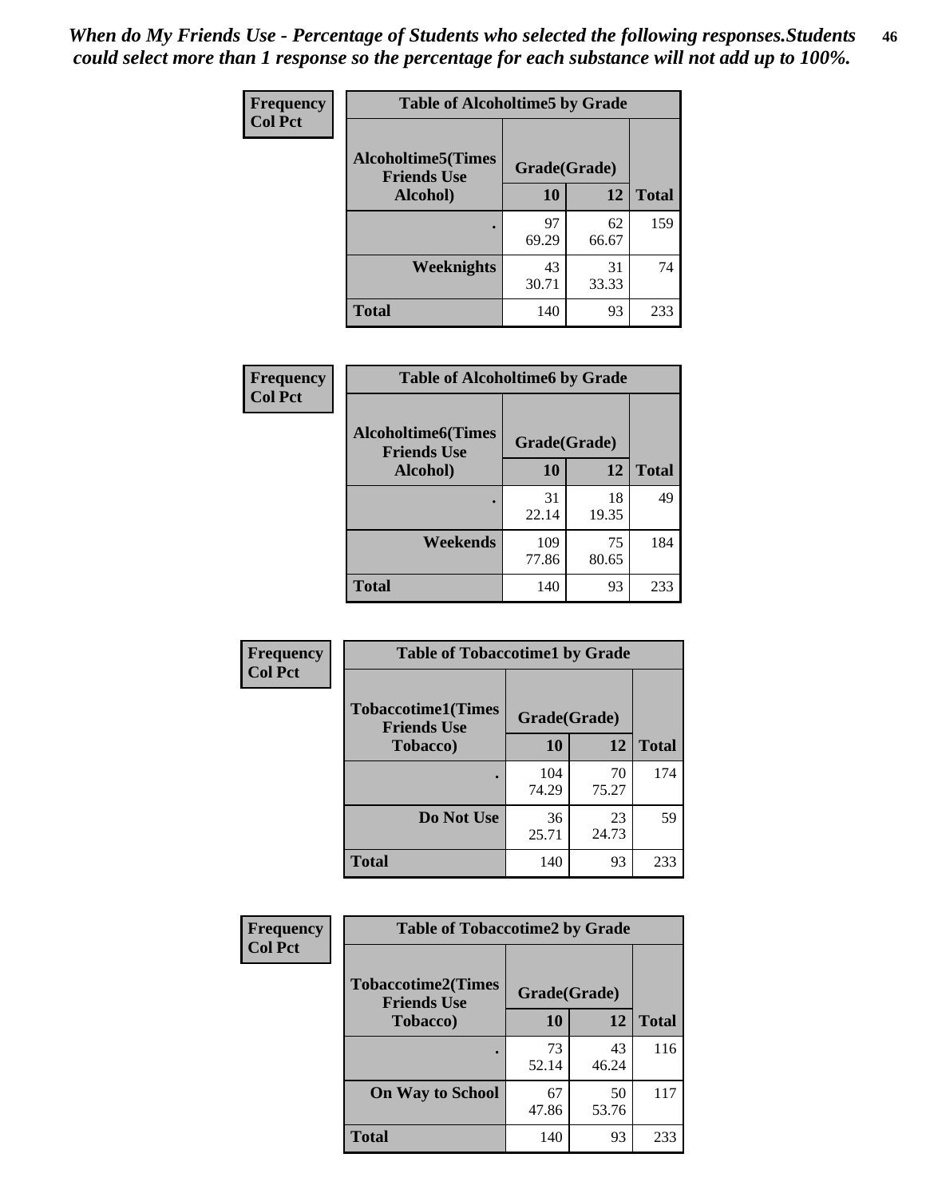*When do My Friends Use - Percentage of Students who selected the following responses.Students could select more than 1 response so the percentage for each substance will not add up to 100%.*

**Frequency**
**Col Pct**

**Table of Alcoholtime5 by Grade**

| Alcoholtime5(Times Friends Use Alcohol) | Grade(Grade) | | Total |
|---|---|---|---|
| | 10 | 12 | |
| . | 97<br>69.29 | 62<br>66.67 | 159 |
| Weeknights | 43<br>30.71 | 31<br>33.33 | 74 |
| Total | 140 | 93 | 233 |

**Frequency**
**Col Pct**

**Table of Alcoholtime6 by Grade**

| Alcoholtime6(Times Friends Use Alcohol) | Grade(Grade) | | Total |
|---|---|---|---|
| | 10 | 12 | |
| . | 31<br>22.14 | 18<br>19.35 | 49 |
| Weekends | 109<br>77.86 | 75<br>80.65 | 184 |
| Total | 140 | 93 | 233 |

**Frequency**
**Col Pct**

**Table of Tobaccotime1 by Grade**

| Tobaccotime1(Times Friends Use Tobacco) | Grade(Grade) | | Total |
|---|---|---|---|
| | 10 | 12 | |
| . | 104<br>74.29 | 70<br>75.27 | 174 |
| Do Not Use | 36<br>25.71 | 23<br>24.73 | 59 |
| Total | 140 | 93 | 233 |

**Frequency**
**Col Pct**

**Table of Tobaccotime2 by Grade**

| Tobaccotime2(Times Friends Use Tobacco) | Grade(Grade) | | Total |
|---|---|---|---|
| | 10 | 12 | |
| . | 73<br>52.14 | 43<br>46.24 | 116 |
| On Way to School | 67<br>47.86 | 50<br>53.76 | 117 |
| Total | 140 | 93 | 233 |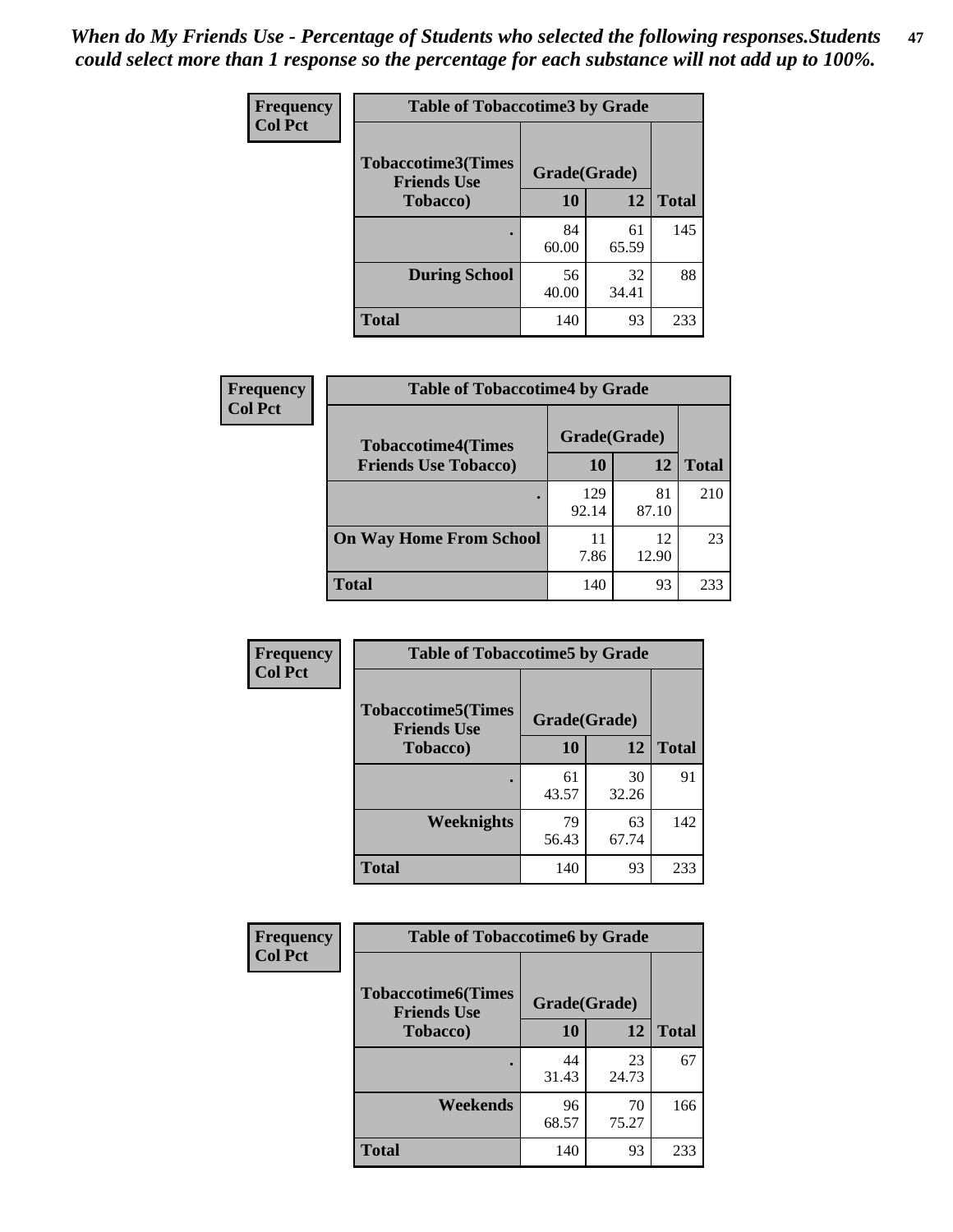*When do My Friends Use - Percentage of Students who selected the following responses.Students could select more than 1 response so the percentage for each substance will not add up to 100%.*

**Frequency**
**Col Pct**

| Table of Tobaccotime3 by Grade | | | |
|---|---|---|---|
| **Tobaccotime3(Times Friends Use Tobacco)** | **Grade(Grade)** | | **Total** |
| | **10** | **12** | |
| **.** | 84<br>60.00 | 61<br>65.59 | 145 |
| **During School** | 56<br>40.00 | 32<br>34.41 | 88 |
| **Total** | 140 | 93 | 233 |

**Frequency**
**Col Pct**

| Table of Tobaccotime4 by Grade | | | |
|---|---|---|---|
| **Tobaccotime4(Times Friends Use Tobacco)** | **Grade(Grade)** | | **Total** |
| | **10** | **12** | |
| **.** | 129<br>92.14 | 81<br>87.10 | 210 |
| **On Way Home From School** | 11<br>7.86 | 12<br>12.90 | 23 |
| **Total** | 140 | 93 | 233 |

**Frequency**
**Col Pct**

| Table of Tobaccotime5 by Grade | | | |
|---|---|---|---|
| **Tobaccotime5(Times Friends Use Tobacco)** | **Grade(Grade)** | | **Total** |
| | **10** | **12** | |
| **.** | 61<br>43.57 | 30<br>32.26 | 91 |
| **Weeknights** | 79<br>56.43 | 63<br>67.74 | 142 |
| **Total** | 140 | 93 | 233 |

**Frequency**
**Col Pct**

| Table of Tobaccotime6 by Grade | | | |
|---|---|---|---|
| **Tobaccotime6(Times Friends Use Tobacco)** | **Grade(Grade)** | | **Total** |
| | **10** | **12** | |
| **.** | 44<br>31.43 | 23<br>24.73 | 67 |
| **Weekends** | 96<br>68.57 | 70<br>75.27 | 166 |
| **Total** | 140 | 93 | 233 |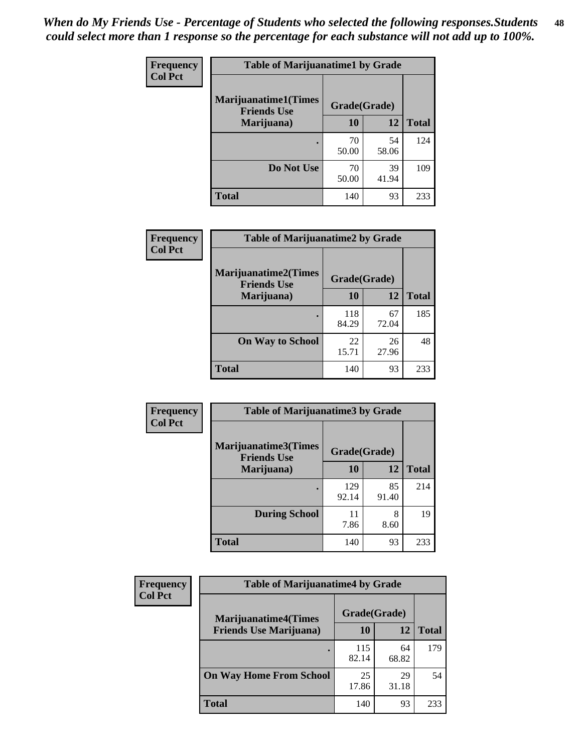*When do My Friends Use - Percentage of Students who selected the following responses.Students could select more than 1 response so the percentage for each substance will not add up to 100%.*

**Frequency**
**Col Pct**

| Table of Marijuanatime1 by Grade | | | |
|---|---|---|---|
| **Marijuanatime1(Times Friends Use Marijuana)** | **Grade(Grade)** | | **Total** |
| | **10** | **12** | |
| **.** | 70<br>50.00 | 54<br>58.06 | 124 |
| **Do Not Use** | 70<br>50.00 | 39<br>41.94 | 109 |
| **Total** | 140 | 93 | 233 |

**Frequency**
**Col Pct**

| Table of Marijuanatime2 by Grade | | | |
|---|---|---|---|
| **Marijuanatime2(Times Friends Use Marijuana)** | **Grade(Grade)** | | **Total** |
| | **10** | **12** | |
| **.** | 118<br>84.29 | 67<br>72.04 | 185 |
| **On Way to School** | 22<br>15.71 | 26<br>27.96 | 48 |
| **Total** | 140 | 93 | 233 |

**Frequency**
**Col Pct**

| Table of Marijuanatime3 by Grade | | | |
|---|---|---|---|
| **Marijuanatime3(Times Friends Use Marijuana)** | **Grade(Grade)** | | **Total** |
| | **10** | **12** | |
| **.** | 129<br>92.14 | 85<br>91.40 | 214 |
| **During School** | 11<br>7.86 | 8<br>8.60 | 19 |
| **Total** | 140 | 93 | 233 |

**Frequency**
**Col Pct**

| Table of Marijuanatime4 by Grade | | | |
|---|---|---|---|
| **Marijuanatime4(Times Friends Use Marijuana)** | **Grade(Grade)** | | **Total** |
| | **10** | **12** | |
| **.** | 115<br>82.14 | 64<br>68.82 | 179 |
| **On Way Home From School** | 25<br>17.86 | 29<br>31.18 | 54 |
| **Total** | 140 | 93 | 233 |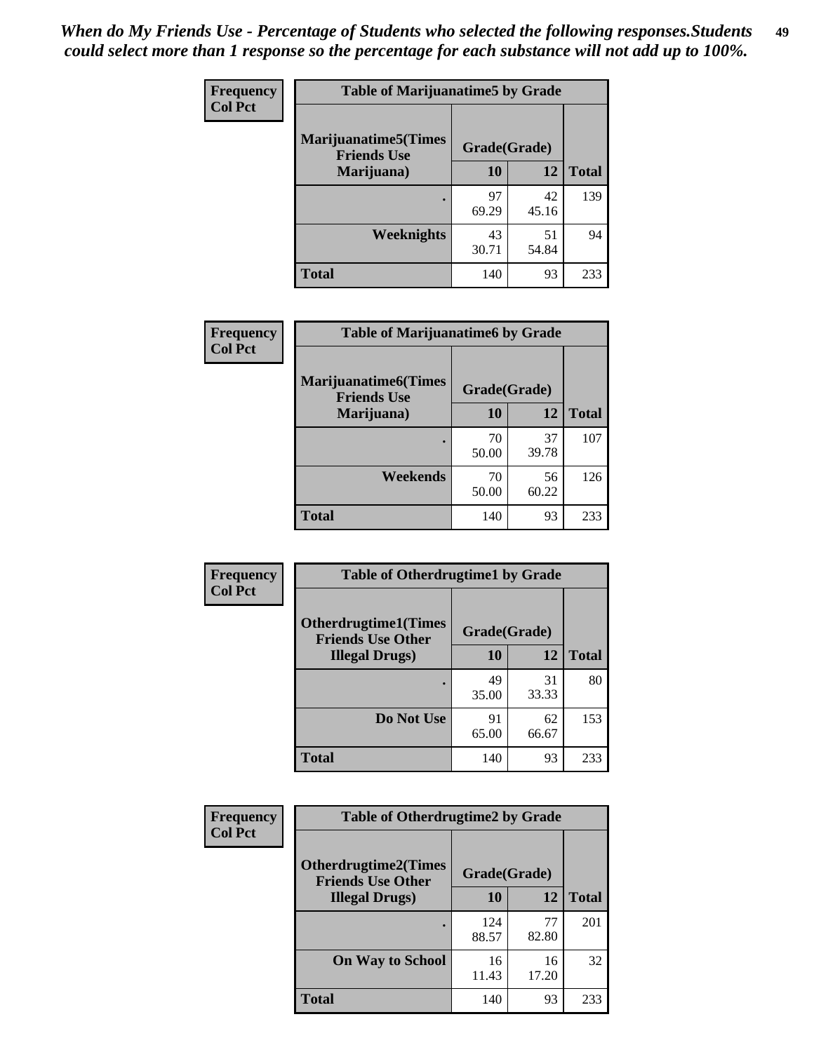*When do My Friends Use - Percentage of Students who selected the following responses.Students could select more than 1 response so the percentage for each substance will not add up to 100%.*

**Frequency**
**Col Pct**

| Table of Marijuanatime5 by Grade | | | |
|---|---|---|---|
| **Marijuanatime5(Times Friends Use Marijuana)** | **Grade(Grade)** | | |
| | **10** | **12** | **Total** |
| **.** | 97<br>69.29 | 42<br>45.16 | 139 |
| **Weeknights** | 43<br>30.71 | 51<br>54.84 | 94 |
| **Total** | 140 | 93 | 233 |

**Frequency**
**Col Pct**

| Table of Marijuanatime6 by Grade | | | |
|---|---|---|---|
| **Marijuanatime6(Times Friends Use Marijuana)** | **Grade(Grade)** | | |
| | **10** | **12** | **Total** |
| **.** | 70<br>50.00 | 37<br>39.78 | 107 |
| **Weekends** | 70<br>50.00 | 56<br>60.22 | 126 |
| **Total** | 140 | 93 | 233 |

**Frequency**
**Col Pct**

| Table of Otherdrugtime1 by Grade | | | |
|---|---|---|---|
| **Otherdrugtime1(Times Friends Use Other Illegal Drugs)** | **Grade(Grade)** | | |
| | **10** | **12** | **Total** |
| **.** | 49<br>35.00 | 31<br>33.33 | 80 |
| **Do Not Use** | 91<br>65.00 | 62<br>66.67 | 153 |
| **Total** | 140 | 93 | 233 |

**Frequency**
**Col Pct**

| Table of Otherdrugtime2 by Grade | | | |
|---|---|---|---|
| **Otherdrugtime2(Times Friends Use Other Illegal Drugs)** | **Grade(Grade)** | | |
| | **10** | **12** | **Total** |
| **.** | 124<br>88.57 | 77<br>82.80 | 201 |
| **On Way to School** | 16<br>11.43 | 16<br>17.20 | 32 |
| **Total** | 140 | 93 | 233 |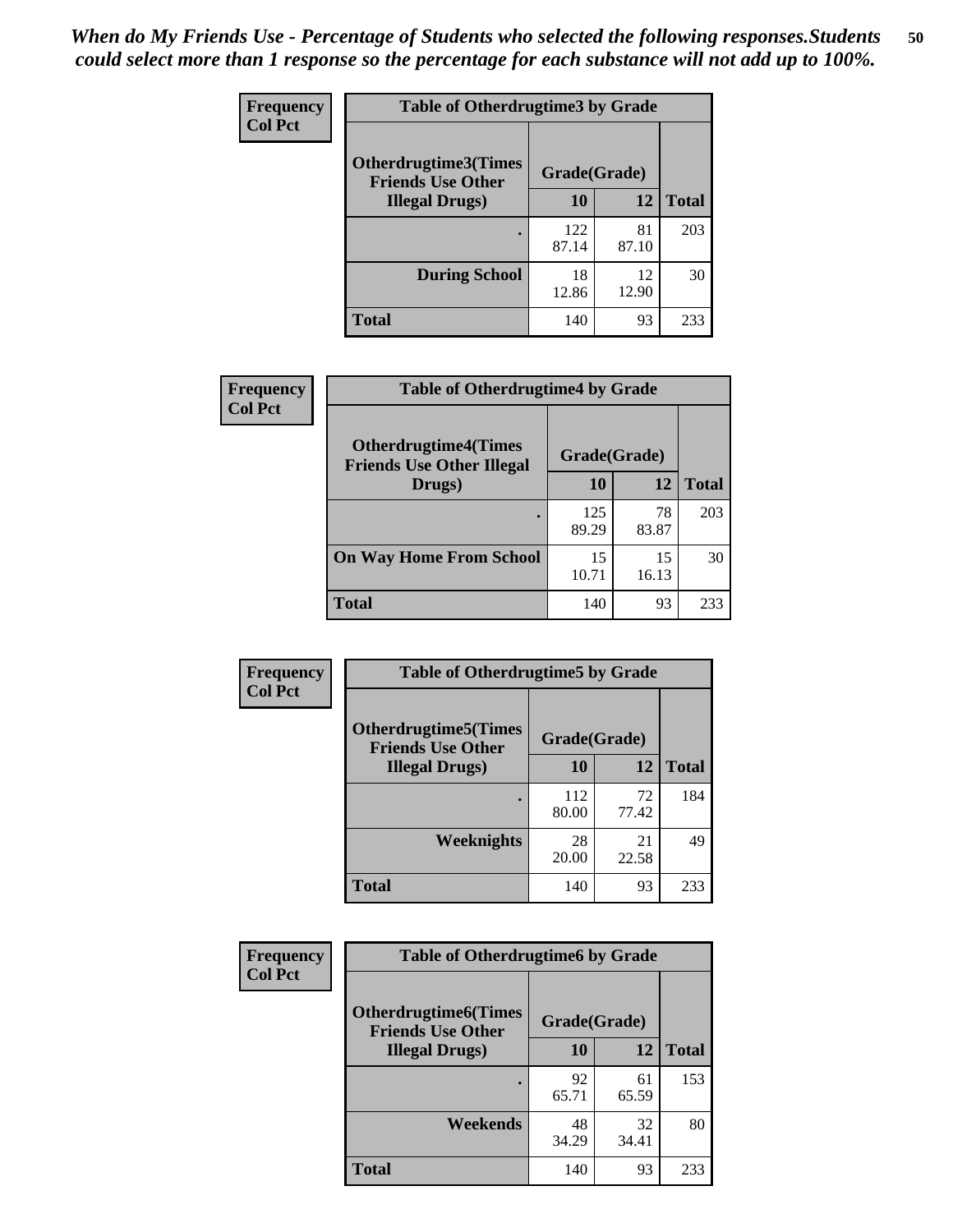*When do My Friends Use - Percentage of Students who selected the following responses.Students could select more than 1 response so the percentage for each substance will not add up to 100%.*

**Frequency**
**Col Pct**

| Table of Otherdrugtime3 by Grade | | | |
|---|---|---|---|
| **Otherdrugtime3(Times Friends Use Other Illegal Drugs)** | **Grade(Grade)** | | |
| | **10** | **12** | **Total** |
| **.** | 122<br>87.14 | 81<br>87.10 | 203 |
| **During School** | 18<br>12.86 | 12<br>12.90 | 30 |
| **Total** | 140 | 93 | 233 |

**Frequency**
**Col Pct**

| Table of Otherdrugtime4 by Grade | | | |
|---|---|---|---|
| **Otherdrugtime4(Times Friends Use Other Illegal Drugs)** | **Grade(Grade)** | | |
| | **10** | **12** | **Total** |
| **.** | 125<br>89.29 | 78<br>83.87 | 203 |
| **On Way Home From School** | 15<br>10.71 | 15<br>16.13 | 30 |
| **Total** | 140 | 93 | 233 |

**Frequency**
**Col Pct**

| Table of Otherdrugtime5 by Grade | | | |
|---|---|---|---|
| **Otherdrugtime5(Times Friends Use Other Illegal Drugs)** | **Grade(Grade)** | | |
| | **10** | **12** | **Total** |
| **.** | 112<br>80.00 | 72<br>77.42 | 184 |
| **Weeknights** | 28<br>20.00 | 21<br>22.58 | 49 |
| **Total** | 140 | 93 | 233 |

**Frequency**
**Col Pct**

| Table of Otherdrugtime6 by Grade | | | |
|---|---|---|---|
| **Otherdrugtime6(Times Friends Use Other Illegal Drugs)** | **Grade(Grade)** | | |
| | **10** | **12** | **Total** |
| **.** | 92<br>65.71 | 61<br>65.59 | 153 |
| **Weekends** | 48<br>34.29 | 32<br>34.41 | 80 |
| **Total** | 140 | 93 | 233 |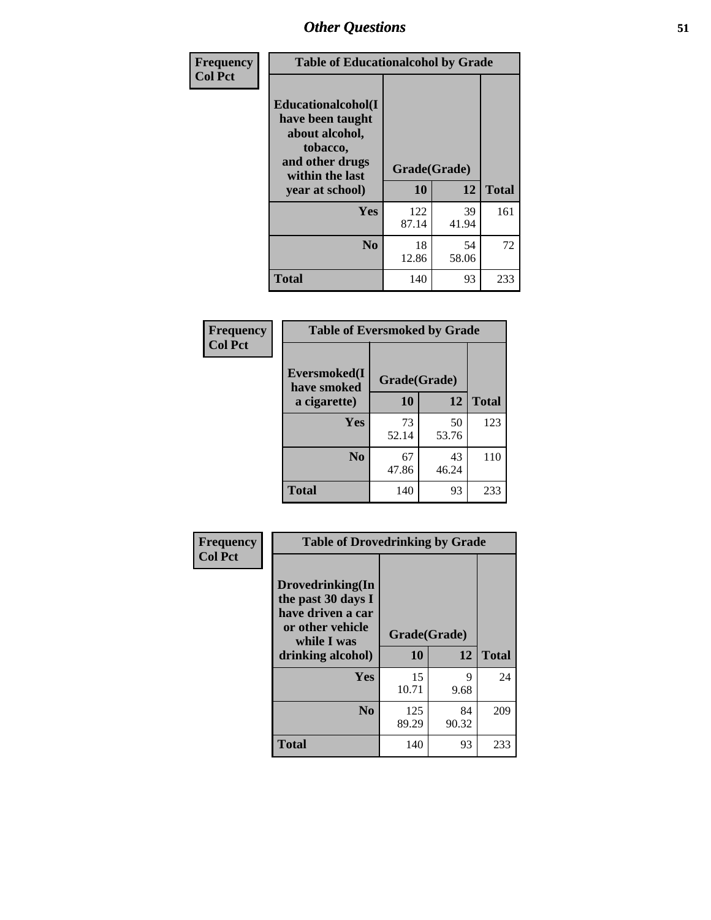| Frequency Col Pct | Table of Educationalalcohol by Grade | | |
|---|---|---|---|
| Educationalalcohol(I have been taught about alcohol, tobacco, and other drugs within the last year at school) | Grade(Grade) | | |
| | 10 | 12 | Total |
| Yes | 122<br>87.14 | 39<br>41.94 | 161 |
| No | 18<br>12.86 | 54<br>58.06 | 72 |
| Total | 140 | 93 | 233 |

| Frequency Col Pct | Table of Eversmoked by Grade | | |
|---|---|---|---|
| Eversmoked(I have smoked a cigarette) | Grade(Grade) | | |
| | 10 | 12 | Total |
| Yes | 73<br>52.14 | 50<br>53.76 | 123 |
| No | 67<br>47.86 | 43<br>46.24 | 110 |
| Total | 140 | 93 | 233 |

| Frequency Col Pct | Table of Drovedrinking by Grade | | |
|---|---|---|---|
| Drovedrinking(In the past 30 days I have driven a car or other vehicle while I was drinking alcohol) | Grade(Grade) | | |
| | 10 | 12 | Total |
| Yes | 15<br>10.71 | 9<br>9.68 | 24 |
| No | 125<br>89.29 | 84<br>90.32 | 209 |
| Total | 140 | 93 | 233 |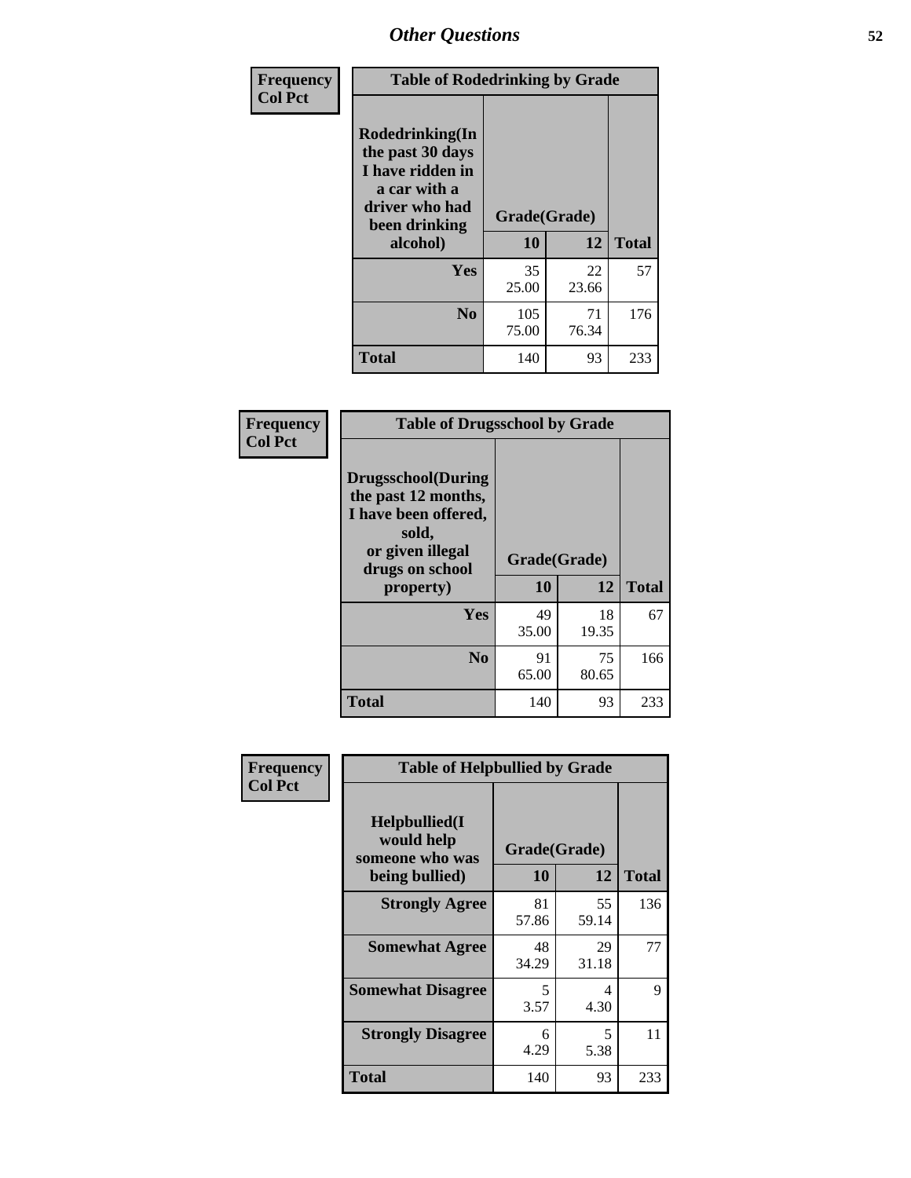# Other Questions

**Frequency**
**Col Pct**

| Table of Rodedrinking by Grade | | | |
|---|---|---|---|
| Rodedrinking(In the past 30 days I have ridden in a car with a driver who had been drinking alcohol) | Grade(Grade) | | |
| | 10 | 12 | Total |
| Yes | 35<br>25.00 | 22<br>23.66 | 57 |
| No | 105<br>75.00 | 71<br>76.34 | 176 |
| Total | 140 | 93 | 233 |

**Frequency**
**Col Pct**

| Table of Drugsschool by Grade | | | |
|---|---|---|---|
| Drugsschool(During the past 12 months, I have been offered, sold, or given illegal drugs on school property) | Grade(Grade) | | |
| | 10 | 12 | Total |
| Yes | 49<br>35.00 | 18<br>19.35 | 67 |
| No | 91<br>65.00 | 75<br>80.65 | 166 |
| Total | 140 | 93 | 233 |

**Frequency**
**Col Pct**

| Table of Helpbullied by Grade | | | |
|---|---|---|---|
| Helpbullied(I would help someone who was being bullied) | Grade(Grade) | | |
| | 10 | 12 | Total |
| Strongly Agree | 81<br>57.86 | 55<br>59.14 | 136 |
| Somewhat Agree | 48<br>34.29 | 29<br>31.18 | 77 |
| Somewhat Disagree | 5<br>3.57 | 4<br>4.30 | 9 |
| Strongly Disagree | 6<br>4.29 | 5<br>5.38 | 11 |
| Total | 140 | 93 | 233 |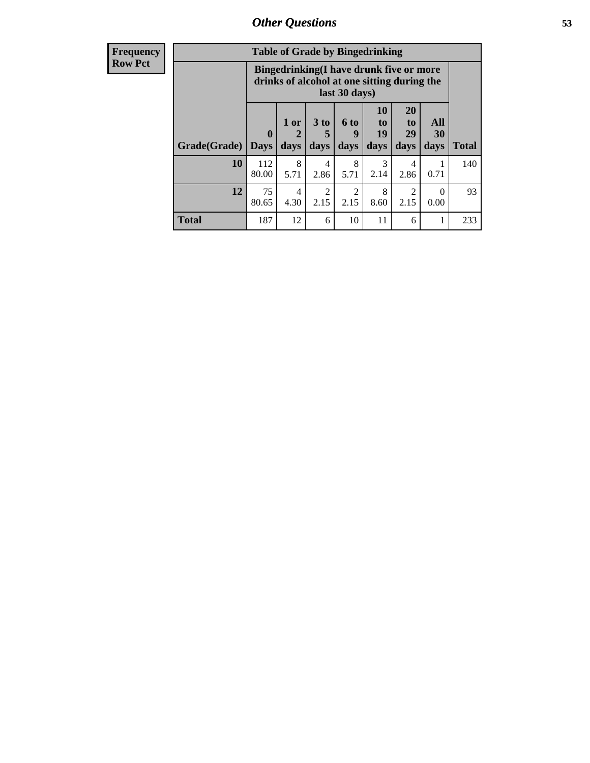| Frequency<br>Row Pct | Table of Grade by Bingedrinking | | | | | | | |
|---|---|---|---|---|---|---|---|---|
| | Bingedrinking(I have drunk five or more drinks of alcohol at one sitting during the last 30 days) | | | | | | | |
| Grade(Grade) | 0 Days | 1 or 2 days | 3 to 5 days | 6 to 9 days | 10 to 19 days | 20 to 29 days | All 30 days | Total |
| **10** | 112<br>80.00 | 8<br>5.71 | 4<br>2.86 | 8<br>5.71 | 3<br>2.14 | 4<br>2.86 | 1<br>0.71 | 140 |
| **12** | 75<br>80.65 | 4<br>4.30 | 2<br>2.15 | 2<br>2.15 | 8<br>8.60 | 2<br>2.15 | 0<br>0.00 | 93 |
| **Total** | 187 | 12 | 6 | 10 | 11 | 6 | 1 | 233 |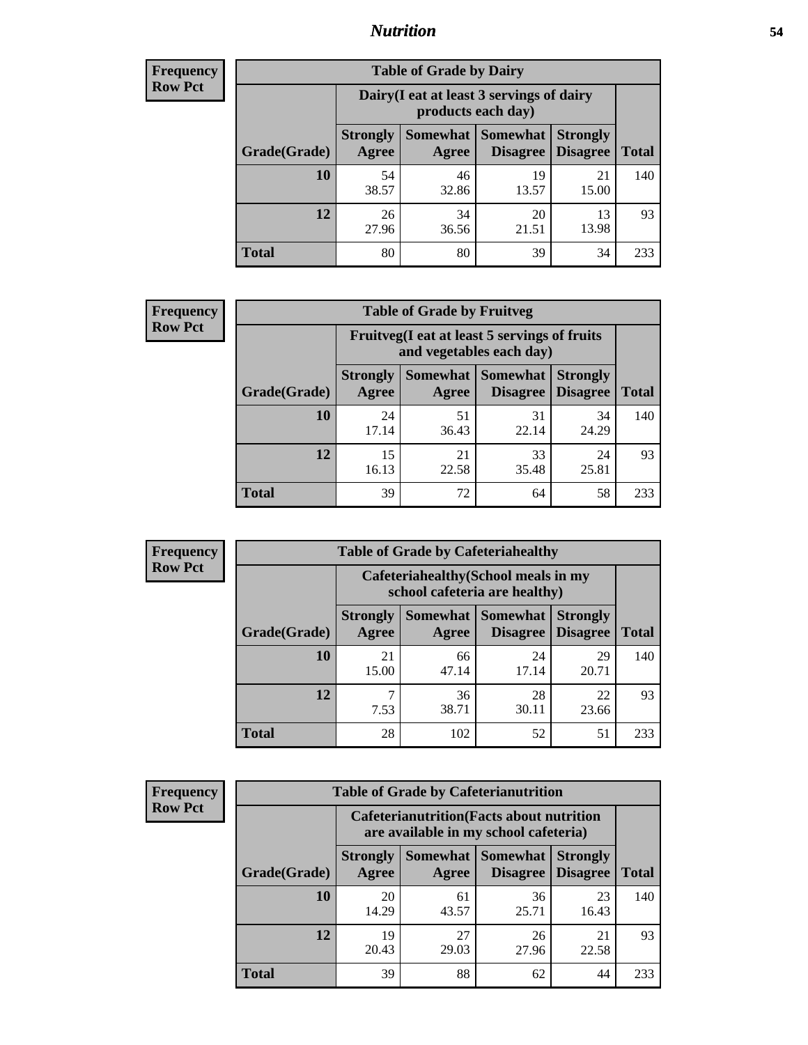| Frequency<br>Row Pct | Table of Grade by Dairy | | | | |
|---|---|---|---|---|---|
| | Dairy(I eat at least 3 servings of dairy products each day) | | | | |
| Grade(Grade) | Strongly Agree | Somewhat Agree | Somewhat Disagree | Strongly Disagree | Total |
| **10** | 54<br>38.57 | 46<br>32.86 | 19<br>13.57 | 21<br>15.00 | 140 |
| **12** | 26<br>27.96 | 34<br>36.56 | 20<br>21.51 | 13<br>13.98 | 93 |
| **Total** | 80 | 80 | 39 | 34 | 233 |

| Frequency<br>Row Pct | Table of Grade by Fruitveg | | | | |
|---|---|---|---|---|---|
| | Fruitveg(I eat at least 5 servings of fruits and vegetables each day) | | | | |
| Grade(Grade) | Strongly Agree | Somewhat Agree | Somewhat Disagree | Strongly Disagree | Total |
| **10** | 24<br>17.14 | 51<br>36.43 | 31<br>22.14 | 34<br>24.29 | 140 |
| **12** | 15<br>16.13 | 21<br>22.58 | 33<br>35.48 | 24<br>25.81 | 93 |
| **Total** | 39 | 72 | 64 | 58 | 233 |

| Frequency<br>Row Pct | Table of Grade by Cafeteriahealthy | | | | |
|---|---|---|---|---|---|
| | Cafeteriahealthy(School meals in my school cafeteria are healthy) | | | | |
| Grade(Grade) | Strongly Agree | Somewhat Agree | Somewhat Disagree | Strongly Disagree | Total |
| **10** | 21<br>15.00 | 66<br>47.14 | 24<br>17.14 | 29<br>20.71 | 140 |
| **12** | 7<br>7.53 | 36<br>38.71 | 28<br>30.11 | 22<br>23.66 | 93 |
| **Total** | 28 | 102 | 52 | 51 | 233 |

| Frequency<br>Row Pct | Table of Grade by Cafeterianutrition | | | | |
|---|---|---|---|---|---|
| | Cafeterianutrition(Facts about nutrition are available in my school cafeteria) | | | | |
| Grade(Grade) | Strongly Agree | Somewhat Agree | Somewhat Disagree | Strongly Disagree | Total |
| **10** | 20<br>14.29 | 61<br>43.57 | 36<br>25.71 | 23<br>16.43 | 140 |
| **12** | 19<br>20.43 | 27<br>29.03 | 26<br>27.96 | 21<br>22.58 | 93 |
| **Total** | 39 | 88 | 62 | 44 | 233 |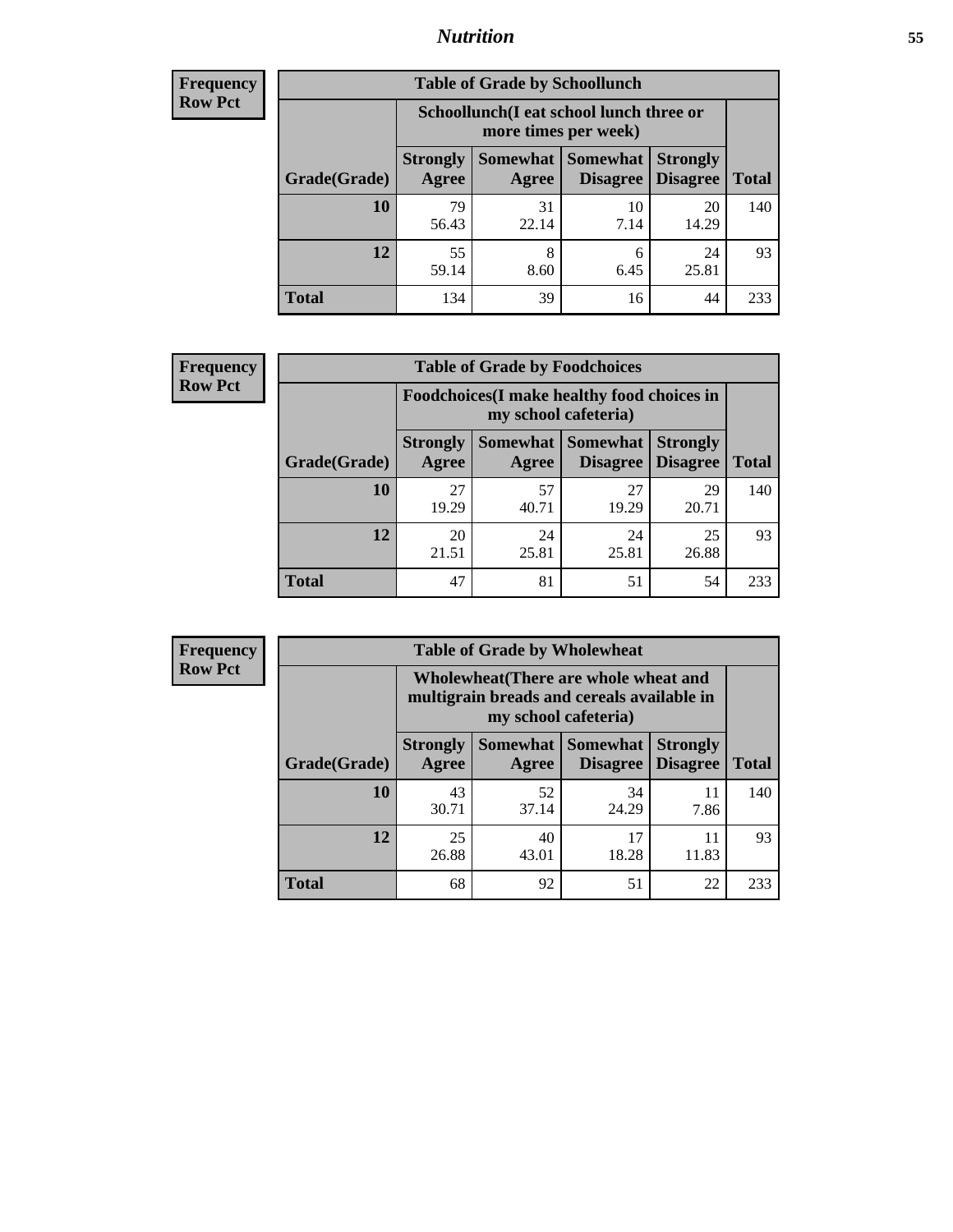**Frequency Row Pct**

| Table of Grade by Schoollunch | | | | | |
|---|---|---|---|---|---|
| | Schoollunch(I eat school lunch three or more times per week) | | | | |
| Grade(Grade) | Strongly Agree | Somewhat Agree | Somewhat Disagree | Strongly Disagree | Total |
| **10** | 79<br>56.43 | 31<br>22.14 | 10<br>7.14 | 20<br>14.29 | 140 |
| **12** | 55<br>59.14 | 8<br>8.60 | 6<br>6.45 | 24<br>25.81 | 93 |
| **Total** | 134 | 39 | 16 | 44 | 233 |

**Frequency Row Pct**

| Table of Grade by Foodchoices | | | | | |
|---|---|---|---|---|---|
| | Foodchoices(I make healthy food choices in my school cafeteria) | | | | |
| Grade(Grade) | Strongly Agree | Somewhat Agree | Somewhat Disagree | Strongly Disagree | Total |
| **10** | 27<br>19.29 | 57<br>40.71 | 27<br>19.29 | 29<br>20.71 | 140 |
| **12** | 20<br>21.51 | 24<br>25.81 | 24<br>25.81 | 25<br>26.88 | 93 |
| **Total** | 47 | 81 | 51 | 54 | 233 |

**Frequency Row Pct**

| Table of Grade by Wholewheat | | | | | |
|---|---|---|---|---|---|
| | Wholewheat(There are whole wheat and multigrain breads and cereals available in my school cafeteria) | | | | |
| Grade(Grade) | Strongly Agree | Somewhat Agree | Somewhat Disagree | Strongly Disagree | Total |
| **10** | 43<br>30.71 | 52<br>37.14 | 34<br>24.29 | 11<br>7.86 | 140 |
| **12** | 25<br>26.88 | 40<br>43.01 | 17<br>18.28 | 11<br>11.83 | 93 |
| **Total** | 68 | 92 | 51 | 22 | 233 |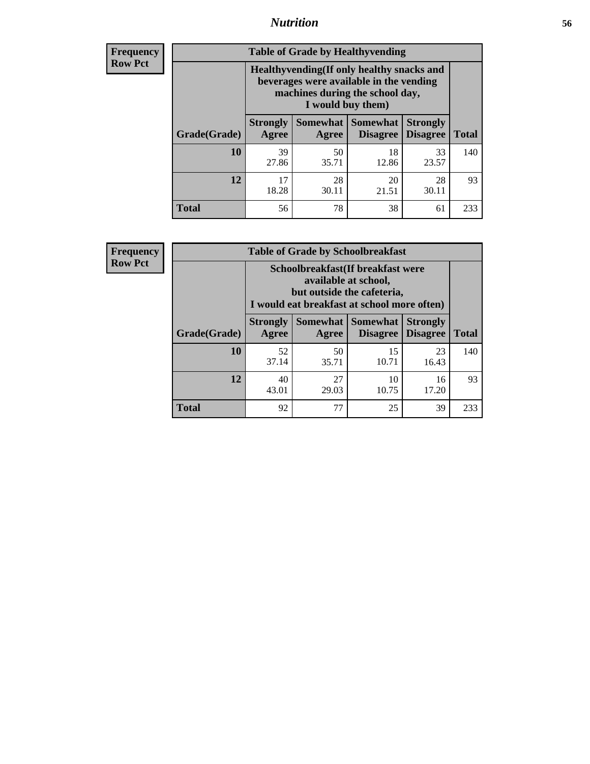## Nutrition

**Frequency**
**Row Pct**

| Table of Grade by Healthyvending | | | | | |
|---|---|---|---|---|---|
| | Healthyvending(If only healthy snacks and beverages were available in the vending machines during the school day, I would buy them) | | | | |
| Grade(Grade) | Strongly Agree | Somewhat Agree | Somewhat Disagree | Strongly Disagree | Total |
| **10** | 39<br>27.86 | 50<br>35.71 | 18<br>12.86 | 33<br>23.57 | 140 |
| **12** | 17<br>18.28 | 28<br>30.11 | 20<br>21.51 | 28<br>30.11 | 93 |
| **Total** | 56 | 78 | 38 | 61 | 233 |

**Frequency**
**Row Pct**

| Table of Grade by Schoolbreakfast | | | | | |
|---|---|---|---|---|---|
| | Schoolbreakfast(If breakfast were available at school, but outside the cafeteria, I would eat breakfast at school more often) | | | | |
| Grade(Grade) | Strongly Agree | Somewhat Agree | Somewhat Disagree | Strongly Disagree | Total |
| **10** | 52<br>37.14 | 50<br>35.71 | 15<br>10.71 | 23<br>16.43 | 140 |
| **12** | 40<br>43.01 | 27<br>29.03 | 10<br>10.75 | 16<br>17.20 | 93 |
| **Total** | 92 | 77 | 25 | 39 | 233 |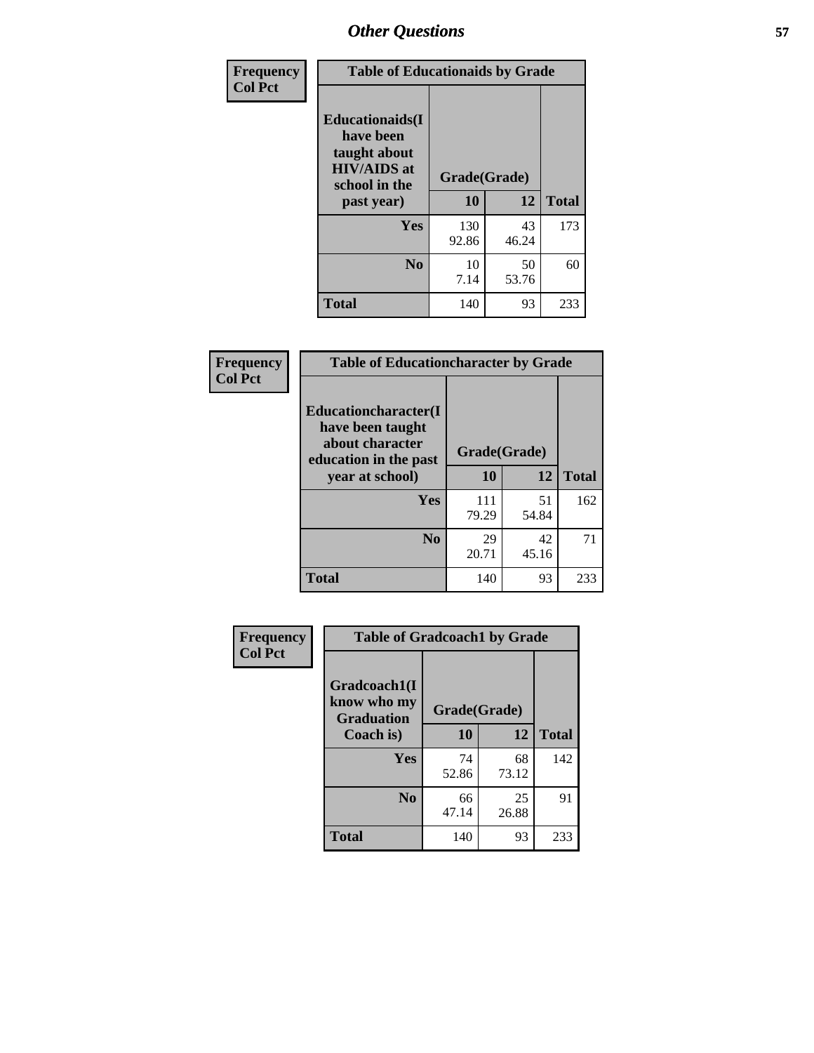# Other Questions

Frequency
Col Pct

| Table of Educationaids by Grade | | | |
|---|---|---|---|
| Educationaids(I have been taught about HIV/AIDS at school in the past year) | Grade(Grade) | | |
| | 10 | 12 | Total |
| Yes | 130<br>92.86 | 43<br>46.24 | 173 |
| No | 10<br>7.14 | 50<br>53.76 | 60 |
| Total | 140 | 93 | 233 |

Frequency
Col Pct

| Table of Educationcharacter by Grade | | | |
|---|---|---|---|
| Educationcharacter(I have been taught about character education in the past year at school) | Grade(Grade) | | |
| | 10 | 12 | Total |
| Yes | 111<br>79.29 | 51<br>54.84 | 162 |
| No | 29<br>20.71 | 42<br>45.16 | 71 |
| Total | 140 | 93 | 233 |

Frequency
Col Pct

| Table of Gradcoach1 by Grade | | | |
|---|---|---|---|
| Gradcoach1(I know who my Graduation Coach is) | Grade(Grade) | | |
| | 10 | 12 | Total |
| Yes | 74<br>52.86 | 68<br>73.12 | 142 |
| No | 66<br>47.14 | 25<br>26.88 | 91 |
| Total | 140 | 93 | 233 |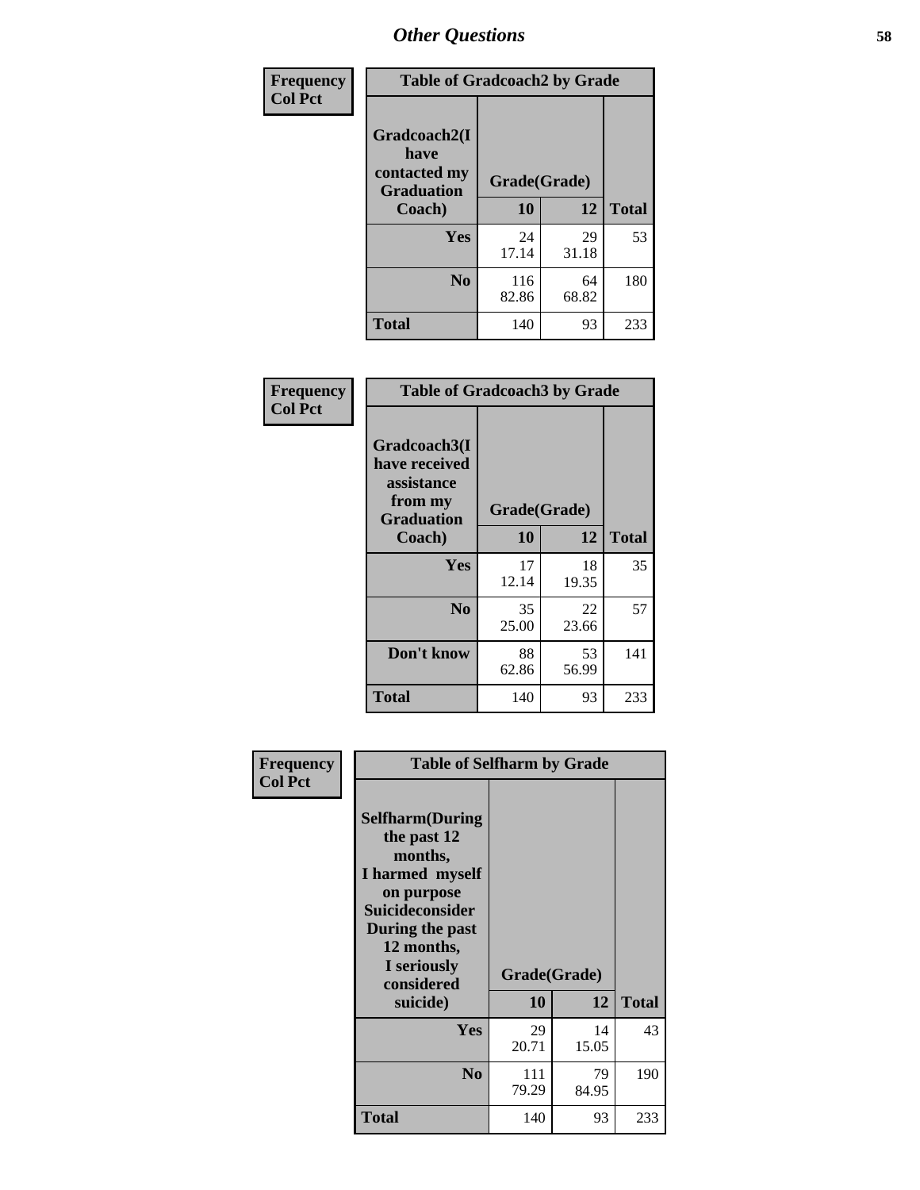# Other Questions

| Frequency Col Pct | Table of Gradcoach2 by Grade | | |
|---|---|---|---|
| Gradcoach2(I have contacted my Graduation Coach) | Grade(Grade) | | |
| | 10 | 12 | Total |
| Yes | 24<br>17.14 | 29<br>31.18 | 53 |
| No | 116<br>82.86 | 64<br>68.82 | 180 |
| Total | 140 | 93 | 233 |

| Frequency Col Pct | Table of Gradcoach3 by Grade | | |
|---|---|---|---|
| Gradcoach3(I have received assistance from my Graduation Coach) | Grade(Grade) | | |
| | 10 | 12 | Total |
| Yes | 17<br>12.14 | 18<br>19.35 | 35 |
| No | 35<br>25.00 | 22<br>23.66 | 57 |
| Don't know | 88<br>62.86 | 53<br>56.99 | 141 |
| Total | 140 | 93 | 233 |

| Frequency Col Pct | Table of Selfharm by Grade | | |
|---|---|---|---|
| Selfharm(During the past 12 months, I harmed myself on purpose Suicideconsider During the past 12 months, I seriously considered suicide) | Grade(Grade) | | |
| | 10 | 12 | Total |
| Yes | 29<br>20.71 | 14<br>15.05 | 43 |
| No | 111<br>79.29 | 79<br>84.95 | 190 |
| Total | 140 | 93 | 233 |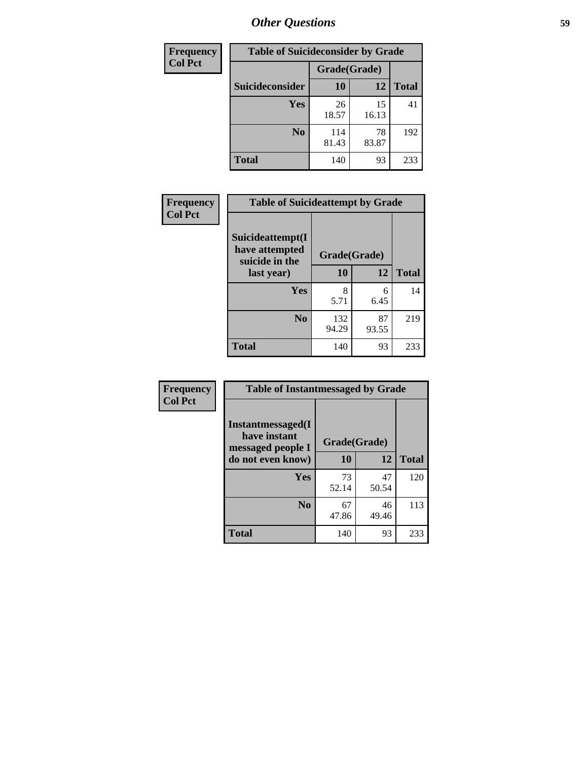# Other Questions

**Frequency**
**Col Pct**

| Table of Suicideconsider by Grade | | | |
|---|---|---|---|
| | Grade(Grade) | | |
| Suicideconsider | 10 | 12 | Total |
| Yes | 26<br>18.57 | 15<br>16.13 | 41 |
| No | 114<br>81.43 | 78<br>83.87 | 192 |
| Total | 140 | 93 | 233 |

**Frequency**
**Col Pct**

| Table of Suicideattempt by Grade | | | |
|---|---|---|---|
| Suicideattempt(I have attempted suicide in the last year) | Grade(Grade) | | |
| | 10 | 12 | Total |
| Yes | 8<br>5.71 | 6<br>6.45 | 14 |
| No | 132<br>94.29 | 87<br>93.55 | 219 |
| Total | 140 | 93 | 233 |

**Frequency**
**Col Pct**

| Table of Instantmessaged by Grade | | | |
|---|---|---|---|
| Instantmessaged(I have instant messaged people I do not even know) | Grade(Grade) | | |
| | 10 | 12 | Total |
| Yes | 73<br>52.14 | 47<br>50.54 | 120 |
| No | 67<br>47.86 | 46<br>49.46 | 113 |
| Total | 140 | 93 | 233 |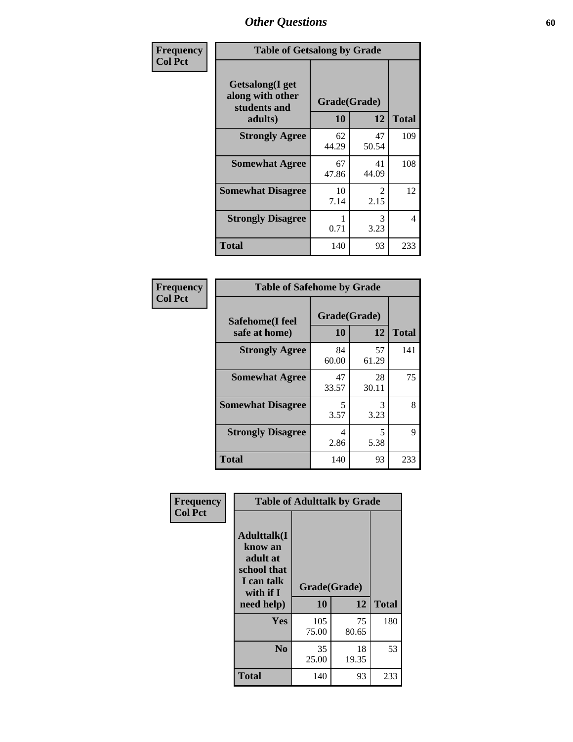# Other Questions

Frequency
Col Pct

**Table of Getsalong by Grade**

| Getsalong(I get along with other students and adults) | Grade(Grade) | | Total |
|---|---|---|---|
| | 10 | 12 | |
| **Strongly Agree** | 62<br>44.29 | 47<br>50.54 | 109 |
| **Somewhat Agree** | 67<br>47.86 | 41<br>44.09 | 108 |
| **Somewhat Disagree** | 10<br>7.14 | 2<br>2.15 | 12 |
| **Strongly Disagree** | 1<br>0.71 | 3<br>3.23 | 4 |
| **Total** | 140 | 93 | 233 |

Frequency
Col Pct

**Table of Safehome by Grade**

| Safehome(I feel safe at home) | Grade(Grade) | | Total |
|---|---|---|---|
| | 10 | 12 | |
| **Strongly Agree** | 84<br>60.00 | 57<br>61.29 | 141 |
| **Somewhat Agree** | 47<br>33.57 | 28<br>30.11 | 75 |
| **Somewhat Disagree** | 5<br>3.57 | 3<br>3.23 | 8 |
| **Strongly Disagree** | 4<br>2.86 | 5<br>5.38 | 9 |
| **Total** | 140 | 93 | 233 |

Frequency
Col Pct

**Table of Adulttalk by Grade**

| Adulttalk(I know an adult at school that I can talk with if I need help) | Grade(Grade) | | Total |
|---|---|---|---|
| | 10 | 12 | |
| **Yes** | 105<br>75.00 | 75<br>80.65 | 180 |
| **No** | 35<br>25.00 | 18<br>19.35 | 53 |
| **Total** | 140 | 93 | 233 |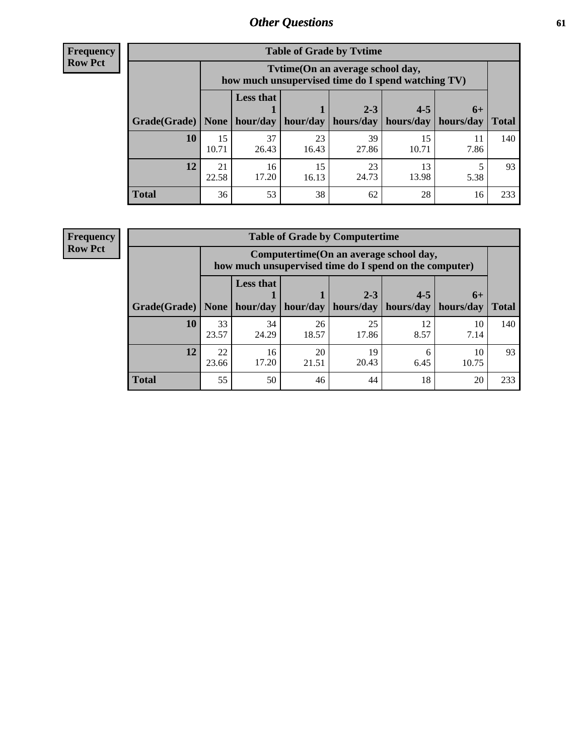## Other Questions

**Frequency**
**Row Pct**

| Table of Grade by Tvtime | | | | | | | |
|---|---|---|---|---|---|---|---|
| | Tvtime(On an average school day, how much unsupervised time do I spend watching TV) | | | | | | |
| Grade(Grade) | None | Less that 1 hour/day | 1 hour/day | 2-3 hours/day | 4-5 hours/day | 6+ hours/day | Total |
| **10** | 15<br>10.71 | 37<br>26.43 | 23<br>16.43 | 39<br>27.86 | 15<br>10.71 | 11<br>7.86 | 140 |
| **12** | 21<br>22.58 | 16<br>17.20 | 15<br>16.13 | 23<br>24.73 | 13<br>13.98 | 5<br>5.38 | 93 |
| **Total** | 36 | 53 | 38 | 62 | 28 | 16 | 233 |

**Frequency**
**Row Pct**

| Table of Grade by Computertime | | | | | | | |
|---|---|---|---|---|---|---|---|
| | Computertime(On an average school day, how much unsupervised time do I spend on the computer) | | | | | | |
| Grade(Grade) | None | Less that 1 hour/day | 1 hour/day | 2-3 hours/day | 4-5 hours/day | 6+ hours/day | Total |
| **10** | 33<br>23.57 | 34<br>24.29 | 26<br>18.57 | 25<br>17.86 | 12<br>8.57 | 10<br>7.14 | 140 |
| **12** | 22<br>23.66 | 16<br>17.20 | 20<br>21.51 | 19<br>20.43 | 6<br>6.45 | 10<br>10.75 | 93 |
| **Total** | 55 | 50 | 46 | 44 | 18 | 20 | 233 |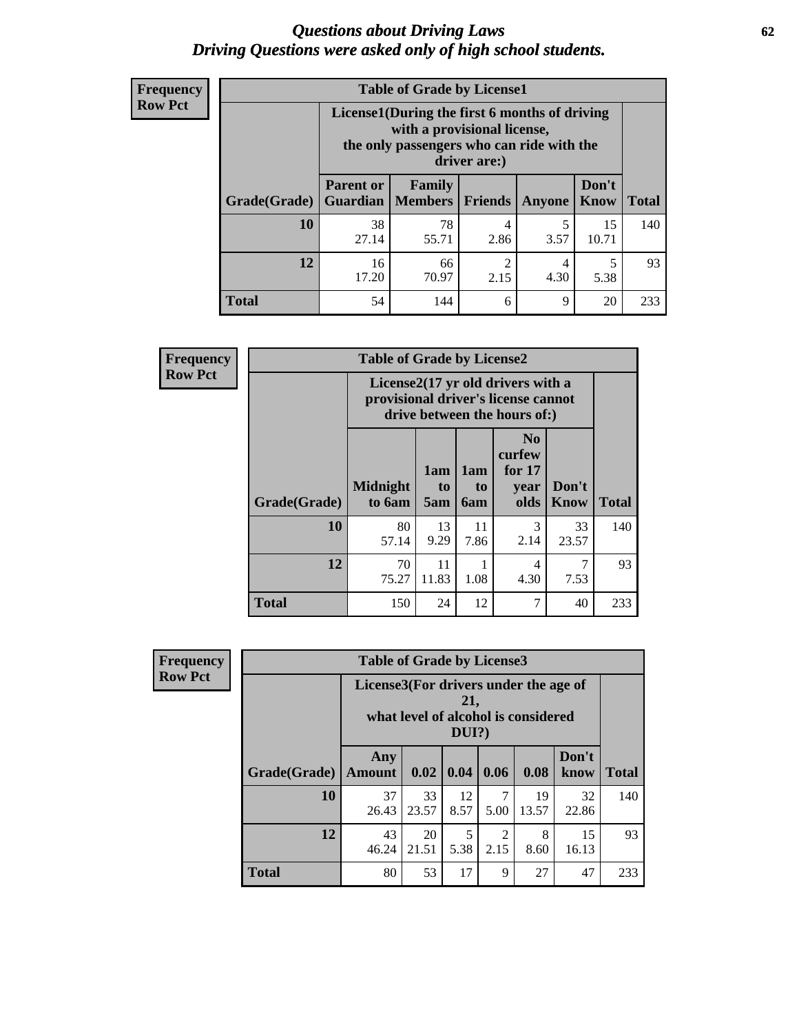# Questions about Driving Laws
## Driving Questions were asked only of high school students.

Frequency
Row Pct

**Table of Grade by License1**

| Grade(Grade) | License1(During the first 6 months of driving with a provisional license, the only passengers who can ride with the driver are:) | | | | | Total |
|---|---|---|---|---|---|---|
| | Parent or Guardian | Family Members | Friends | Anyone | Don't Know | |
| 10 | 38<br>27.14 | 78<br>55.71 | 4<br>2.86 | 5<br>3.57 | 15<br>10.71 | 140 |
| 12 | 16<br>17.20 | 66<br>70.97 | 2<br>2.15 | 4<br>4.30 | 5<br>5.38 | 93 |
| Total | 54 | 144 | 6 | 9 | 20 | 233 |

Frequency
Row Pct

**Table of Grade by License2**

| Grade(Grade) | License2(17 yr old drivers with a provisional driver's license cannot drive between the hours of:) | | | | | Total |
|---|---|---|---|---|---|---|
| | Midnight to 6am | 1am to 5am | 1am to 6am | No curfew for 17 year olds | Don't Know | |
| 10 | 80<br>57.14 | 13<br>9.29 | 11<br>7.86 | 3<br>2.14 | 33<br>23.57 | 140 |
| 12 | 70<br>75.27 | 11<br>11.83 | 1<br>1.08 | 4<br>4.30 | 7<br>7.53 | 93 |
| Total | 150 | 24 | 12 | 7 | 40 | 233 |

Frequency
Row Pct

**Table of Grade by License3**

| Grade(Grade) | License3(For drivers under the age of 21, what level of alcohol is considered DUI?) | | | | | | Total |
|---|---|---|---|---|---|---|---|
| | Any Amount | 0.02 | 0.04 | 0.06 | 0.08 | Don't know | |
| 10 | 37<br>26.43 | 33<br>23.57 | 12<br>8.57 | 7<br>5.00 | 19<br>13.57 | 32<br>22.86 | 140 |
| 12 | 43<br>46.24 | 20<br>21.51 | 5<br>5.38 | 2<br>2.15 | 8<br>8.60 | 15<br>16.13 | 93 |
| Total | 80 | 53 | 17 | 9 | 27 | 47 | 233 |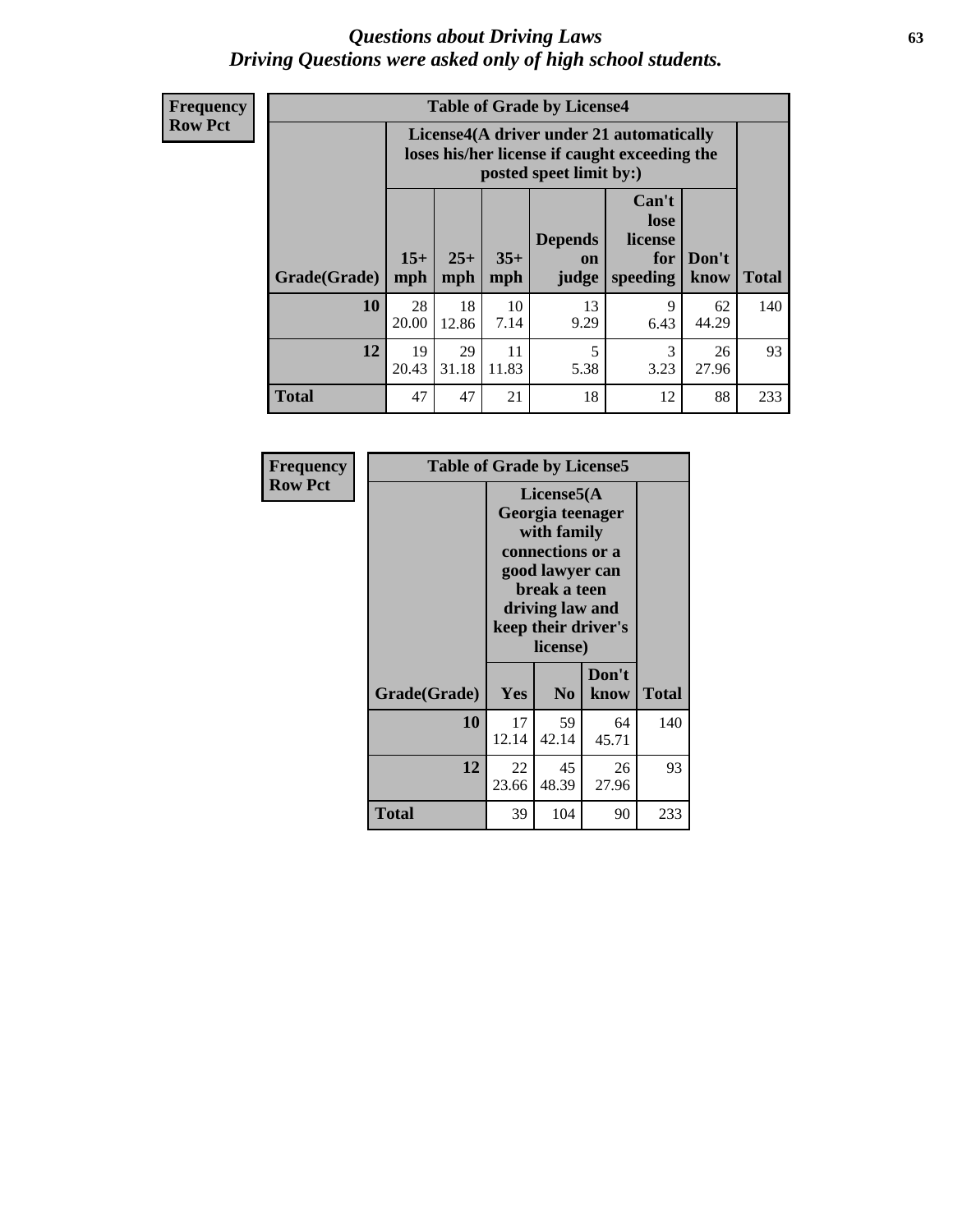# Questions about Driving Laws
*Driving Questions were asked only of high school students.*

**Frequency**
**Row Pct**

| Table of Grade by License4 | | | | | | | |
|---|---|---|---|---|---|---|---|
| | License4(A driver under 21 automatically loses his/her license if caught exceeding the posted speet limit by:) | | | | | | |
| Grade(Grade) | 15+ mph | 25+ mph | 35+ mph | Depends on judge | Can't lose license for speeding | Don't know | Total |
| **10** | 28<br>20.00 | 18<br>12.86 | 10<br>7.14 | 13<br>9.29 | 9<br>6.43 | 62<br>44.29 | 140 |
| **12** | 19<br>20.43 | 29<br>31.18 | 11<br>11.83 | 5<br>5.38 | 3<br>3.23 | 26<br>27.96 | 93 |
| **Total** | 47 | 47 | 21 | 18 | 12 | 88 | 233 |

**Frequency**
**Row Pct**

| Table of Grade by License5 | | | | |
|---|---|---|---|---|
| | License5(A Georgia teenager with family connections or a good lawyer can break a teen driving law and keep their driver's license) | | | |
| Grade(Grade) | Yes | No | Don't know | Total |
| **10** | 17<br>12.14 | 59<br>42.14 | 64<br>45.71 | 140 |
| **12** | 22<br>23.66 | 45<br>48.39 | 26<br>27.96 | 93 |
| **Total** | 39 | 104 | 90 | 233 |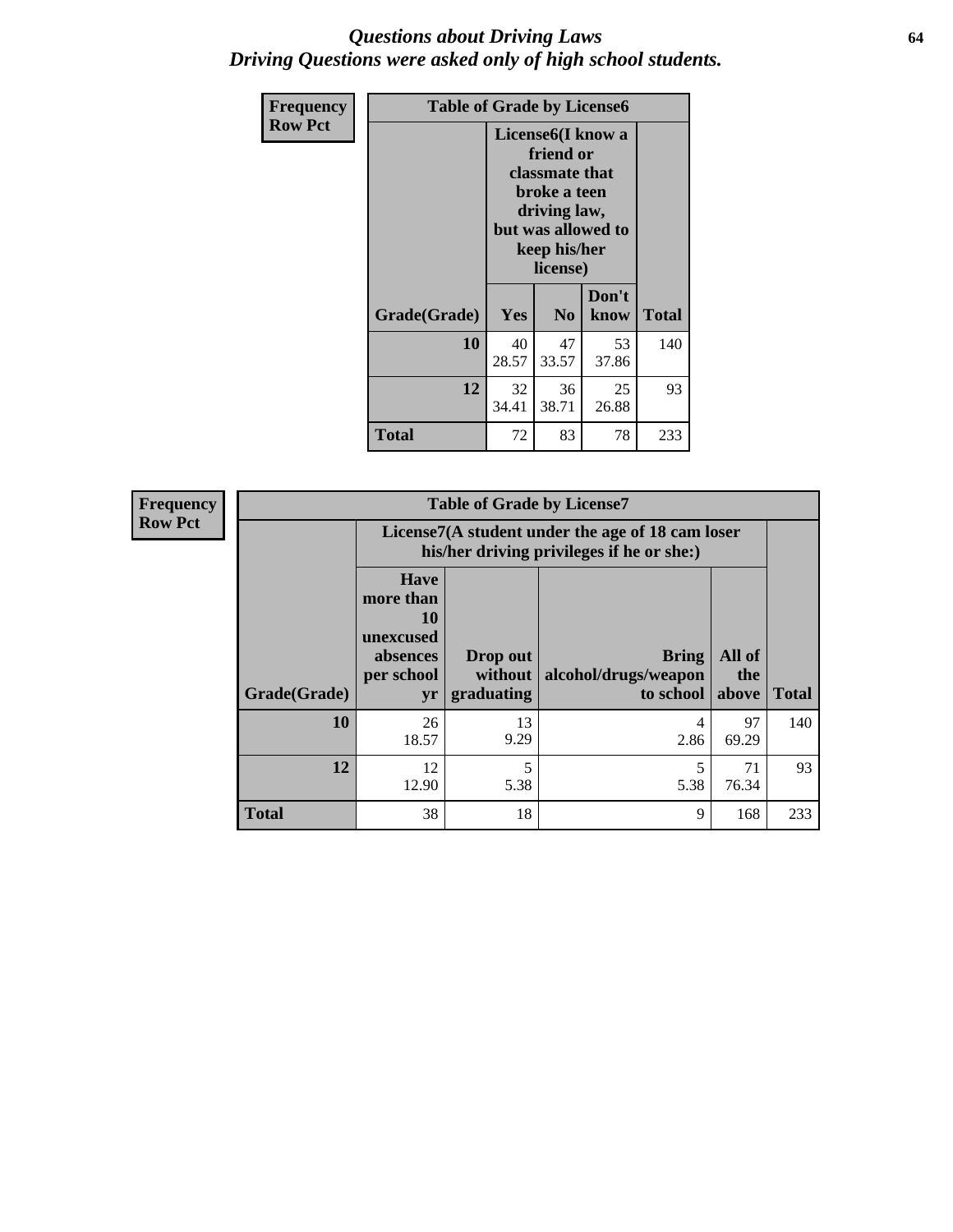# *Questions about Driving Laws*
# *Driving Questions were asked only of high school students.*

**Frequency**
**Row Pct**

| Table of Grade by License6 | | | | |
|---|---|---|---|---|
| | License6(I know a friend or classmate that broke a teen driving law, but was allowed to keep his/her license) | | | |
| **Grade(Grade)** | **Yes** | **No** | **Don't know** | **Total** |
| **10** | 40<br>28.57 | 47<br>33.57 | 53<br>37.86 | 140 |
| **12** | 32<br>34.41 | 36<br>38.71 | 25<br>26.88 | 93 |
| **Total** | 72 | 83 | 78 | 233 |

**Frequency**
**Row Pct**

| Table of Grade by License7 | | | | | |
|---|---|---|---|---|---|
| | License7(A student under the age of 18 cam loser his/her driving privileges if he or she:) | | | | |
| **Grade(Grade)** | **Have more than 10 unexcused absences per school yr** | **Drop out without graduating** | **Bring alcohol/drugs/weapon to school** | **All of the above** | **Total** |
| **10** | 26<br>18.57 | 13<br>9.29 | 4<br>2.86 | 97<br>69.29 | 140 |
| **12** | 12<br>12.90 | 5<br>5.38 | 5<br>5.38 | 71<br>76.34 | 93 |
| **Total** | 38 | 18 | 9 | 168 | 233 |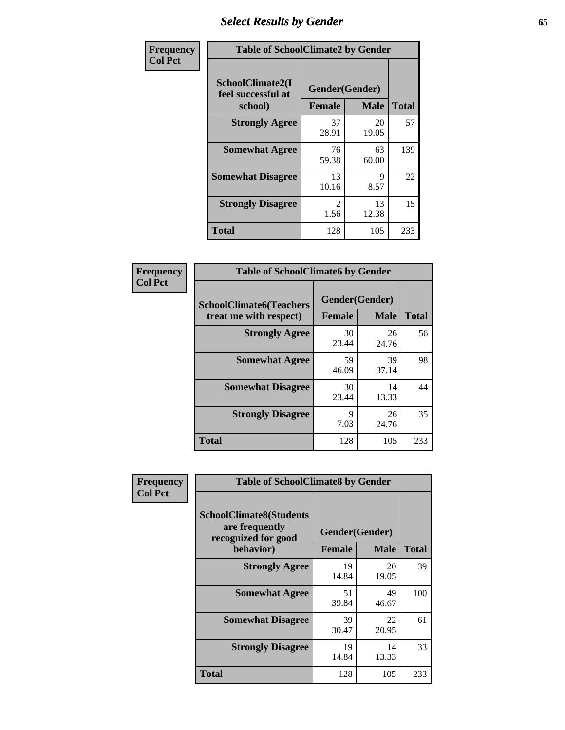# Select Results by Gender

**Frequency**
**Col Pct**

| Table of SchoolClimate2 by Gender | | | |
|---|---|---|---|
| SchoolClimate2(I feel successful at school) | Gender(Gender) | | |
| | Female | Male | Total |
| Strongly Agree | 37<br>28.91 | 20<br>19.05 | 57 |
| Somewhat Agree | 76<br>59.38 | 63<br>60.00 | 139 |
| Somewhat Disagree | 13<br>10.16 | 9<br>8.57 | 22 |
| Strongly Disagree | 2<br>1.56 | 13<br>12.38 | 15 |
| Total | 128 | 105 | 233 |

**Frequency**
**Col Pct**

| Table of SchoolClimate6 by Gender | | | |
|---|---|---|---|
| SchoolClimate6(Teachers treat me with respect) | Gender(Gender) | | |
| | Female | Male | Total |
| Strongly Agree | 30<br>23.44 | 26<br>24.76 | 56 |
| Somewhat Agree | 59<br>46.09 | 39<br>37.14 | 98 |
| Somewhat Disagree | 30<br>23.44 | 14<br>13.33 | 44 |
| Strongly Disagree | 9<br>7.03 | 26<br>24.76 | 35 |
| Total | 128 | 105 | 233 |

**Frequency**
**Col Pct**

| Table of SchoolClimate8 by Gender | | | |
|---|---|---|---|
| SchoolClimate8(Students are frequently recognized for good behavior) | Gender(Gender) | | |
| | Female | Male | Total |
| Strongly Agree | 19<br>14.84 | 20<br>19.05 | 39 |
| Somewhat Agree | 51<br>39.84 | 49<br>46.67 | 100 |
| Somewhat Disagree | 39<br>30.47 | 22<br>20.95 | 61 |
| Strongly Disagree | 19<br>14.84 | 14<br>13.33 | 33 |
| Total | 128 | 105 | 233 |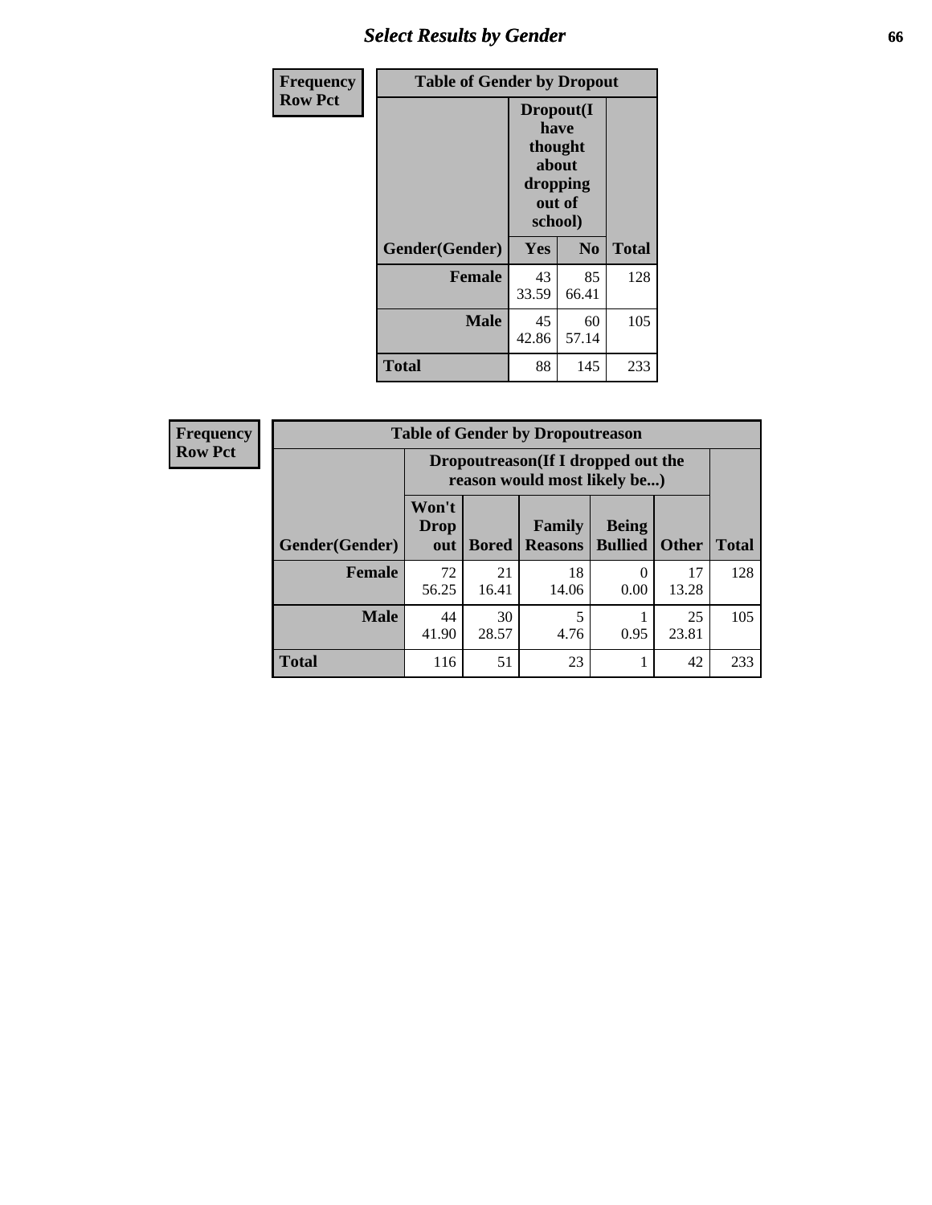| Frequency Row Pct | Table of Gender by Dropout | | |
|---|---|---|---|
| | Dropout(I have thought about dropping out of school) | | |
| Gender(Gender) | Yes | No | Total |
| **Female** | 43 33.59 | 85 66.41 | 128 |
| **Male** | 45 42.86 | 60 57.14 | 105 |
| **Total** | 88 | 145 | 233 |

| Frequency Row Pct | Table of Gender by Dropoutreason | | | | | |
|---|---|---|---|---|---|---|
| | Dropoutreason(If I dropped out the reason would most likely be...) | | | | | |
| Gender(Gender) | Won't Drop out | Bored | Family Reasons | Being Bullied | Other | Total |
| **Female** | 72 56.25 | 21 16.41 | 18 14.06 | 0 0.00 | 17 13.28 | 128 |
| **Male** | 44 41.90 | 30 28.57 | 5 4.76 | 1 0.95 | 25 23.81 | 105 |
| **Total** | 116 | 51 | 23 | 1 | 42 | 233 |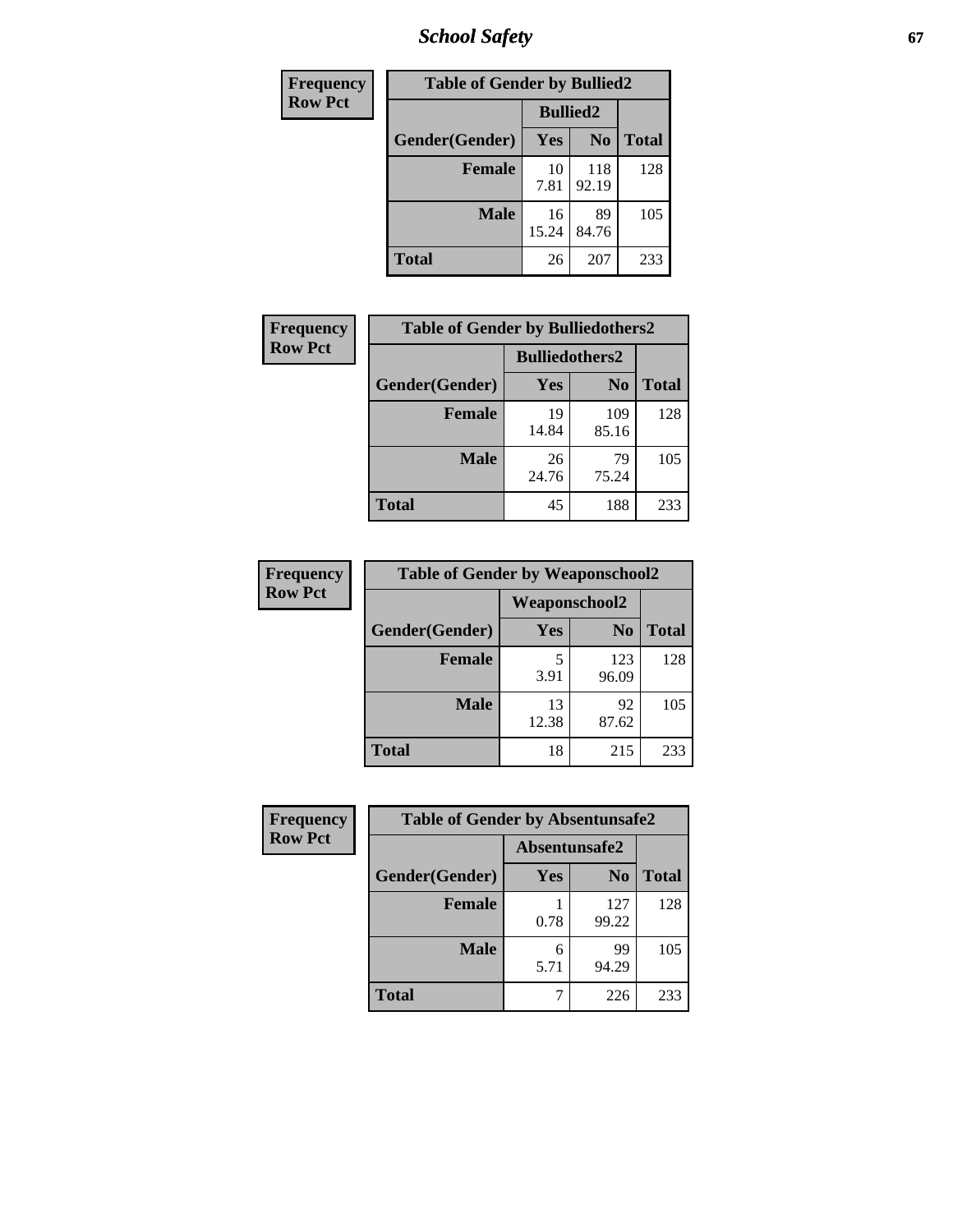| Frequency Row Pct | Table of Gender by Bullied2 | | |
|---|---|---|---|
| | Bullied2 | | |
| Gender(Gender) | Yes | No | Total |
| Female | 10<br>7.81 | 118<br>92.19 | 128 |
| Male | 16<br>15.24 | 89<br>84.76 | 105 |
| Total | 26 | 207 | 233 |

| Frequency Row Pct | Table of Gender by Bulliedothers2 | | |
|---|---|---|---|
| | Bulliedothers2 | | |
| Gender(Gender) | Yes | No | Total |
| Female | 19<br>14.84 | 109<br>85.16 | 128 |
| Male | 26<br>24.76 | 79<br>75.24 | 105 |
| Total | 45 | 188 | 233 |

| Frequency Row Pct | Table of Gender by Weaponschool2 | | |
|---|---|---|---|
| | Weaponschool2 | | |
| Gender(Gender) | Yes | No | Total |
| Female | 5<br>3.91 | 123<br>96.09 | 128 |
| Male | 13<br>12.38 | 92<br>87.62 | 105 |
| Total | 18 | 215 | 233 |

| Frequency Row Pct | Table of Gender by Absentunsafe2 | | |
|---|---|---|---|
| | Absentunsafe2 | | |
| Gender(Gender) | Yes | No | Total |
| Female | 1<br>0.78 | 127<br>99.22 | 128 |
| Male | 6<br>5.71 | 99<br>94.29 | 105 |
| Total | 7 | 226 | 233 |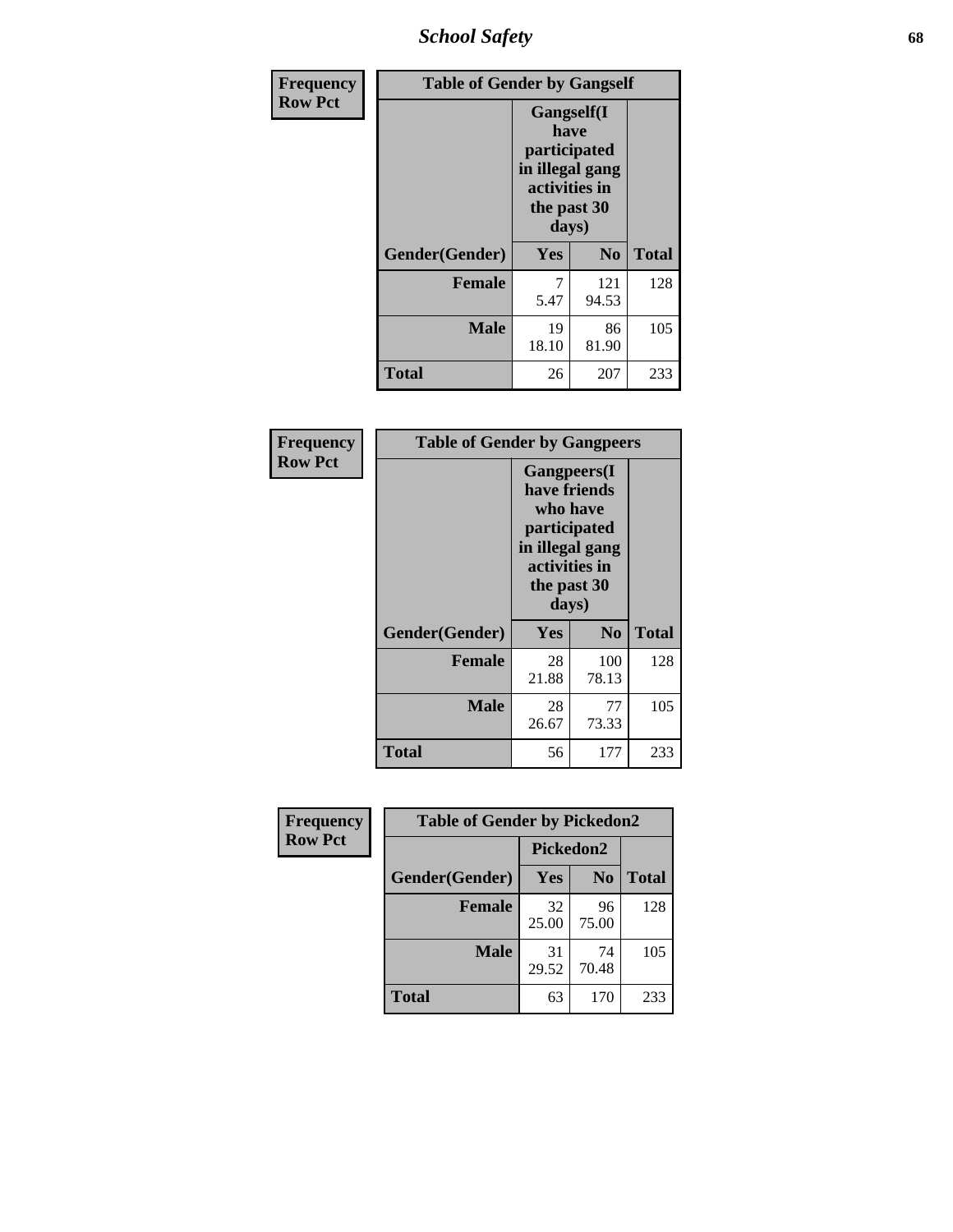# School Safety

**Frequency**
**Row Pct**

| Table of Gender by Gangself | | | |
|---|---|---|---|
| | Gangself(I have participated in illegal gang activities in the past 30 days) | | |
| Gender(Gender) | Yes | No | Total |
| Female | 7<br>5.47 | 121<br>94.53 | 128 |
| Male | 19<br>18.10 | 86<br>81.90 | 105 |
| Total | 26 | 207 | 233 |

**Frequency**
**Row Pct**

| Table of Gender by Gangpeers | | | |
|---|---|---|---|
| | Gangpeers(I have friends who have participated in illegal gang activities in the past 30 days) | | |
| Gender(Gender) | Yes | No | Total |
| Female | 28<br>21.88 | 100<br>78.13 | 128 |
| Male | 28<br>26.67 | 77<br>73.33 | 105 |
| Total | 56 | 177 | 233 |

**Frequency**
**Row Pct**

| Table of Gender by Pickedon2 | | | |
|---|---|---|---|
| | Pickedon2 | | |
| Gender(Gender) | Yes | No | Total |
| Female | 32<br>25.00 | 96<br>75.00 | 128 |
| Male | 31<br>29.52 | 74<br>70.48 | 105 |
| Total | 63 | 170 | 233 |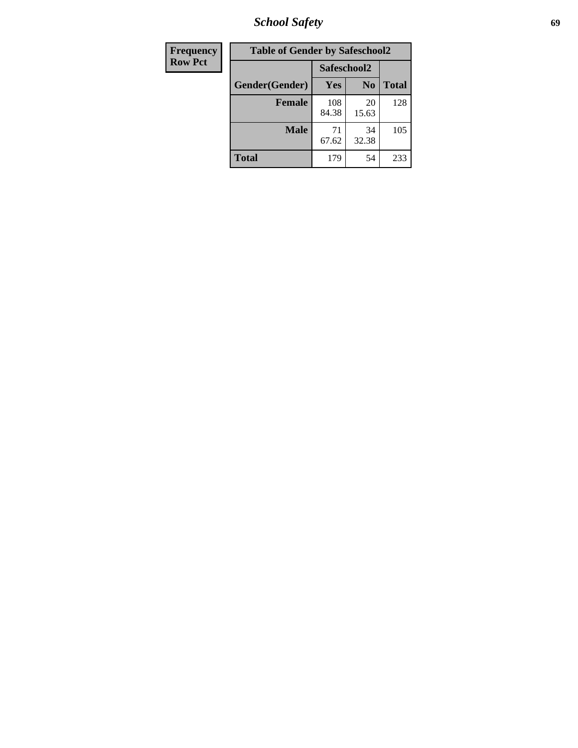| Frequency<br>Row Pct | Table of Gender by Safeschool2 | | |
|---|---|---|---|
| | Safeschool2 | | |
| Gender(Gender) | Yes | No | Total |
| **Female** | 108<br>84.38 | 20<br>15.63 | 128 |
| **Male** | 71<br>67.62 | 34<br>32.38 | 105 |
| **Total** | 179 | 54 | 233 |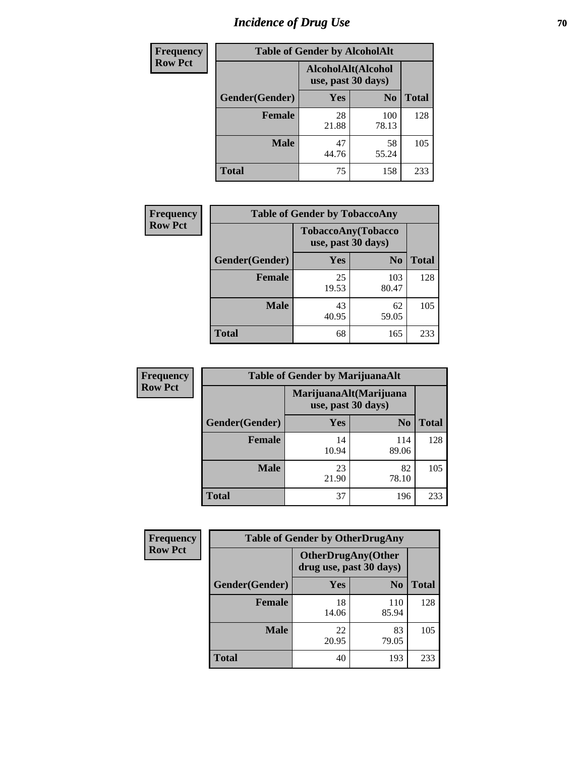# Incidence of Drug Use

**Frequency**
**Row Pct**

| Table of Gender by AlcoholAlt | | | |
|---|---|---|---|
| | AlcoholAlt(Alcohol use, past 30 days) | | |
| Gender(Gender) | Yes | No | Total |
| Female | 28<br>21.88 | 100<br>78.13 | 128 |
| Male | 47<br>44.76 | 58<br>55.24 | 105 |
| Total | 75 | 158 | 233 |

**Frequency**
**Row Pct**

| Table of Gender by TobaccoAny | | | |
|---|---|---|---|
| | TobaccoAny(Tobacco use, past 30 days) | | |
| Gender(Gender) | Yes | No | Total |
| Female | 25<br>19.53 | 103<br>80.47 | 128 |
| Male | 43<br>40.95 | 62<br>59.05 | 105 |
| Total | 68 | 165 | 233 |

**Frequency**
**Row Pct**

| Table of Gender by MarijuanaAlt | | | |
|---|---|---|---|
| | MarijuanaAlt(Marijuana use, past 30 days) | | |
| Gender(Gender) | Yes | No | Total |
| Female | 14<br>10.94 | 114<br>89.06 | 128 |
| Male | 23<br>21.90 | 82<br>78.10 | 105 |
| Total | 37 | 196 | 233 |

**Frequency**
**Row Pct**

| Table of Gender by OtherDrugAny | | | |
|---|---|---|---|
| | OtherDrugAny(Other drug use, past 30 days) | | |
| Gender(Gender) | Yes | No | Total |
| Female | 18<br>14.06 | 110<br>85.94 | 128 |
| Male | 22<br>20.95 | 83<br>79.05 | 105 |
| Total | 40 | 193 | 233 |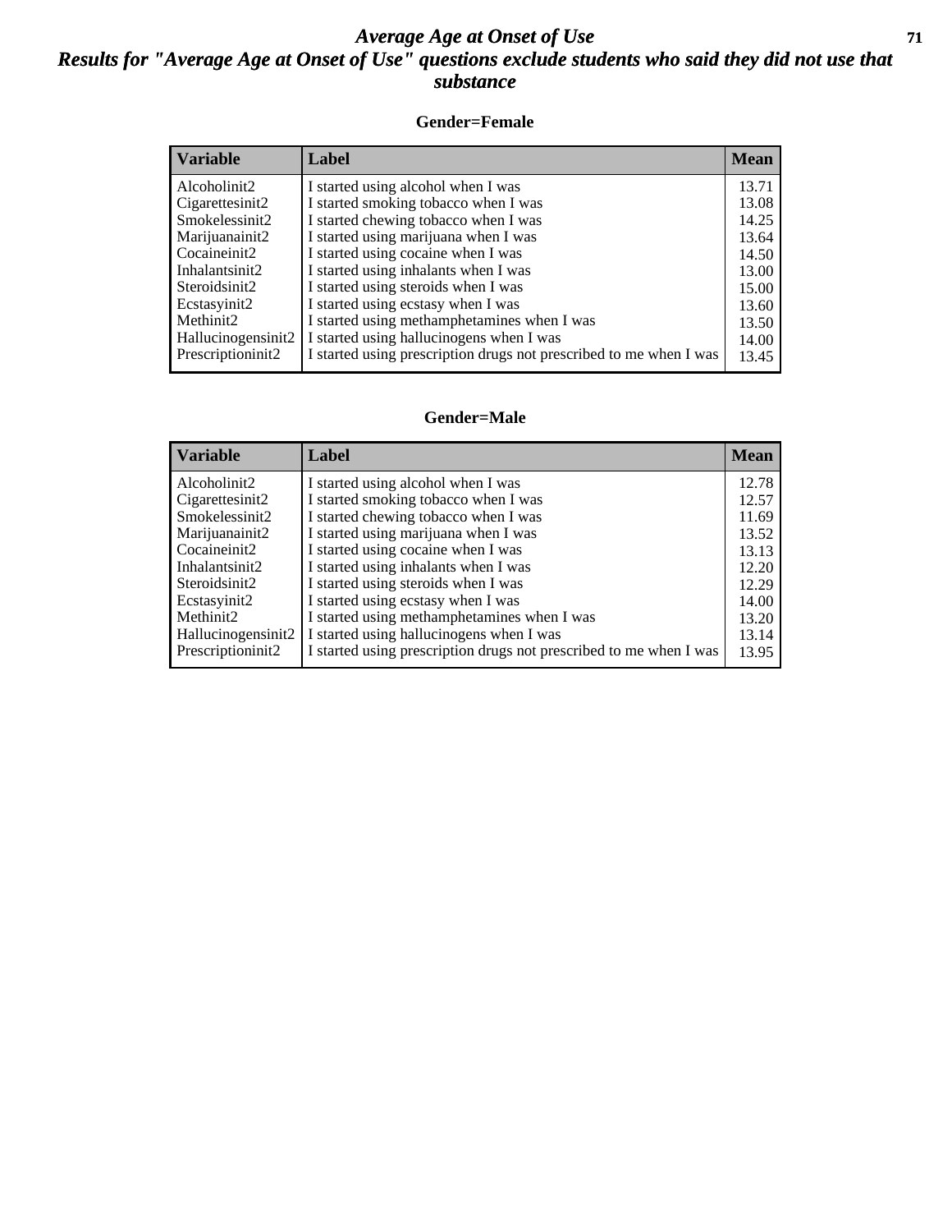# *Average Age at Onset of Use*

## *Results for "Average Age at Onset of Use" questions exclude students who said they did not use that substance*

### Gender=Female

| Variable | Label | Mean |
|---|---|---|
| Alcoholinit2 | I started using alcohol when I was | 13.71 |
| Cigarettesinit2 | I started smoking tobacco when I was | 13.08 |
| Smokelessinit2 | I started chewing tobacco when I was | 14.25 |
| Marijuanainit2 | I started using marijuana when I was | 13.64 |
| Cocaineinit2 | I started using cocaine when I was | 14.50 |
| Inhalantsinit2 | I started using inhalants when I was | 13.00 |
| Steroidsinit2 | I started using steroids when I was | 15.00 |
| Ecstasyinit2 | I started using ecstasy when I was | 13.60 |
| Methinit2 | I started using methamphetamines when I was | 13.50 |
| Hallucinogensinit2 | I started using hallucinogens when I was | 14.00 |
| Prescriptioninit2 | I started using prescription drugs not prescribed to me when I was | 13.45 |

### Gender=Male

| Variable | Label | Mean |
|---|---|---|
| Alcoholinit2 | I started using alcohol when I was | 12.78 |
| Cigarettesinit2 | I started smoking tobacco when I was | 12.57 |
| Smokelessinit2 | I started chewing tobacco when I was | 11.69 |
| Marijuanainit2 | I started using marijuana when I was | 13.52 |
| Cocaineinit2 | I started using cocaine when I was | 13.13 |
| Inhalantsinit2 | I started using inhalants when I was | 12.20 |
| Steroidsinit2 | I started using steroids when I was | 12.29 |
| Ecstasyinit2 | I started using ecstasy when I was | 14.00 |
| Methinit2 | I started using methamphetamines when I was | 13.20 |
| Hallucinogensinit2 | I started using hallucinogens when I was | 13.14 |
| Prescriptioninit2 | I started using prescription drugs not prescribed to me when I was | 13.95 |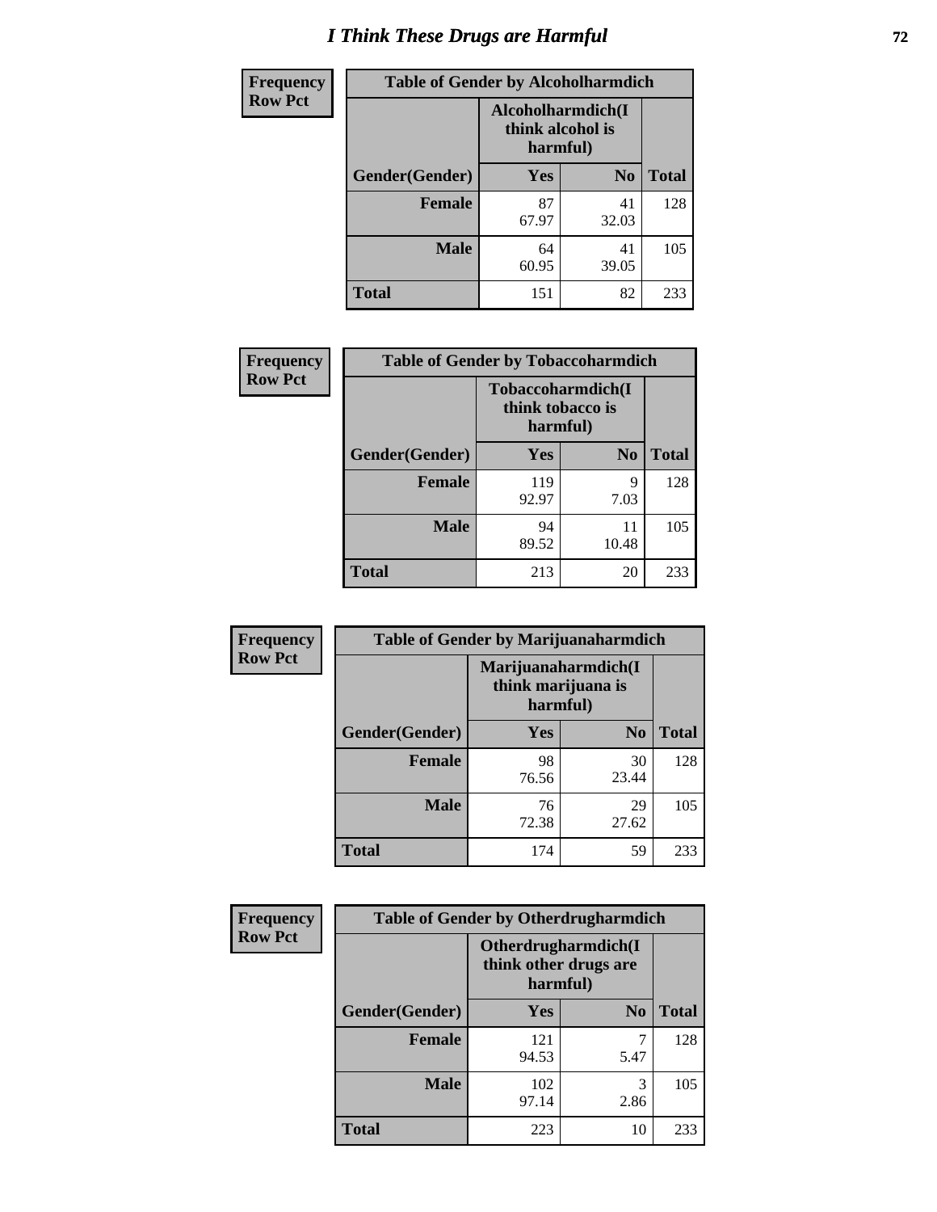# I Think These Drugs are Harmful

**Frequency**
**Row Pct**

| Table of Gender by Alcoholharmdich | | | |
|---|---|---|---|
| | Alcoholharmdich(I think alcohol is harmful) | | |
| Gender(Gender) | Yes | No | Total |
| Female | 87<br>67.97 | 41<br>32.03 | 128 |
| Male | 64<br>60.95 | 41<br>39.05 | 105 |
| Total | 151 | 82 | 233 |

**Frequency**
**Row Pct**

| Table of Gender by Tobaccoharmdich | | | |
|---|---|---|---|
| | Tobaccoharmdich(I think tobacco is harmful) | | |
| Gender(Gender) | Yes | No | Total |
| Female | 119<br>92.97 | 9<br>7.03 | 128 |
| Male | 94<br>89.52 | 11<br>10.48 | 105 |
| Total | 213 | 20 | 233 |

**Frequency**
**Row Pct**

| Table of Gender by Marijuanaharmdich | | | |
|---|---|---|---|
| | Marijuanaharmdich(I think marijuana is harmful) | | |
| Gender(Gender) | Yes | No | Total |
| Female | 98<br>76.56 | 30<br>23.44 | 128 |
| Male | 76<br>72.38 | 29<br>27.62 | 105 |
| Total | 174 | 59 | 233 |

**Frequency**
**Row Pct**

| Table of Gender by Otherdrugharmdich | | | |
|---|---|---|---|
| | Otherdrugharmdich(I think other drugs are harmful) | | |
| Gender(Gender) | Yes | No | Total |
| Female | 121<br>94.53 | 7<br>5.47 | 128 |
| Male | 102<br>97.14 | 3<br>2.86 | 105 |
| Total | 223 | 10 | 233 |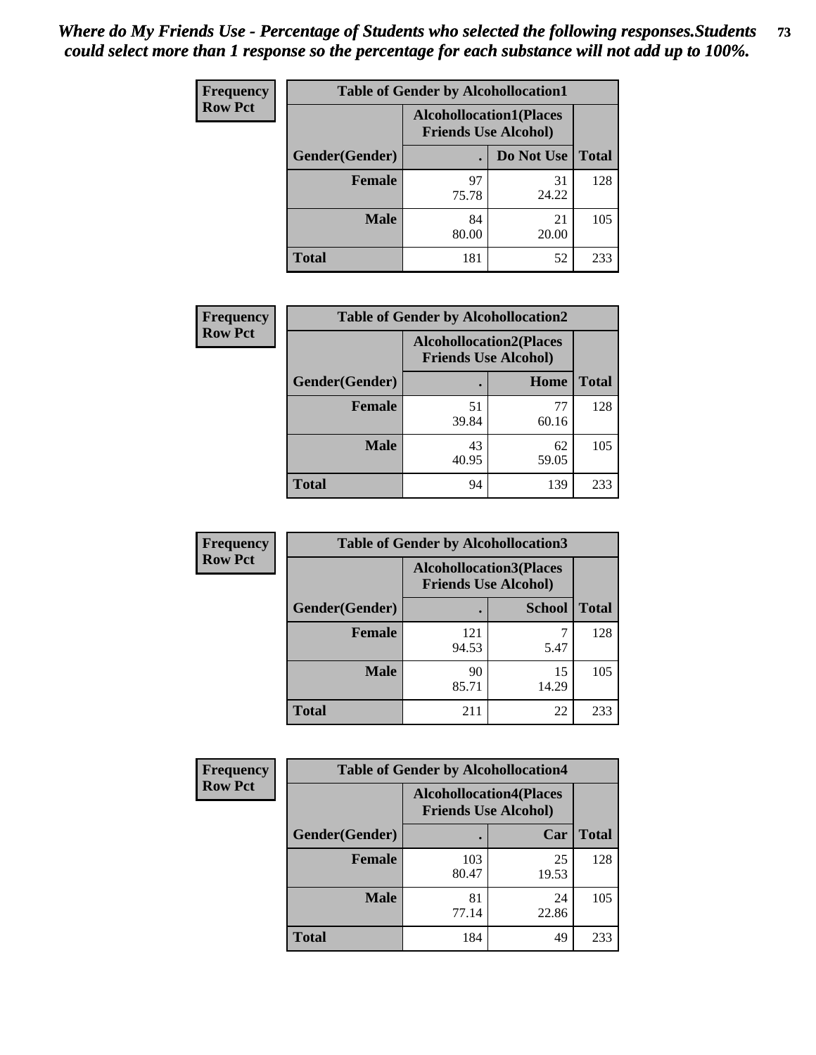***Where do My Friends Use - Percentage of Students who selected the following responses.Students could select more than 1 response so the percentage for each substance will not add up to 100%.***

**Frequency**
**Row Pct**

| Table of Gender by Alcohollocation1 | | | |
|---|---|---|---|
| | Alcohollocation1(Places Friends Use Alcohol) | | |
| Gender(Gender) | . | Do Not Use | Total |
| **Female** | 97<br>75.78 | 31<br>24.22 | 128 |
| **Male** | 84<br>80.00 | 21<br>20.00 | 105 |
| **Total** | 181 | 52 | 233 |

**Frequency**
**Row Pct**

| Table of Gender by Alcohollocation2 | | | |
|---|---|---|---|
| | Alcohollocation2(Places Friends Use Alcohol) | | |
| Gender(Gender) | . | Home | Total |
| **Female** | 51<br>39.84 | 77<br>60.16 | 128 |
| **Male** | 43<br>40.95 | 62<br>59.05 | 105 |
| **Total** | 94 | 139 | 233 |

**Frequency**
**Row Pct**

| Table of Gender by Alcohollocation3 | | | |
|---|---|---|---|
| | Alcohollocation3(Places Friends Use Alcohol) | | |
| Gender(Gender) | . | School | Total |
| **Female** | 121<br>94.53 | 7<br>5.47 | 128 |
| **Male** | 90<br>85.71 | 15<br>14.29 | 105 |
| **Total** | 211 | 22 | 233 |

**Frequency**
**Row Pct**

| Table of Gender by Alcohollocation4 | | | |
|---|---|---|---|
| | Alcohollocation4(Places Friends Use Alcohol) | | |
| Gender(Gender) | . | Car | Total |
| **Female** | 103<br>80.47 | 25<br>19.53 | 128 |
| **Male** | 81<br>77.14 | 24<br>22.86 | 105 |
| **Total** | 184 | 49 | 233 |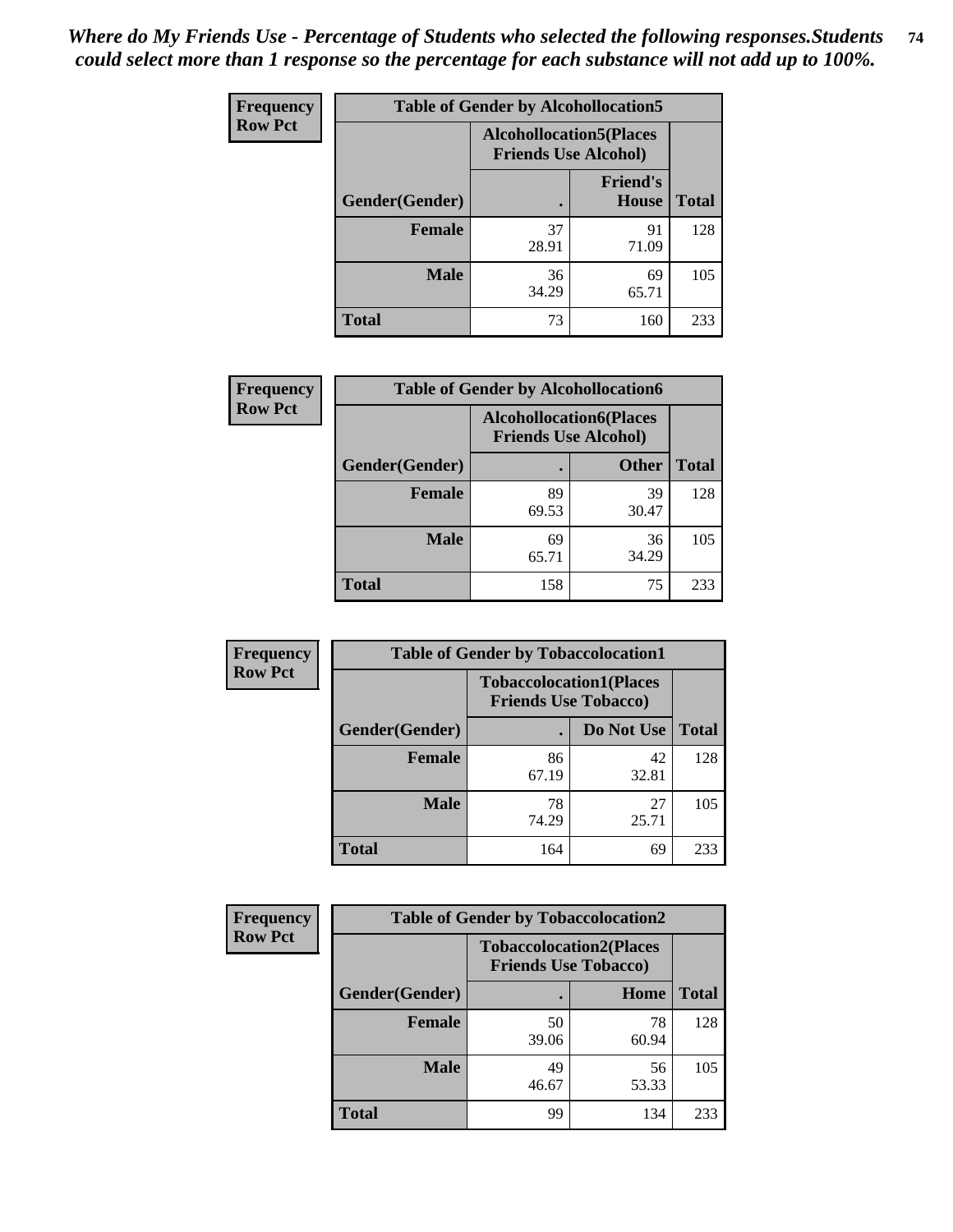*Where do My Friends Use - Percentage of Students who selected the following responses.Students could select more than 1 response so the percentage for each substance will not add up to 100%.*

| Frequency Row Pct | Table of Gender by Alcohollocation5 | | |
|---|---|---|---|
| | Alcohollocation5(Places Friends Use Alcohol) | | |
| Gender(Gender) | . | Friend's House | Total |
| Female | 37<br>28.91 | 91<br>71.09 | 128 |
| Male | 36<br>34.29 | 69<br>65.71 | 105 |
| Total | 73 | 160 | 233 |

| Frequency Row Pct | Table of Gender by Alcohollocation6 | | |
|---|---|---|---|
| | Alcohollocation6(Places Friends Use Alcohol) | | |
| Gender(Gender) | . | Other | Total |
| Female | 89<br>69.53 | 39<br>30.47 | 128 |
| Male | 69<br>65.71 | 36<br>34.29 | 105 |
| Total | 158 | 75 | 233 |

| Frequency Row Pct | Table of Gender by Tobaccolocation1 | | |
|---|---|---|---|
| | Tobaccolocation1(Places Friends Use Tobacco) | | |
| Gender(Gender) | . | Do Not Use | Total |
| Female | 86<br>67.19 | 42<br>32.81 | 128 |
| Male | 78<br>74.29 | 27<br>25.71 | 105 |
| Total | 164 | 69 | 233 |

| Frequency Row Pct | Table of Gender by Tobaccolocation2 | | |
|---|---|---|---|
| | Tobaccolocation2(Places Friends Use Tobacco) | | |
| Gender(Gender) | . | Home | Total |
| Female | 50<br>39.06 | 78<br>60.94 | 128 |
| Male | 49<br>46.67 | 56<br>53.33 | 105 |
| Total | 99 | 134 | 233 |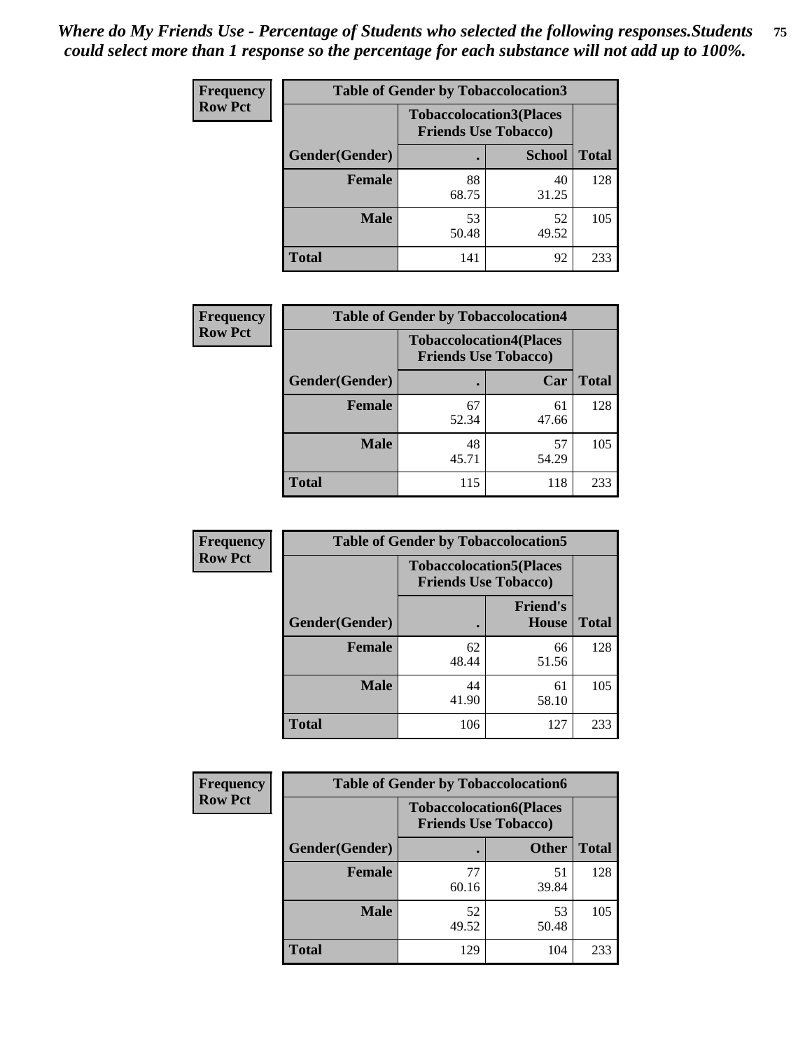*Where do My Friends Use - Percentage of Students who selected the following responses.Students could select more than 1 response so the percentage for each substance will not add up to 100%.*

**Frequency**
**Row Pct**

| Table of Gender by Tobaccolocation3 | | | |
|---|---|---|---|
| | Tobaccolocation3(Places Friends Use Tobacco) | | |
| Gender(Gender) | . | School | Total |
| Female | 88<br>68.75 | 40<br>31.25 | 128 |
| Male | 53<br>50.48 | 52<br>49.52 | 105 |
| Total | 141 | 92 | 233 |

**Frequency**
**Row Pct**

| Table of Gender by Tobaccolocation4 | | | |
|---|---|---|---|
| | Tobaccolocation4(Places Friends Use Tobacco) | | |
| Gender(Gender) | . | Car | Total |
| Female | 67<br>52.34 | 61<br>47.66 | 128 |
| Male | 48<br>45.71 | 57<br>54.29 | 105 |
| Total | 115 | 118 | 233 |

**Frequency**
**Row Pct**

| Table of Gender by Tobaccolocation5 | | | |
|---|---|---|---|
| | Tobaccolocation5(Places Friends Use Tobacco) | | |
| Gender(Gender) | . | Friend's House | Total |
| Female | 62<br>48.44 | 66<br>51.56 | 128 |
| Male | 44<br>41.90 | 61<br>58.10 | 105 |
| Total | 106 | 127 | 233 |

**Frequency**
**Row Pct**

| Table of Gender by Tobaccolocation6 | | | |
|---|---|---|---|
| | Tobaccolocation6(Places Friends Use Tobacco) | | |
| Gender(Gender) | . | Other | Total |
| Female | 77<br>60.16 | 51<br>39.84 | 128 |
| Male | 52<br>49.52 | 53<br>50.48 | 105 |
| Total | 129 | 104 | 233 |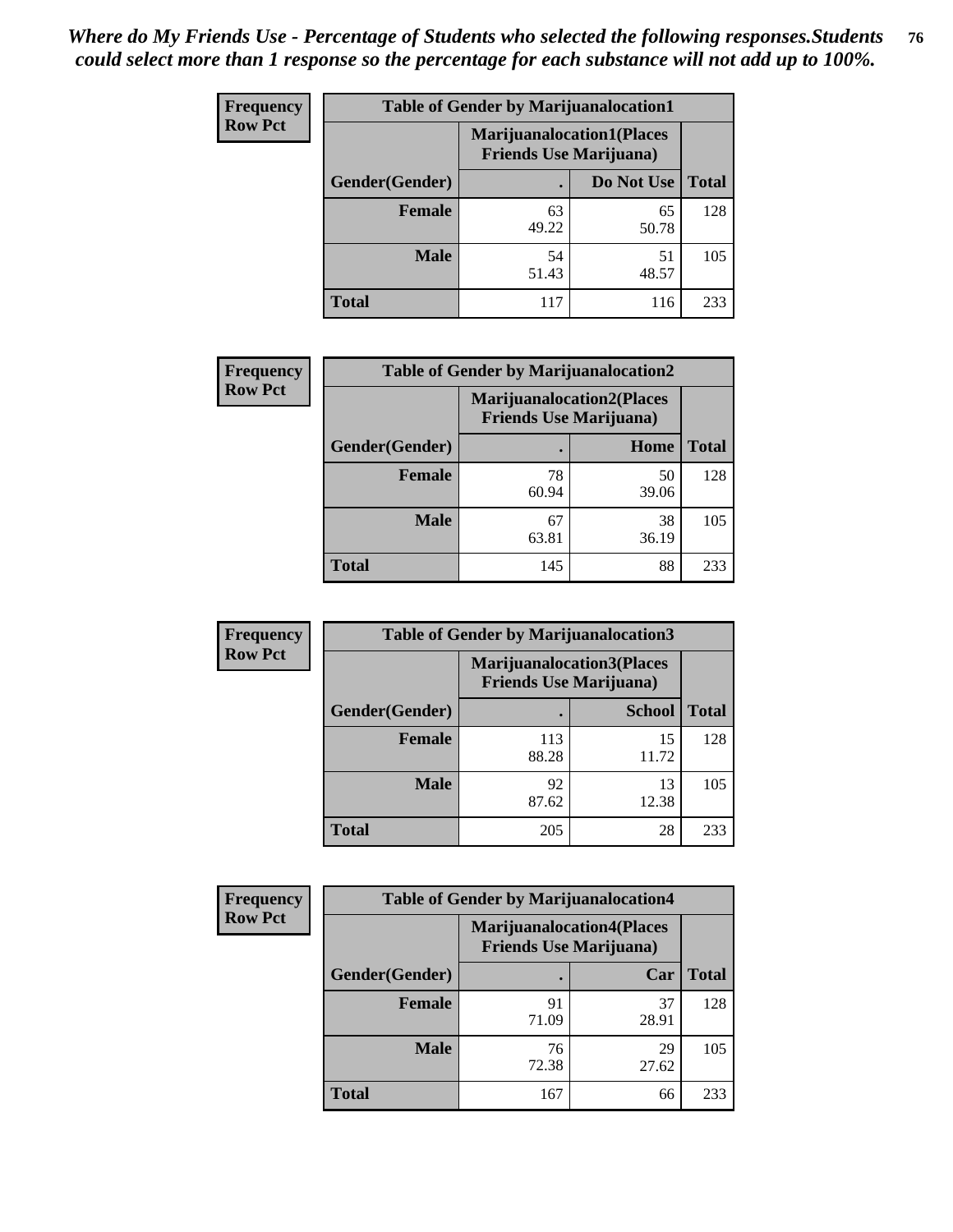*Where do My Friends Use - Percentage of Students who selected the following responses.Students could select more than 1 response so the percentage for each substance will not add up to 100%.*

**Frequency**
**Row Pct**

| Table of Gender by Marijuanalocation1 | | | |
|---|---|---|---|
| | Marijuanalocation1(Places Friends Use Marijuana) | | |
| Gender(Gender) | . | Do Not Use | Total |
| **Female** | 63<br>49.22 | 65<br>50.78 | 128 |
| **Male** | 54<br>51.43 | 51<br>48.57 | 105 |
| **Total** | 117 | 116 | 233 |

**Frequency**
**Row Pct**

| Table of Gender by Marijuanalocation2 | | | |
|---|---|---|---|
| | Marijuanalocation2(Places Friends Use Marijuana) | | |
| Gender(Gender) | . | Home | Total |
| **Female** | 78<br>60.94 | 50<br>39.06 | 128 |
| **Male** | 67<br>63.81 | 38<br>36.19 | 105 |
| **Total** | 145 | 88 | 233 |

**Frequency**
**Row Pct**

| Table of Gender by Marijuanalocation3 | | | |
|---|---|---|---|
| | Marijuanalocation3(Places Friends Use Marijuana) | | |
| Gender(Gender) | . | School | Total |
| **Female** | 113<br>88.28 | 15<br>11.72 | 128 |
| **Male** | 92<br>87.62 | 13<br>12.38 | 105 |
| **Total** | 205 | 28 | 233 |

**Frequency**
**Row Pct**

| Table of Gender by Marijuanalocation4 | | | |
|---|---|---|---|
| | Marijuanalocation4(Places Friends Use Marijuana) | | |
| Gender(Gender) | . | Car | Total |
| **Female** | 91<br>71.09 | 37<br>28.91 | 128 |
| **Male** | 76<br>72.38 | 29<br>27.62 | 105 |
| **Total** | 167 | 66 | 233 |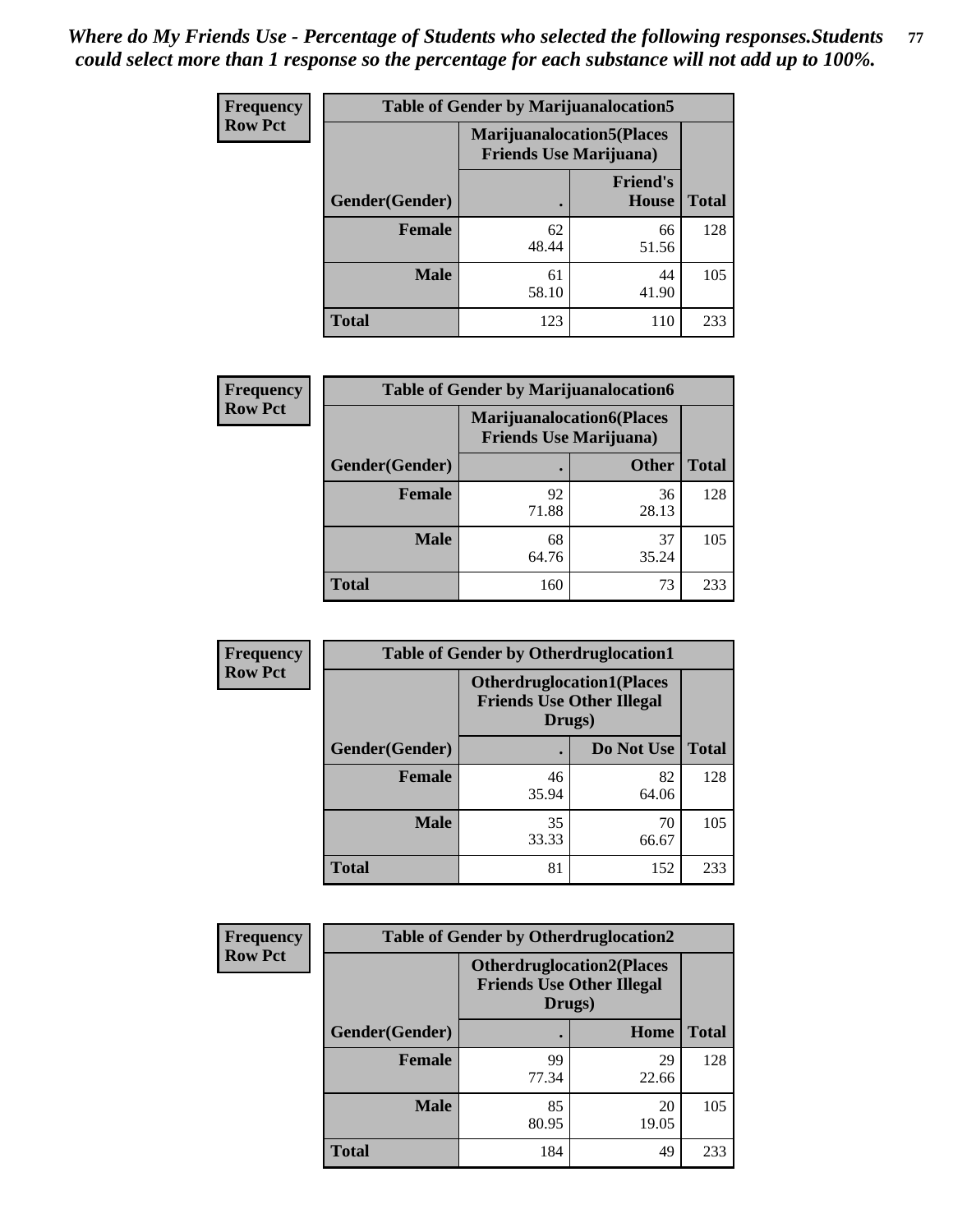*Where do My Friends Use - Percentage of Students who selected the following responses.Students could select more than 1 response so the percentage for each substance will not add up to 100%.*

**Frequency**
**Row Pct**

| Table of Gender by Marijuanalocation5 | | | |
|---|---|---|---|
| | Marijuanalocation5(Places Friends Use Marijuana) | | |
| Gender(Gender) | . | Friend's House | Total |
| **Female** | 62<br>48.44 | 66<br>51.56 | 128 |
| **Male** | 61<br>58.10 | 44<br>41.90 | 105 |
| **Total** | 123 | 110 | 233 |

**Frequency**
**Row Pct**

| Table of Gender by Marijuanalocation6 | | | |
|---|---|---|---|
| | Marijuanalocation6(Places Friends Use Marijuana) | | |
| Gender(Gender) | . | Other | Total |
| **Female** | 92<br>71.88 | 36<br>28.13 | 128 |
| **Male** | 68<br>64.76 | 37<br>35.24 | 105 |
| **Total** | 160 | 73 | 233 |

**Frequency**
**Row Pct**

| Table of Gender by Otherdruglocation1 | | | |
|---|---|---|---|
| | Otherdruglocation1(Places Friends Use Other Illegal Drugs) | | |
| Gender(Gender) | . | Do Not Use | Total |
| **Female** | 46<br>35.94 | 82<br>64.06 | 128 |
| **Male** | 35<br>33.33 | 70<br>66.67 | 105 |
| **Total** | 81 | 152 | 233 |

**Frequency**
**Row Pct**

| Table of Gender by Otherdruglocation2 | | | |
|---|---|---|---|
| | Otherdruglocation2(Places Friends Use Other Illegal Drugs) | | |
| Gender(Gender) | . | Home | Total |
| **Female** | 99<br>77.34 | 29<br>22.66 | 128 |
| **Male** | 85<br>80.95 | 20<br>19.05 | 105 |
| **Total** | 184 | 49 | 233 |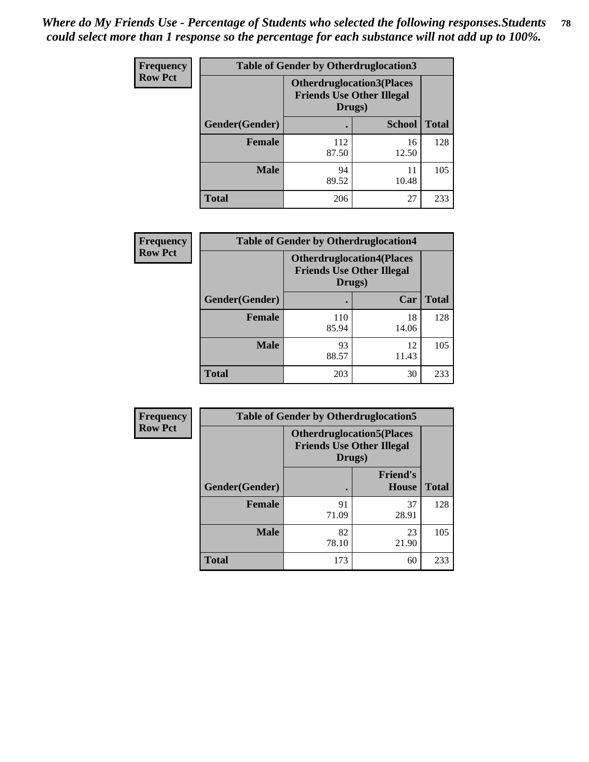*Where do My Friends Use - Percentage of Students who selected the following responses.Students could select more than 1 response so the percentage for each substance will not add up to 100%.*

| Frequency Row Pct | Table of Gender by Otherdruglocation3 | | |
|---|---|---|---|
| | **Otherdruglocation3(Places Friends Use Other Illegal Drugs)** | | |
| **Gender(Gender)** | **.** | **School** | **Total** |
| **Female** | 112<br>87.50 | 16<br>12.50 | 128 |
| **Male** | 94<br>89.52 | 11<br>10.48 | 105 |
| **Total** | 206 | 27 | 233 |

| Frequency Row Pct | Table of Gender by Otherdruglocation4 | | |
|---|---|---|---|
| | **Otherdruglocation4(Places Friends Use Other Illegal Drugs)** | | |
| **Gender(Gender)** | **.** | **Car** | **Total** |
| **Female** | 110<br>85.94 | 18<br>14.06 | 128 |
| **Male** | 93<br>88.57 | 12<br>11.43 | 105 |
| **Total** | 203 | 30 | 233 |

| Frequency Row Pct | Table of Gender by Otherdruglocation5 | | |
|---|---|---|---|
| | **Otherdruglocation5(Places Friends Use Other Illegal Drugs)** | | |
| **Gender(Gender)** | **.** | **Friend's House** | **Total** |
| **Female** | 91<br>71.09 | 37<br>28.91 | 128 |
| **Male** | 82<br>78.10 | 23<br>21.90 | 105 |
| **Total** | 173 | 60 | 233 |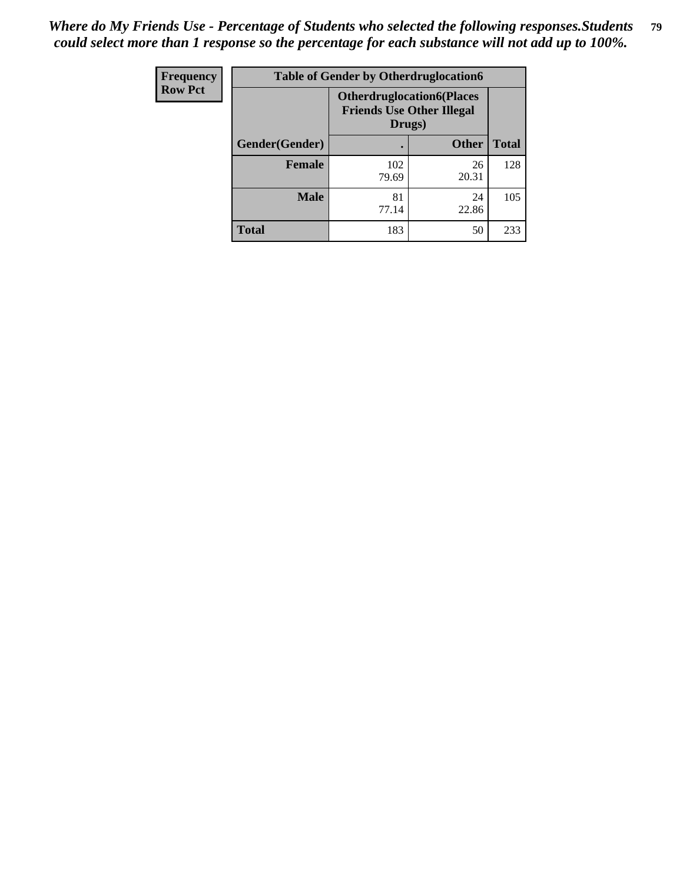*Where do My Friends Use - Percentage of Students who selected the following responses.Students could select more than 1 response so the percentage for each substance will not add up to 100%.*

| Frequency Row Pct | Table of Gender by Otherdruglocation6 | | |
|---|---|---|---|
| | Otherdruglocation6(Places Friends Use Other Illegal Drugs) | | |
| Gender(Gender) | . | Other | Total |
| Female | 102 79.69 | 26 20.31 | 128 |
| Male | 81 77.14 | 24 22.86 | 105 |
| Total | 183 | 50 | 233 |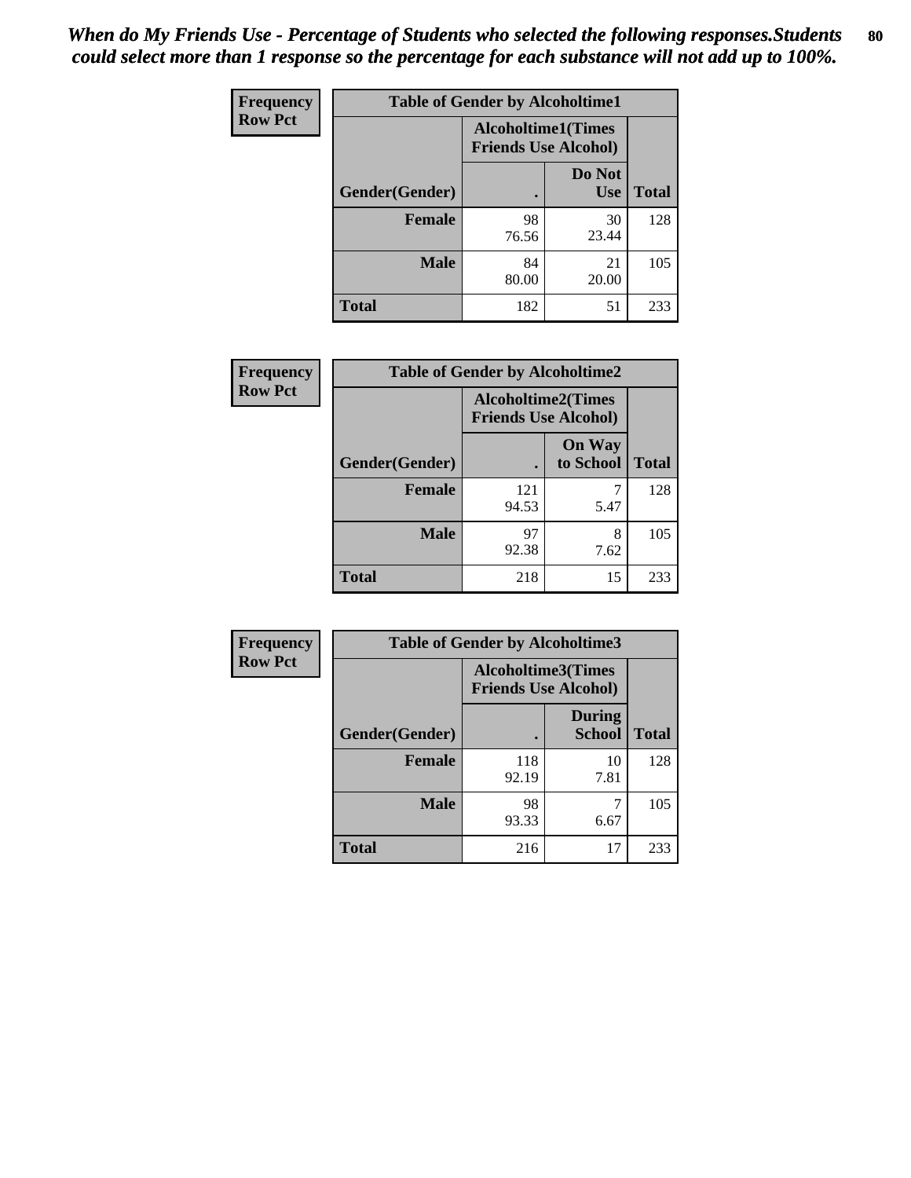*When do My Friends Use - Percentage of Students who selected the following responses.Students could select more than 1 response so the percentage for each substance will not add up to 100%.*

**Frequency**
**Row Pct**

| Table of Gender by Alcoholtime1 | | | |
|---|---|---|---|
| | Alcoholtime1(Times Friends Use Alcohol) | | |
| Gender(Gender) | . | Do Not Use | Total |
| **Female** | 98<br>76.56 | 30<br>23.44 | 128 |
| **Male** | 84<br>80.00 | 21<br>20.00 | 105 |
| **Total** | 182 | 51 | 233 |

**Frequency**
**Row Pct**

| Table of Gender by Alcoholtime2 | | | |
|---|---|---|---|
| | Alcoholtime2(Times Friends Use Alcohol) | | |
| Gender(Gender) | . | On Way to School | Total |
| **Female** | 121<br>94.53 | 7<br>5.47 | 128 |
| **Male** | 97<br>92.38 | 8<br>7.62 | 105 |
| **Total** | 218 | 15 | 233 |

**Frequency**
**Row Pct**

| Table of Gender by Alcoholtime3 | | | |
|---|---|---|---|
| | Alcoholtime3(Times Friends Use Alcohol) | | |
| Gender(Gender) | . | During School | Total |
| **Female** | 118<br>92.19 | 10<br>7.81 | 128 |
| **Male** | 98<br>93.33 | 7<br>6.67 | 105 |
| **Total** | 216 | 17 | 233 |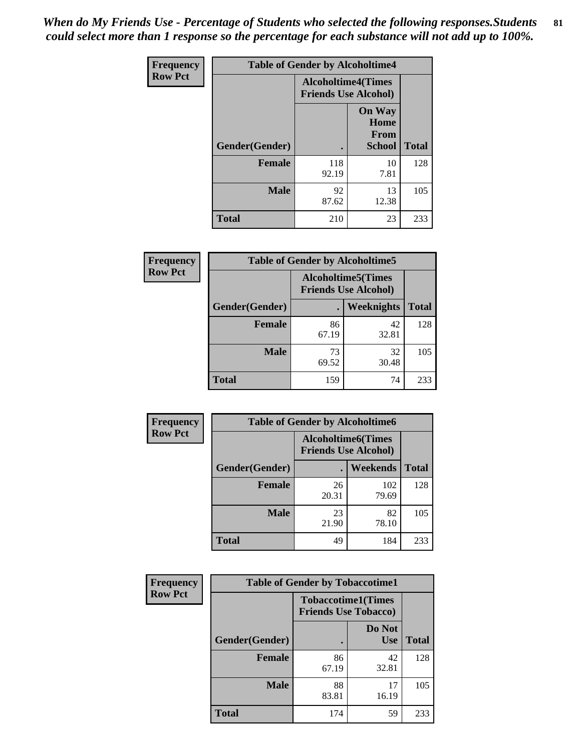*When do My Friends Use - Percentage of Students who selected the following responses.Students could select more than 1 response so the percentage for each substance will not add up to 100%.*

**Frequency**
**Row Pct**

| Table of Gender by Alcoholtime4 | | | |
|---|---|---|---|
| | Alcoholtime4(Times Friends Use Alcohol) | | |
| Gender(Gender) | . | On Way Home From School | Total |
| **Female** | 118<br>92.19 | 10<br>7.81 | 128 |
| **Male** | 92<br>87.62 | 13<br>12.38 | 105 |
| **Total** | 210 | 23 | 233 |

**Frequency**
**Row Pct**

| Table of Gender by Alcoholtime5 | | | |
|---|---|---|---|
| | Alcoholtime5(Times Friends Use Alcohol) | | |
| Gender(Gender) | . | Weeknights | Total |
| **Female** | 86<br>67.19 | 42<br>32.81 | 128 |
| **Male** | 73<br>69.52 | 32<br>30.48 | 105 |
| **Total** | 159 | 74 | 233 |

**Frequency**
**Row Pct**

| Table of Gender by Alcoholtime6 | | | |
|---|---|---|---|
| | Alcoholtime6(Times Friends Use Alcohol) | | |
| Gender(Gender) | . | Weekends | Total |
| **Female** | 26<br>20.31 | 102<br>79.69 | 128 |
| **Male** | 23<br>21.90 | 82<br>78.10 | 105 |
| **Total** | 49 | 184 | 233 |

**Frequency**
**Row Pct**

| Table of Gender by Tobaccotime1 | | | |
|---|---|---|---|
| | Tobaccotime1(Times Friends Use Tobacco) | | |
| Gender(Gender) | . | Do Not Use | Total |
| **Female** | 86<br>67.19 | 42<br>32.81 | 128 |
| **Male** | 88<br>83.81 | 17<br>16.19 | 105 |
| **Total** | 174 | 59 | 233 |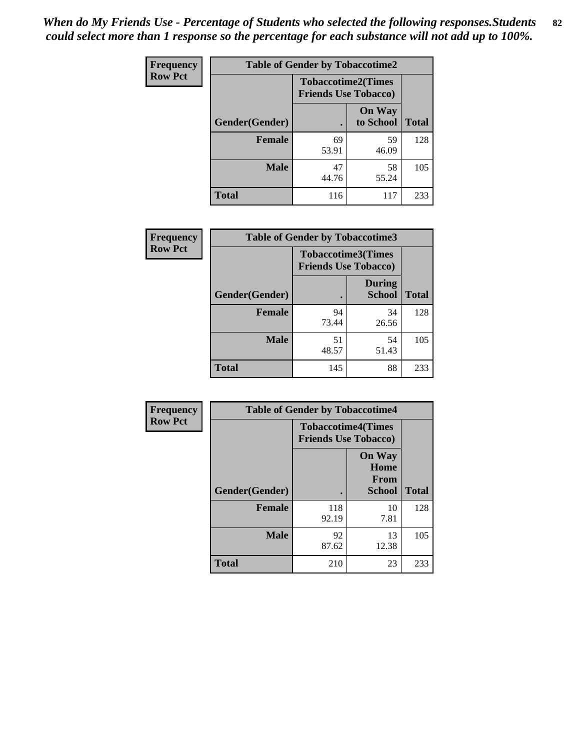*When do My Friends Use - Percentage of Students who selected the following responses.Students could select more than 1 response so the percentage for each substance will not add up to 100%.*

| Frequency Row Pct | Table of Gender by Tobaccotime2 | | |
|---|---|---|---|
| | Tobaccotime2(Times Friends Use Tobacco) | | |
| Gender(Gender) | . | On Way to School | Total |
| Female | 69<br>53.91 | 59<br>46.09 | 128 |
| Male | 47<br>44.76 | 58<br>55.24 | 105 |
| Total | 116 | 117 | 233 |

| Frequency Row Pct | Table of Gender by Tobaccotime3 | | |
|---|---|---|---|
| | Tobaccotime3(Times Friends Use Tobacco) | | |
| Gender(Gender) | . | During School | Total |
| Female | 94<br>73.44 | 34<br>26.56 | 128 |
| Male | 51<br>48.57 | 54<br>51.43 | 105 |
| Total | 145 | 88 | 233 |

| Frequency Row Pct | Table of Gender by Tobaccotime4 | | |
|---|---|---|---|
| | Tobaccotime4(Times Friends Use Tobacco) | | |
| Gender(Gender) | . | On Way Home From School | Total |
| Female | 118<br>92.19 | 10<br>7.81 | 128 |
| Male | 92<br>87.62 | 13<br>12.38 | 105 |
| Total | 210 | 23 | 233 |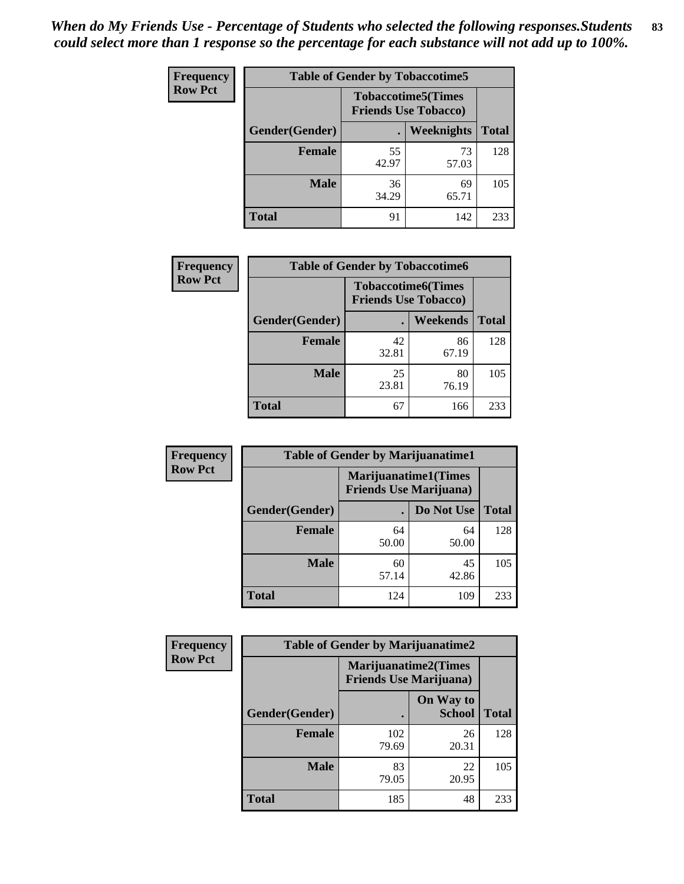*When do My Friends Use - Percentage of Students who selected the following responses.Students could select more than 1 response so the percentage for each substance will not add up to 100%.*

**Frequency**
**Row Pct**

| Table of Gender by Tobaccotime5 | | | |
|---|---|---|---|
| | Tobaccotime5(Times Friends Use Tobacco) | | |
| Gender(Gender) | . | Weeknights | Total |
| **Female** | 55<br>42.97 | 73<br>57.03 | 128 |
| **Male** | 36<br>34.29 | 69<br>65.71 | 105 |
| **Total** | 91 | 142 | 233 |

**Frequency**
**Row Pct**

| Table of Gender by Tobaccotime6 | | | |
|---|---|---|---|
| | Tobaccotime6(Times Friends Use Tobacco) | | |
| Gender(Gender) | . | Weekends | Total |
| **Female** | 42<br>32.81 | 86<br>67.19 | 128 |
| **Male** | 25<br>23.81 | 80<br>76.19 | 105 |
| **Total** | 67 | 166 | 233 |

**Frequency**
**Row Pct**

| Table of Gender by Marijuanatime1 | | | |
|---|---|---|---|
| | Marijuanatime1(Times Friends Use Marijuana) | | |
| Gender(Gender) | . | Do Not Use | Total |
| **Female** | 64<br>50.00 | 64<br>50.00 | 128 |
| **Male** | 60<br>57.14 | 45<br>42.86 | 105 |
| **Total** | 124 | 109 | 233 |

**Frequency**
**Row Pct**

| Table of Gender by Marijuanatime2 | | | |
|---|---|---|---|
| | Marijuanatime2(Times Friends Use Marijuana) | | |
| Gender(Gender) | . | On Way to School | Total |
| **Female** | 102<br>79.69 | 26<br>20.31 | 128 |
| **Male** | 83<br>79.05 | 22<br>20.95 | 105 |
| **Total** | 185 | 48 | 233 |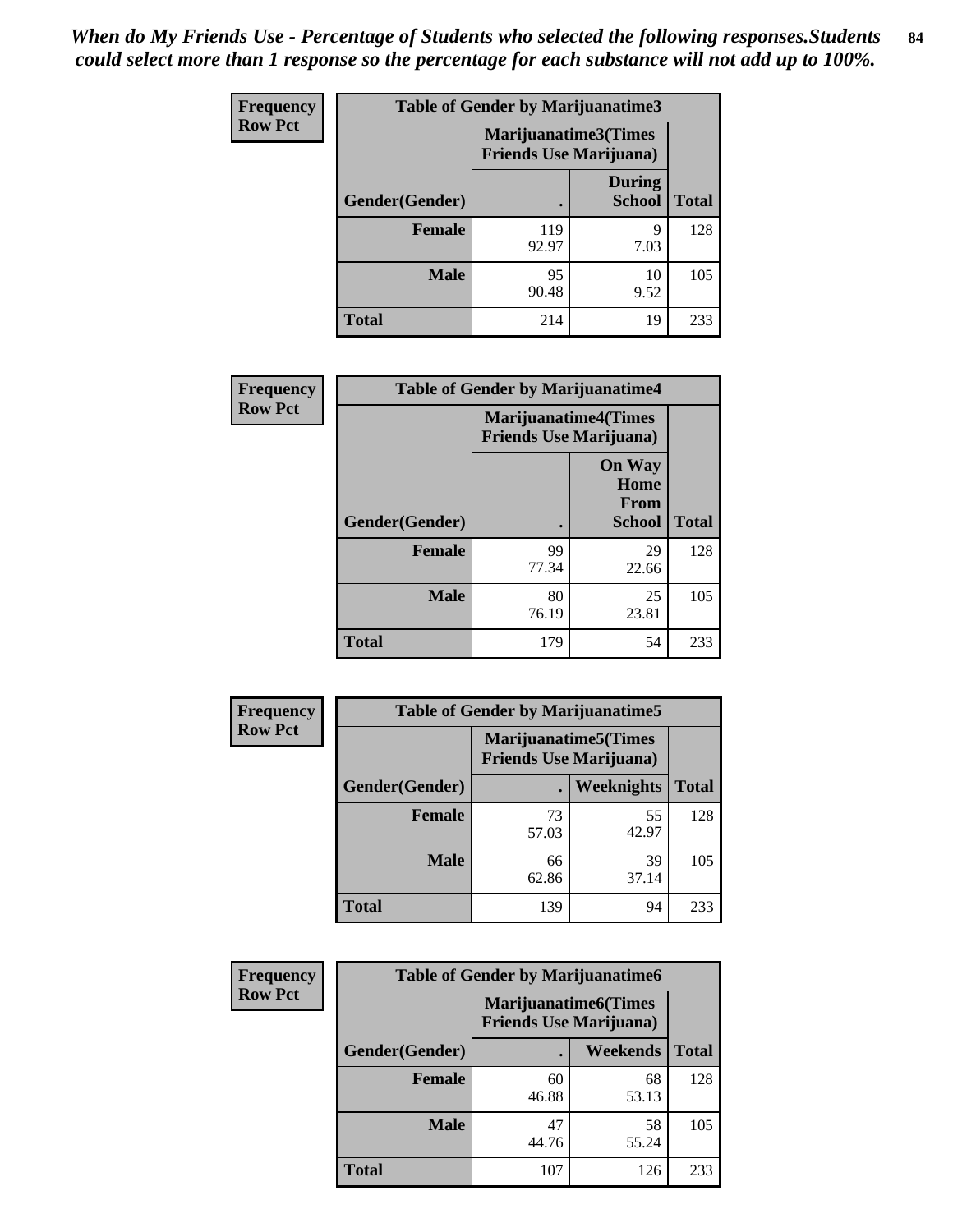*When do My Friends Use - Percentage of Students who selected the following responses.Students could select more than 1 response so the percentage for each substance will not add up to 100%.*

**Frequency**
**Row Pct**

| Table of Gender by Marijuanatime3 | | | |
|---|---|---|---|
| | Marijuanatime3(Times Friends Use Marijuana) | | |
| Gender(Gender) | . | During School | Total |
| **Female** | 119<br>92.97 | 9<br>7.03 | 128 |
| **Male** | 95<br>90.48 | 10<br>9.52 | 105 |
| **Total** | 214 | 19 | 233 |

**Frequency**
**Row Pct**

| Table of Gender by Marijuanatime4 | | | |
|---|---|---|---|
| | Marijuanatime4(Times Friends Use Marijuana) | | |
| Gender(Gender) | . | On Way Home From School | Total |
| **Female** | 99<br>77.34 | 29<br>22.66 | 128 |
| **Male** | 80<br>76.19 | 25<br>23.81 | 105 |
| **Total** | 179 | 54 | 233 |

**Frequency**
**Row Pct**

| Table of Gender by Marijuanatime5 | | | |
|---|---|---|---|
| | Marijuanatime5(Times Friends Use Marijuana) | | |
| Gender(Gender) | . | Weeknights | Total |
| **Female** | 73<br>57.03 | 55<br>42.97 | 128 |
| **Male** | 66<br>62.86 | 39<br>37.14 | 105 |
| **Total** | 139 | 94 | 233 |

**Frequency**
**Row Pct**

| Table of Gender by Marijuanatime6 | | | |
|---|---|---|---|
| | Marijuanatime6(Times Friends Use Marijuana) | | |
| Gender(Gender) | . | Weekends | Total |
| **Female** | 60<br>46.88 | 68<br>53.13 | 128 |
| **Male** | 47<br>44.76 | 58<br>55.24 | 105 |
| **Total** | 107 | 126 | 233 |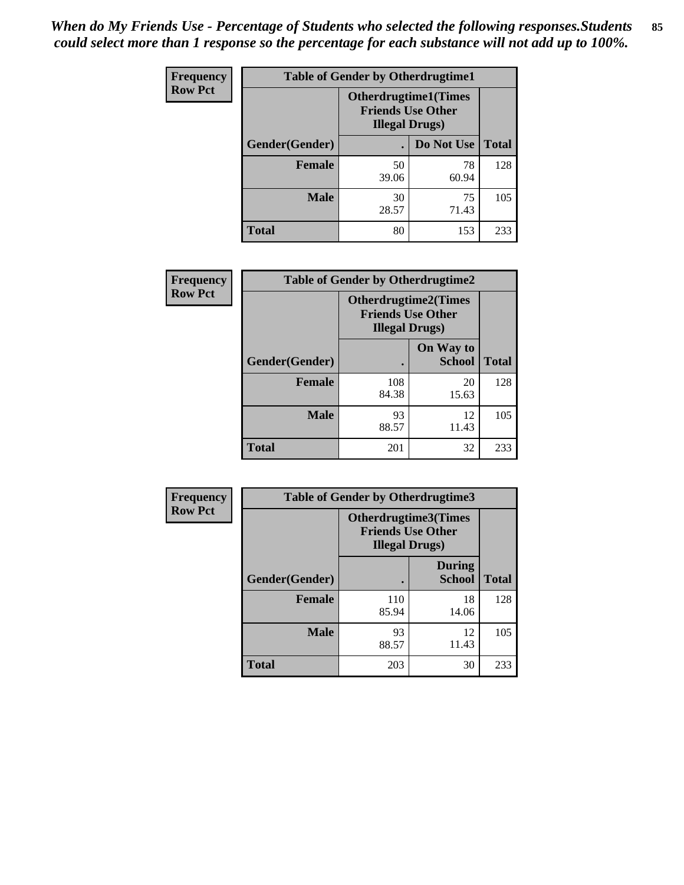*When do My Friends Use - Percentage of Students who selected the following responses.Students could select more than 1 response so the percentage for each substance will not add up to 100%.*

**Frequency**
**Row Pct**

| Table of Gender by Otherdrugtime1 | | | |
|---|---|---|---|
| | Otherdrugtime1(Times Friends Use Other Illegal Drugs) | | |
| Gender(Gender) | . | Do Not Use | Total |
| Female | 50<br>39.06 | 78<br>60.94 | 128 |
| Male | 30<br>28.57 | 75<br>71.43 | 105 |
| Total | 80 | 153 | 233 |

**Frequency**
**Row Pct**

| Table of Gender by Otherdrugtime2 | | | |
|---|---|---|---|
| | Otherdrugtime2(Times Friends Use Other Illegal Drugs) | | |
| Gender(Gender) | . | On Way to School | Total |
| Female | 108<br>84.38 | 20<br>15.63 | 128 |
| Male | 93<br>88.57 | 12<br>11.43 | 105 |
| Total | 201 | 32 | 233 |

**Frequency**
**Row Pct**

| Table of Gender by Otherdrugtime3 | | | |
|---|---|---|---|
| | Otherdrugtime3(Times Friends Use Other Illegal Drugs) | | |
| Gender(Gender) | . | During School | Total |
| Female | 110<br>85.94 | 18<br>14.06 | 128 |
| Male | 93<br>88.57 | 12<br>11.43 | 105 |
| Total | 203 | 30 | 233 |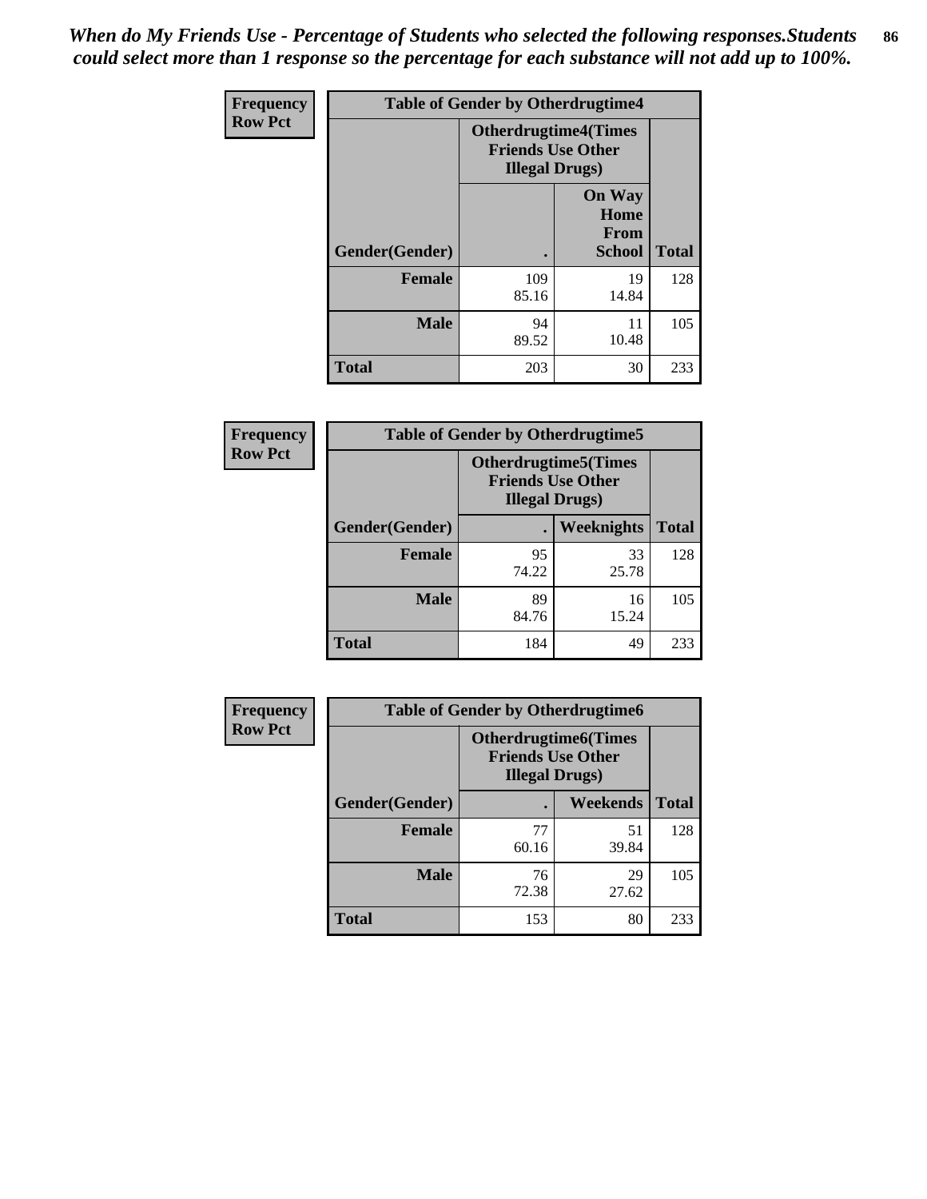*When do My Friends Use - Percentage of Students who selected the following responses.Students could select more than 1 response so the percentage for each substance will not add up to 100%.*

**Frequency**
**Row Pct**

| Table of Gender by Otherdrugtime4 | | | |
|---|---|---|---|
| | Otherdrugtime4(Times Friends Use Other Illegal Drugs) | | |
| Gender(Gender) | . | On Way Home From School | Total |
| **Female** | 109<br>85.16 | 19<br>14.84 | 128 |
| **Male** | 94<br>89.52 | 11<br>10.48 | 105 |
| **Total** | 203 | 30 | 233 |

**Frequency**
**Row Pct**

| Table of Gender by Otherdrugtime5 | | | |
|---|---|---|---|
| | Otherdrugtime5(Times Friends Use Other Illegal Drugs) | | |
| Gender(Gender) | . | Weeknights | Total |
| **Female** | 95<br>74.22 | 33<br>25.78 | 128 |
| **Male** | 89<br>84.76 | 16<br>15.24 | 105 |
| **Total** | 184 | 49 | 233 |

**Frequency**
**Row Pct**

| Table of Gender by Otherdrugtime6 | | | |
|---|---|---|---|
| | Otherdrugtime6(Times Friends Use Other Illegal Drugs) | | |
| Gender(Gender) | . | Weekends | Total |
| **Female** | 77<br>60.16 | 51<br>39.84 | 128 |
| **Male** | 76<br>72.38 | 29<br>27.62 | 105 |
| **Total** | 153 | 80 | 233 |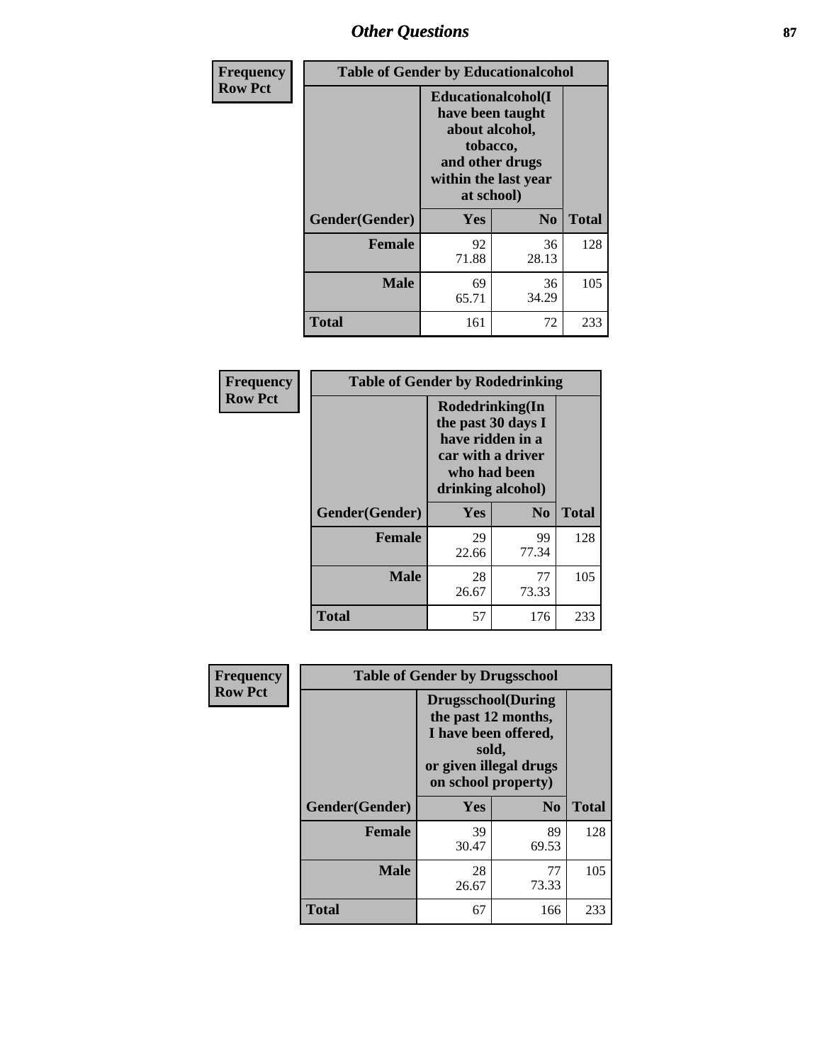## Other Questions

**Frequency**
**Row Pct**

| Table of Gender by Educationalcohol | | | |
|---|---|---|---|
| | Educationalcohol(I have been taught about alcohol, tobacco, and other drugs within the last year at school) | | |
| Gender(Gender) | Yes | No | Total |
| Female | 92<br>71.88 | 36<br>28.13 | 128 |
| Male | 69<br>65.71 | 36<br>34.29 | 105 |
| Total | 161 | 72 | 233 |

**Frequency**
**Row Pct**

| Table of Gender by Rodedrinking | | | |
|---|---|---|---|
| | Rodedrinking(In the past 30 days I have ridden in a car with a driver who had been drinking alcohol) | | |
| Gender(Gender) | Yes | No | Total |
| Female | 29<br>22.66 | 99<br>77.34 | 128 |
| Male | 28<br>26.67 | 77<br>73.33 | 105 |
| Total | 57 | 176 | 233 |

**Frequency**
**Row Pct**

| Table of Gender by Drugsschool | | | |
|---|---|---|---|
| | Drugsschool(During the past 12 months, I have been offered, sold, or given illegal drugs on school property) | | |
| Gender(Gender) | Yes | No | Total |
| Female | 39<br>30.47 | 89<br>69.53 | 128 |
| Male | 28<br>26.67 | 77<br>73.33 | 105 |
| Total | 67 | 166 | 233 |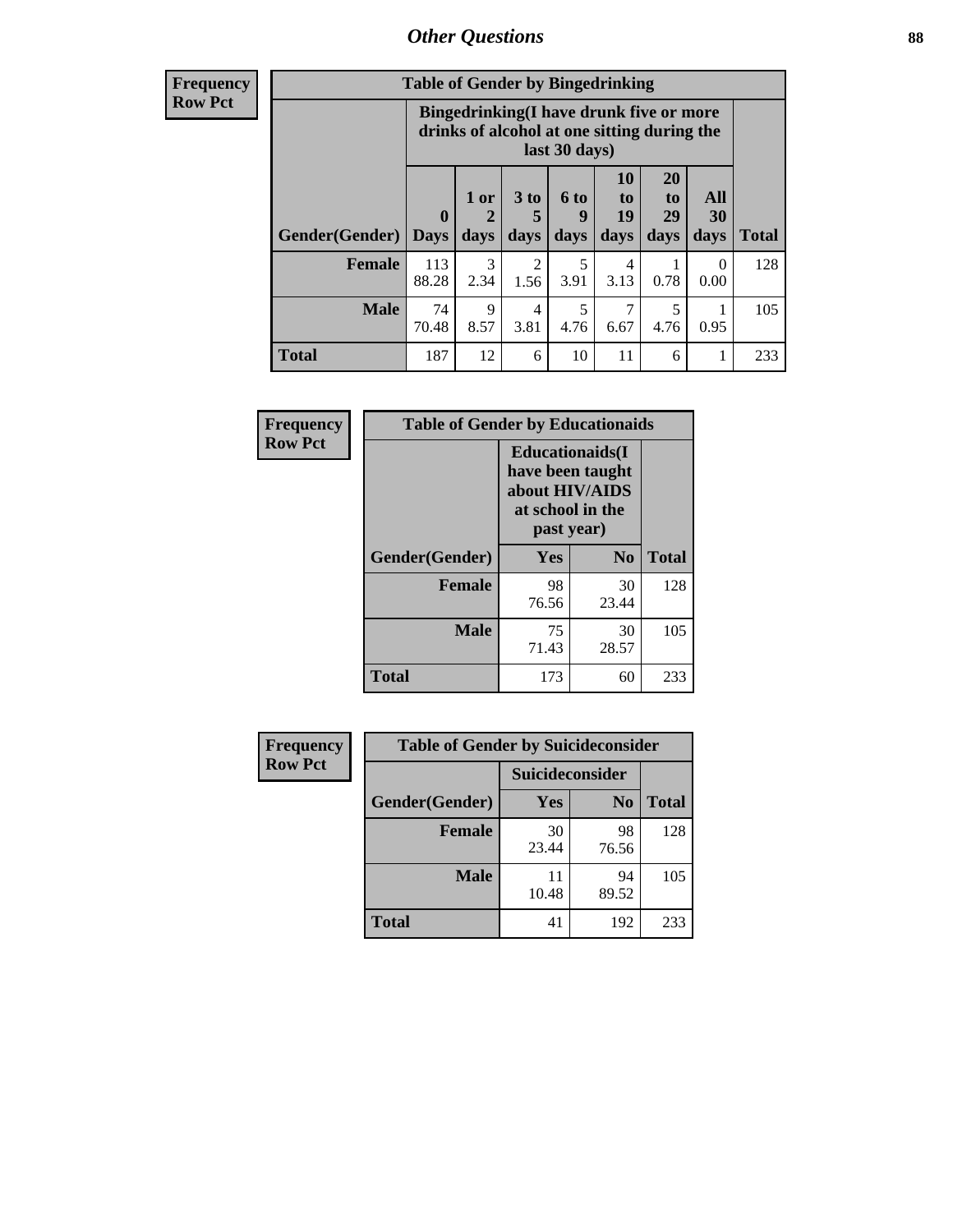# Other Questions

**Frequency**
**Row Pct**

| Table of Gender by Bingedrinking | | | | | | | | |
|---|---|---|---|---|---|---|---|---|
| | Bingedrinking(I have drunk five or more drinks of alcohol at one sitting during the last 30 days) | | | | | | | |
| Gender(Gender) | 0 Days | 1 or 2 days | 3 to 5 days | 6 to 9 days | 10 to 19 days | 20 to 29 days | All 30 days | Total |
| **Female** | 113<br>88.28 | 3<br>2.34 | 2<br>1.56 | 5<br>3.91 | 4<br>3.13 | 1<br>0.78 | 0<br>0.00 | 128 |
| **Male** | 74<br>70.48 | 9<br>8.57 | 4<br>3.81 | 5<br>4.76 | 7<br>6.67 | 5<br>4.76 | 1<br>0.95 | 105 |
| **Total** | 187 | 12 | 6 | 10 | 11 | 6 | 1 | 233 |

**Frequency**
**Row Pct**

| Table of Gender by Educationaids | | | |
|---|---|---|---|
| | Educationaids(I have been taught about HIV/AIDS at school in the past year) | | |
| Gender(Gender) | Yes | No | Total |
| **Female** | 98<br>76.56 | 30<br>23.44 | 128 |
| **Male** | 75<br>71.43 | 30<br>28.57 | 105 |
| **Total** | 173 | 60 | 233 |

**Frequency**
**Row Pct**

| Table of Gender by Suicideconsider | | | |
|---|---|---|---|
| | Suicideconsider | | |
| Gender(Gender) | Yes | No | Total |
| **Female** | 30<br>23.44 | 98<br>76.56 | 128 |
| **Male** | 11<br>10.48 | 94<br>89.52 | 105 |
| **Total** | 41 | 192 | 233 |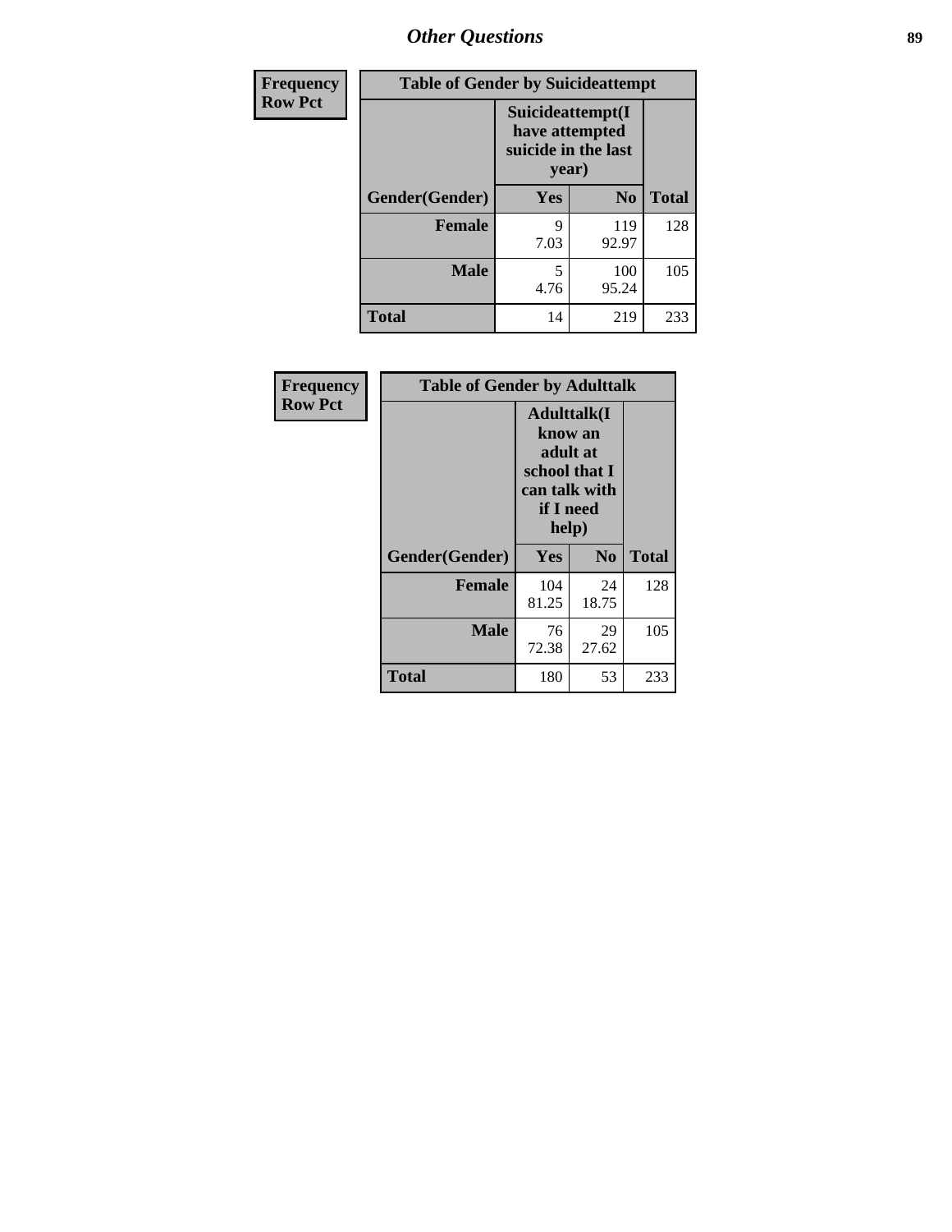## Other Questions

| Frequency Row Pct | Table of Gender by Suicideattempt | | |
|---|---|---|---|
| | Suicideattempt(I have attempted suicide in the last year) | | |
| Gender(Gender) | Yes | No | Total |
| Female | 9<br>7.03 | 119<br>92.97 | 128 |
| Male | 5<br>4.76 | 100<br>95.24 | 105 |
| Total | 14 | 219 | 233 |

| Frequency Row Pct | Table of Gender by Adulttalk | | |
|---|---|---|---|
| | Adulttalk(I know an adult at school that I can talk with if I need help) | | |
| Gender(Gender) | Yes | No | Total |
| Female | 104<br>81.25 | 24<br>18.75 | 128 |
| Male | 76<br>72.38 | 29<br>27.62 | 105 |
| Total | 180 | 53 | 233 |